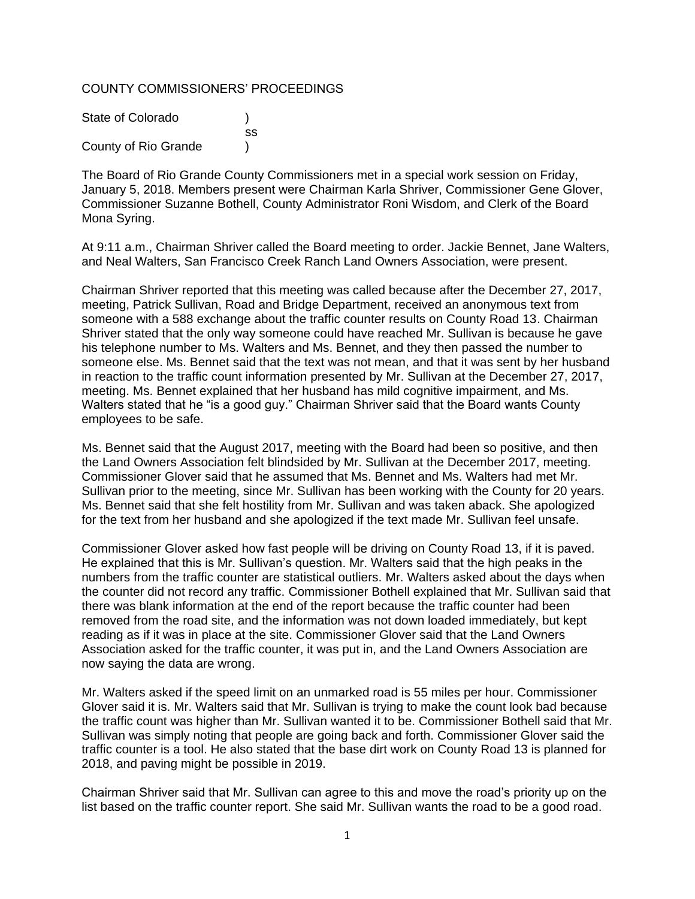# COUNTY COMMISSIONERS' PROCEEDINGS

State of Colorado )
ss
County of Rio Grande )

The Board of Rio Grande County Commissioners met in a special work session on Friday, January 5, 2018. Members present were Chairman Karla Shriver, Commissioner Gene Glover, Commissioner Suzanne Bothell, County Administrator Roni Wisdom, and Clerk of the Board Mona Syring.

At 9:11 a.m., Chairman Shriver called the Board meeting to order. Jackie Bennet, Jane Walters, and Neal Walters, San Francisco Creek Ranch Land Owners Association, were present.

Chairman Shriver reported that this meeting was called because after the December 27, 2017, meeting, Patrick Sullivan, Road and Bridge Department, received an anonymous text from someone with a 588 exchange about the traffic counter results on County Road 13. Chairman Shriver stated that the only way someone could have reached Mr. Sullivan is because he gave his telephone number to Ms. Walters and Ms. Bennet, and they then passed the number to someone else. Ms. Bennet said that the text was not mean, and that it was sent by her husband in reaction to the traffic count information presented by Mr. Sullivan at the December 27, 2017, meeting. Ms. Bennet explained that her husband has mild cognitive impairment, and Ms. Walters stated that he "is a good guy." Chairman Shriver said that the Board wants County employees to be safe.

Ms. Bennet said that the August 2017, meeting with the Board had been so positive, and then the Land Owners Association felt blindsided by Mr. Sullivan at the December 2017, meeting. Commissioner Glover said that he assumed that Ms. Bennet and Ms. Walters had met Mr. Sullivan prior to the meeting, since Mr. Sullivan has been working with the County for 20 years. Ms. Bennet said that she felt hostility from Mr. Sullivan and was taken aback. She apologized for the text from her husband and she apologized if the text made Mr. Sullivan feel unsafe.

Commissioner Glover asked how fast people will be driving on County Road 13, if it is paved. He explained that this is Mr. Sullivan's question. Mr. Walters said that the high peaks in the numbers from the traffic counter are statistical outliers. Mr. Walters asked about the days when the counter did not record any traffic. Commissioner Bothell explained that Mr. Sullivan said that there was blank information at the end of the report because the traffic counter had been removed from the road site, and the information was not down loaded immediately, but kept reading as if it was in place at the site. Commissioner Glover said that the Land Owners Association asked for the traffic counter, it was put in, and the Land Owners Association are now saying the data are wrong.

Mr. Walters asked if the speed limit on an unmarked road is 55 miles per hour. Commissioner Glover said it is. Mr. Walters said that Mr. Sullivan is trying to make the count look bad because the traffic count was higher than Mr. Sullivan wanted it to be. Commissioner Bothell said that Mr. Sullivan was simply noting that people are going back and forth. Commissioner Glover said the traffic counter is a tool. He also stated that the base dirt work on County Road 13 is planned for 2018, and paving might be possible in 2019.

Chairman Shriver said that Mr. Sullivan can agree to this and move the road's priority up on the list based on the traffic counter report. She said Mr. Sullivan wants the road to be a good road.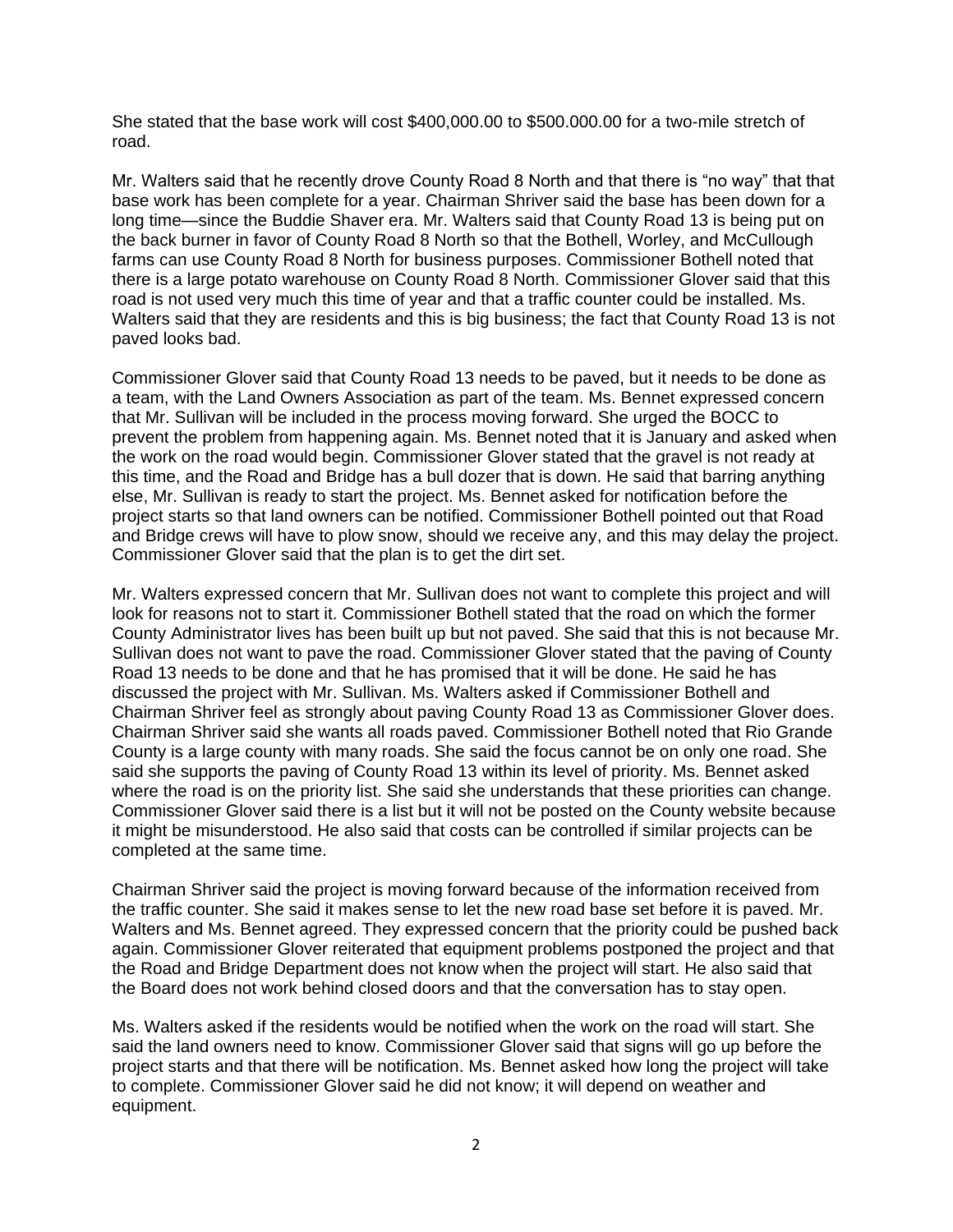She stated that the base work will cost $400,000.00 to $500.000.00 for a two-mile stretch of road.

Mr. Walters said that he recently drove County Road 8 North and that there is "no way" that that base work has been complete for a year. Chairman Shriver said the base has been down for a long time—since the Buddie Shaver era. Mr. Walters said that County Road 13 is being put on the back burner in favor of County Road 8 North so that the Bothell, Worley, and McCullough farms can use County Road 8 North for business purposes. Commissioner Bothell noted that there is a large potato warehouse on County Road 8 North. Commissioner Glover said that this road is not used very much this time of year and that a traffic counter could be installed. Ms. Walters said that they are residents and this is big business; the fact that County Road 13 is not paved looks bad.

Commissioner Glover said that County Road 13 needs to be paved, but it needs to be done as a team, with the Land Owners Association as part of the team. Ms. Bennet expressed concern that Mr. Sullivan will be included in the process moving forward. She urged the BOCC to prevent the problem from happening again. Ms. Bennet noted that it is January and asked when the work on the road would begin. Commissioner Glover stated that the gravel is not ready at this time, and the Road and Bridge has a bull dozer that is down. He said that barring anything else, Mr. Sullivan is ready to start the project. Ms. Bennet asked for notification before the project starts so that land owners can be notified. Commissioner Bothell pointed out that Road and Bridge crews will have to plow snow, should we receive any, and this may delay the project. Commissioner Glover said that the plan is to get the dirt set.

Mr. Walters expressed concern that Mr. Sullivan does not want to complete this project and will look for reasons not to start it. Commissioner Bothell stated that the road on which the former County Administrator lives has been built up but not paved. She said that this is not because Mr. Sullivan does not want to pave the road. Commissioner Glover stated that the paving of County Road 13 needs to be done and that he has promised that it will be done. He said he has discussed the project with Mr. Sullivan. Ms. Walters asked if Commissioner Bothell and Chairman Shriver feel as strongly about paving County Road 13 as Commissioner Glover does. Chairman Shriver said she wants all roads paved. Commissioner Bothell noted that Rio Grande County is a large county with many roads. She said the focus cannot be on only one road. She said she supports the paving of County Road 13 within its level of priority. Ms. Bennet asked where the road is on the priority list. She said she understands that these priorities can change. Commissioner Glover said there is a list but it will not be posted on the County website because it might be misunderstood. He also said that costs can be controlled if similar projects can be completed at the same time.

Chairman Shriver said the project is moving forward because of the information received from the traffic counter. She said it makes sense to let the new road base set before it is paved. Mr. Walters and Ms. Bennet agreed. They expressed concern that the priority could be pushed back again. Commissioner Glover reiterated that equipment problems postponed the project and that the Road and Bridge Department does not know when the project will start. He also said that the Board does not work behind closed doors and that the conversation has to stay open.

Ms. Walters asked if the residents would be notified when the work on the road will start. She said the land owners need to know. Commissioner Glover said that signs will go up before the project starts and that there will be notification. Ms. Bennet asked how long the project will take to complete. Commissioner Glover said he did not know; it will depend on weather and equipment.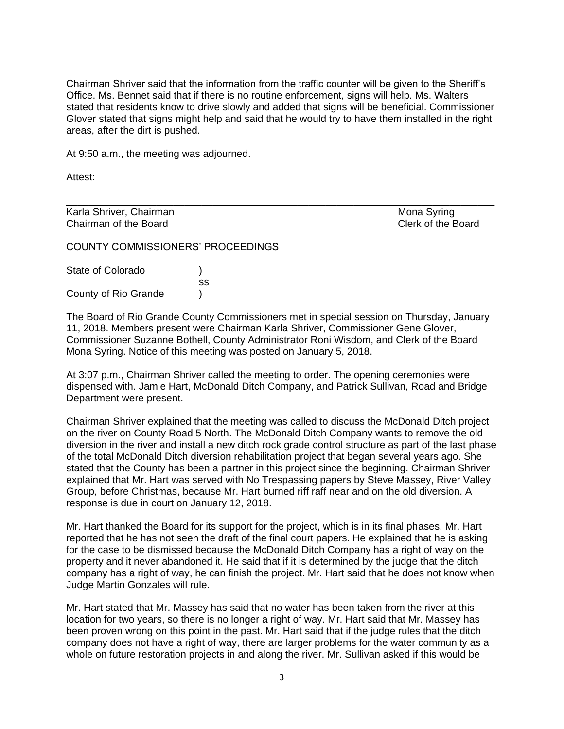Chairman Shriver said that the information from the traffic counter will be given to the Sheriff's Office. Ms. Bennet said that if there is no routine enforcement, signs will help. Ms. Walters stated that residents know to drive slowly and added that signs will be beneficial. Commissioner Glover stated that signs might help and said that he would try to have them installed in the right areas, after the dirt is pushed.

At 9:50 a.m., the meeting was adjourned.

Attest:

\_\_\_\_\_\_\_\_\_\_\_\_\_\_\_\_\_\_\_\_\_\_\_\_\_\_\_\_\_\_\_\_\_\_\_\_\_\_\_\_\_\_\_\_\_\_\_\_\_\_\_\_\_\_\_\_\_\_\_\_\_\_\_\_\_\_\_\_\_\_\_\_

Karla Shriver, Chairman                                        Mona Syring
Chairman of the Board                                          Clerk of the Board

COUNTY COMMISSIONERS' PROCEEDINGS

State of Colorado )
ss
County of Rio Grande )

The Board of Rio Grande County Commissioners met in special session on Thursday, January 11, 2018. Members present were Chairman Karla Shriver, Commissioner Gene Glover, Commissioner Suzanne Bothell, County Administrator Roni Wisdom, and Clerk of the Board Mona Syring. Notice of this meeting was posted on January 5, 2018.

At 3:07 p.m., Chairman Shriver called the meeting to order. The opening ceremonies were dispensed with. Jamie Hart, McDonald Ditch Company, and Patrick Sullivan, Road and Bridge Department were present.

Chairman Shriver explained that the meeting was called to discuss the McDonald Ditch project on the river on County Road 5 North. The McDonald Ditch Company wants to remove the old diversion in the river and install a new ditch rock grade control structure as part of the last phase of the total McDonald Ditch diversion rehabilitation project that began several years ago. She stated that the County has been a partner in this project since the beginning. Chairman Shriver explained that Mr. Hart was served with No Trespassing papers by Steve Massey, River Valley Group, before Christmas, because Mr. Hart burned riff raff near and on the old diversion. A response is due in court on January 12, 2018.

Mr. Hart thanked the Board for its support for the project, which is in its final phases. Mr. Hart reported that he has not seen the draft of the final court papers. He explained that he is asking for the case to be dismissed because the McDonald Ditch Company has a right of way on the property and it never abandoned it. He said that if it is determined by the judge that the ditch company has a right of way, he can finish the project. Mr. Hart said that he does not know when Judge Martin Gonzales will rule.

Mr. Hart stated that Mr. Massey has said that no water has been taken from the river at this location for two years, so there is no longer a right of way. Mr. Hart said that Mr. Massey has been proven wrong on this point in the past. Mr. Hart said that if the judge rules that the ditch company does not have a right of way, there are larger problems for the water community as a whole on future restoration projects in and along the river. Mr. Sullivan asked if this would be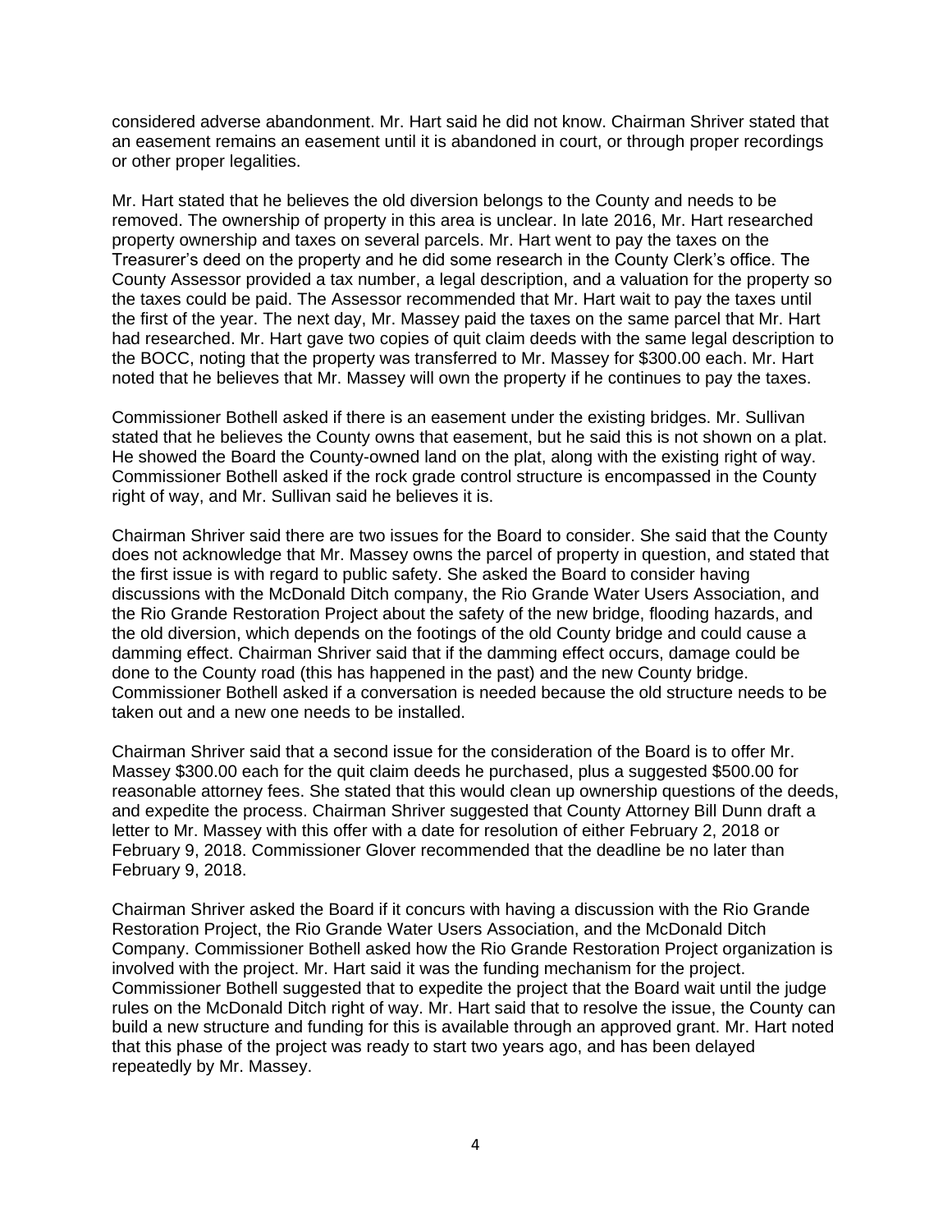considered adverse abandonment. Mr. Hart said he did not know. Chairman Shriver stated that an easement remains an easement until it is abandoned in court, or through proper recordings or other proper legalities.

Mr. Hart stated that he believes the old diversion belongs to the County and needs to be removed. The ownership of property in this area is unclear. In late 2016, Mr. Hart researched property ownership and taxes on several parcels. Mr. Hart went to pay the taxes on the Treasurer's deed on the property and he did some research in the County Clerk's office. The County Assessor provided a tax number, a legal description, and a valuation for the property so the taxes could be paid. The Assessor recommended that Mr. Hart wait to pay the taxes until the first of the year. The next day, Mr. Massey paid the taxes on the same parcel that Mr. Hart had researched. Mr. Hart gave two copies of quit claim deeds with the same legal description to the BOCC, noting that the property was transferred to Mr. Massey for $300.00 each. Mr. Hart noted that he believes that Mr. Massey will own the property if he continues to pay the taxes.

Commissioner Bothell asked if there is an easement under the existing bridges. Mr. Sullivan stated that he believes the County owns that easement, but he said this is not shown on a plat. He showed the Board the County-owned land on the plat, along with the existing right of way. Commissioner Bothell asked if the rock grade control structure is encompassed in the County right of way, and Mr. Sullivan said he believes it is.

Chairman Shriver said there are two issues for the Board to consider. She said that the County does not acknowledge that Mr. Massey owns the parcel of property in question, and stated that the first issue is with regard to public safety. She asked the Board to consider having discussions with the McDonald Ditch company, the Rio Grande Water Users Association, and the Rio Grande Restoration Project about the safety of the new bridge, flooding hazards, and the old diversion, which depends on the footings of the old County bridge and could cause a damming effect. Chairman Shriver said that if the damming effect occurs, damage could be done to the County road (this has happened in the past) and the new County bridge. Commissioner Bothell asked if a conversation is needed because the old structure needs to be taken out and a new one needs to be installed.

Chairman Shriver said that a second issue for the consideration of the Board is to offer Mr. Massey $300.00 each for the quit claim deeds he purchased, plus a suggested $500.00 for reasonable attorney fees. She stated that this would clean up ownership questions of the deeds, and expedite the process. Chairman Shriver suggested that County Attorney Bill Dunn draft a letter to Mr. Massey with this offer with a date for resolution of either February 2, 2018 or February 9, 2018. Commissioner Glover recommended that the deadline be no later than February 9, 2018.

Chairman Shriver asked the Board if it concurs with having a discussion with the Rio Grande Restoration Project, the Rio Grande Water Users Association, and the McDonald Ditch Company. Commissioner Bothell asked how the Rio Grande Restoration Project organization is involved with the project. Mr. Hart said it was the funding mechanism for the project. Commissioner Bothell suggested that to expedite the project that the Board wait until the judge rules on the McDonald Ditch right of way. Mr. Hart said that to resolve the issue, the County can build a new structure and funding for this is available through an approved grant. Mr. Hart noted that this phase of the project was ready to start two years ago, and has been delayed repeatedly by Mr. Massey.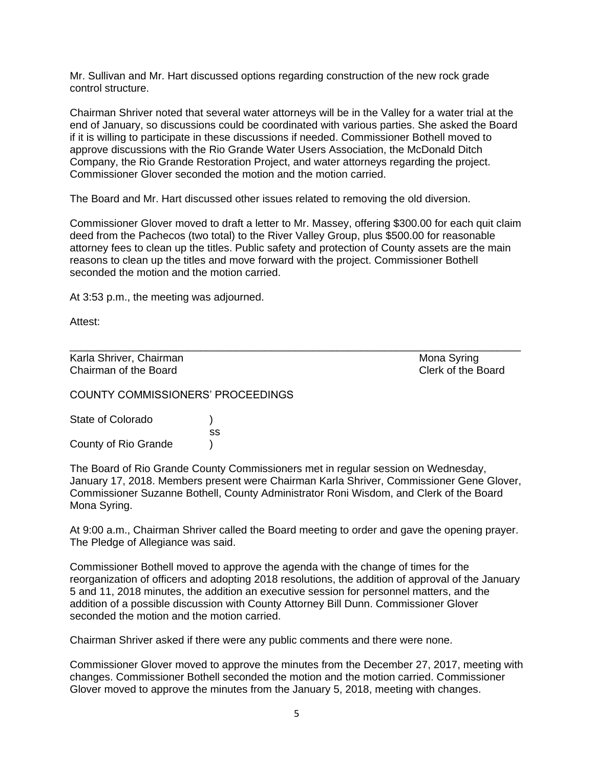Mr. Sullivan and Mr. Hart discussed options regarding construction of the new rock grade control structure.

Chairman Shriver noted that several water attorneys will be in the Valley for a water trial at the end of January, so discussions could be coordinated with various parties. She asked the Board if it is willing to participate in these discussions if needed. Commissioner Bothell moved to approve discussions with the Rio Grande Water Users Association, the McDonald Ditch Company, the Rio Grande Restoration Project, and water attorneys regarding the project. Commissioner Glover seconded the motion and the motion carried.

The Board and Mr. Hart discussed other issues related to removing the old diversion.

Commissioner Glover moved to draft a letter to Mr. Massey, offering $300.00 for each quit claim deed from the Pachecos (two total) to the River Valley Group, plus $500.00 for reasonable attorney fees to clean up the titles. Public safety and protection of County assets are the main reasons to clean up the titles and move forward with the project. Commissioner Bothell seconded the motion and the motion carried.

At 3:53 p.m., the meeting was adjourned.

Attest:

\_\_\_\_\_\_\_\_\_\_\_\_\_\_\_\_\_\_\_\_\_\_\_\_\_\_\_\_\_\_\_\_\_\_\_\_\_\_\_\_\_\_\_\_\_\_\_\_\_\_\_\_\_\_\_\_\_\_\_\_\_\_\_\_\_\_\_\_\_\_\_\_

Karla Shriver, Chairman                                                                 Mona Syring
Chairman of the Board                                                                   Clerk of the Board

COUNTY COMMISSIONERS' PROCEEDINGS

State of Colorado )
ss
County of Rio Grande )

The Board of Rio Grande County Commissioners met in regular session on Wednesday, January 17, 2018. Members present were Chairman Karla Shriver, Commissioner Gene Glover, Commissioner Suzanne Bothell, County Administrator Roni Wisdom, and Clerk of the Board Mona Syring.

At 9:00 a.m., Chairman Shriver called the Board meeting to order and gave the opening prayer. The Pledge of Allegiance was said.

Commissioner Bothell moved to approve the agenda with the change of times for the reorganization of officers and adopting 2018 resolutions, the addition of approval of the January 5 and 11, 2018 minutes, the addition an executive session for personnel matters, and the addition of a possible discussion with County Attorney Bill Dunn. Commissioner Glover seconded the motion and the motion carried.

Chairman Shriver asked if there were any public comments and there were none.

Commissioner Glover moved to approve the minutes from the December 27, 2017, meeting with changes. Commissioner Bothell seconded the motion and the motion carried. Commissioner Glover moved to approve the minutes from the January 5, 2018, meeting with changes.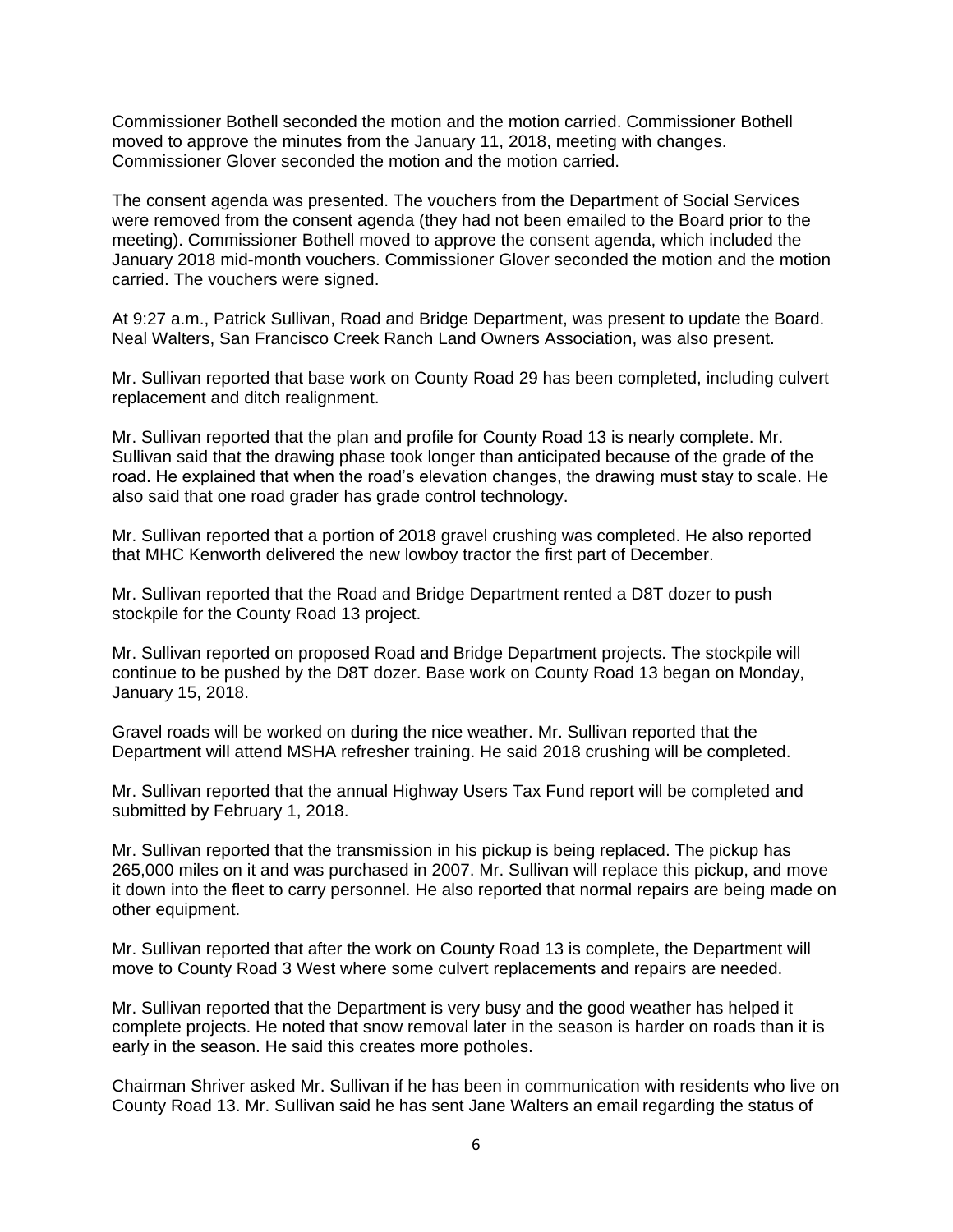Commissioner Bothell seconded the motion and the motion carried. Commissioner Bothell moved to approve the minutes from the January 11, 2018, meeting with changes. Commissioner Glover seconded the motion and the motion carried.

The consent agenda was presented. The vouchers from the Department of Social Services were removed from the consent agenda (they had not been emailed to the Board prior to the meeting). Commissioner Bothell moved to approve the consent agenda, which included the January 2018 mid-month vouchers. Commissioner Glover seconded the motion and the motion carried. The vouchers were signed.

At 9:27 a.m., Patrick Sullivan, Road and Bridge Department, was present to update the Board. Neal Walters, San Francisco Creek Ranch Land Owners Association, was also present.

Mr. Sullivan reported that base work on County Road 29 has been completed, including culvert replacement and ditch realignment.

Mr. Sullivan reported that the plan and profile for County Road 13 is nearly complete. Mr. Sullivan said that the drawing phase took longer than anticipated because of the grade of the road. He explained that when the road's elevation changes, the drawing must stay to scale. He also said that one road grader has grade control technology.

Mr. Sullivan reported that a portion of 2018 gravel crushing was completed. He also reported that MHC Kenworth delivered the new lowboy tractor the first part of December.

Mr. Sullivan reported that the Road and Bridge Department rented a D8T dozer to push stockpile for the County Road 13 project.

Mr. Sullivan reported on proposed Road and Bridge Department projects. The stockpile will continue to be pushed by the D8T dozer. Base work on County Road 13 began on Monday, January 15, 2018.

Gravel roads will be worked on during the nice weather. Mr. Sullivan reported that the Department will attend MSHA refresher training. He said 2018 crushing will be completed.

Mr. Sullivan reported that the annual Highway Users Tax Fund report will be completed and submitted by February 1, 2018.

Mr. Sullivan reported that the transmission in his pickup is being replaced. The pickup has 265,000 miles on it and was purchased in 2007. Mr. Sullivan will replace this pickup, and move it down into the fleet to carry personnel. He also reported that normal repairs are being made on other equipment.

Mr. Sullivan reported that after the work on County Road 13 is complete, the Department will move to County Road 3 West where some culvert replacements and repairs are needed.

Mr. Sullivan reported that the Department is very busy and the good weather has helped it complete projects. He noted that snow removal later in the season is harder on roads than it is early in the season. He said this creates more potholes.

Chairman Shriver asked Mr. Sullivan if he has been in communication with residents who live on County Road 13. Mr. Sullivan said he has sent Jane Walters an email regarding the status of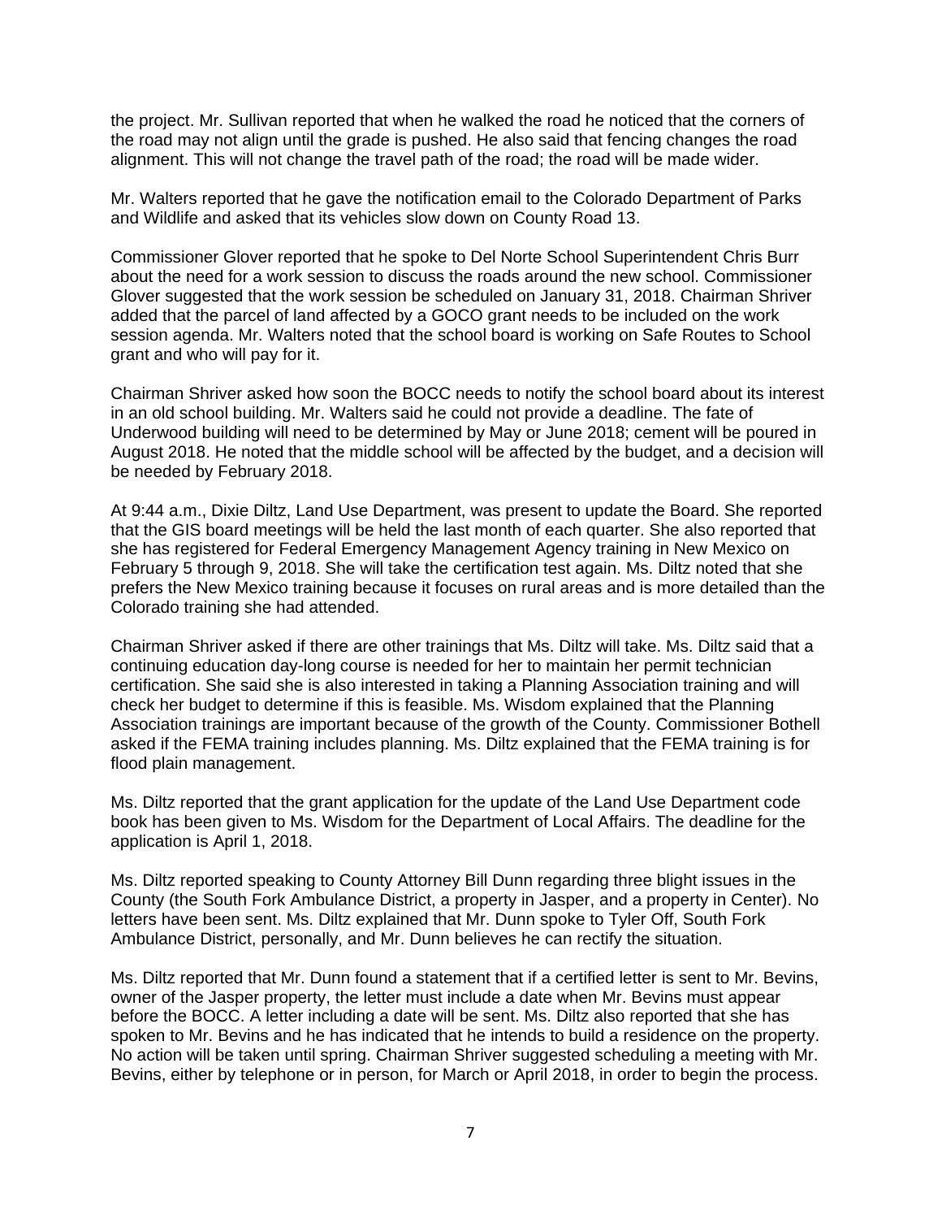the project. Mr. Sullivan reported that when he walked the road he noticed that the corners of the road may not align until the grade is pushed. He also said that fencing changes the road alignment. This will not change the travel path of the road; the road will be made wider.

Mr. Walters reported that he gave the notification email to the Colorado Department of Parks and Wildlife and asked that its vehicles slow down on County Road 13.

Commissioner Glover reported that he spoke to Del Norte School Superintendent Chris Burr about the need for a work session to discuss the roads around the new school. Commissioner Glover suggested that the work session be scheduled on January 31, 2018. Chairman Shriver added that the parcel of land affected by a GOCO grant needs to be included on the work session agenda. Mr. Walters noted that the school board is working on Safe Routes to School grant and who will pay for it.

Chairman Shriver asked how soon the BOCC needs to notify the school board about its interest in an old school building. Mr. Walters said he could not provide a deadline. The fate of Underwood building will need to be determined by May or June 2018; cement will be poured in August 2018. He noted that the middle school will be affected by the budget, and a decision will be needed by February 2018.

At 9:44 a.m., Dixie Diltz, Land Use Department, was present to update the Board. She reported that the GIS board meetings will be held the last month of each quarter. She also reported that she has registered for Federal Emergency Management Agency training in New Mexico on February 5 through 9, 2018. She will take the certification test again. Ms. Diltz noted that she prefers the New Mexico training because it focuses on rural areas and is more detailed than the Colorado training she had attended.

Chairman Shriver asked if there are other trainings that Ms. Diltz will take. Ms. Diltz said that a continuing education day-long course is needed for her to maintain her permit technician certification. She said she is also interested in taking a Planning Association training and will check her budget to determine if this is feasible. Ms. Wisdom explained that the Planning Association trainings are important because of the growth of the County. Commissioner Bothell asked if the FEMA training includes planning. Ms. Diltz explained that the FEMA training is for flood plain management.

Ms. Diltz reported that the grant application for the update of the Land Use Department code book has been given to Ms. Wisdom for the Department of Local Affairs. The deadline for the application is April 1, 2018.

Ms. Diltz reported speaking to County Attorney Bill Dunn regarding three blight issues in the County (the South Fork Ambulance District, a property in Jasper, and a property in Center). No letters have been sent. Ms. Diltz explained that Mr. Dunn spoke to Tyler Off, South Fork Ambulance District, personally, and Mr. Dunn believes he can rectify the situation.

Ms. Diltz reported that Mr. Dunn found a statement that if a certified letter is sent to Mr. Bevins, owner of the Jasper property, the letter must include a date when Mr. Bevins must appear before the BOCC. A letter including a date will be sent. Ms. Diltz also reported that she has spoken to Mr. Bevins and he has indicated that he intends to build a residence on the property. No action will be taken until spring. Chairman Shriver suggested scheduling a meeting with Mr. Bevins, either by telephone or in person, for March or April 2018, in order to begin the process.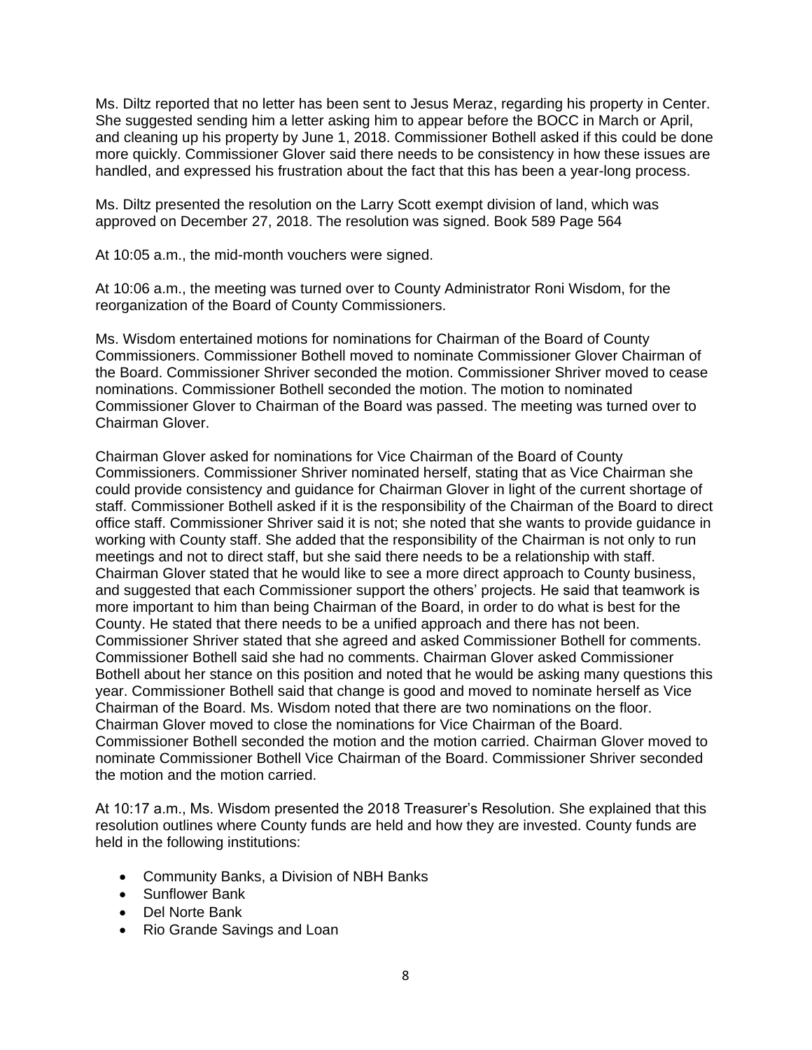Ms. Diltz reported that no letter has been sent to Jesus Meraz, regarding his property in Center. She suggested sending him a letter asking him to appear before the BOCC in March or April, and cleaning up his property by June 1, 2018. Commissioner Bothell asked if this could be done more quickly. Commissioner Glover said there needs to be consistency in how these issues are handled, and expressed his frustration about the fact that this has been a year-long process.

Ms. Diltz presented the resolution on the Larry Scott exempt division of land, which was approved on December 27, 2018. The resolution was signed. Book 589 Page 564

At 10:05 a.m., the mid-month vouchers were signed.

At 10:06 a.m., the meeting was turned over to County Administrator Roni Wisdom, for the reorganization of the Board of County Commissioners.

Ms. Wisdom entertained motions for nominations for Chairman of the Board of County Commissioners. Commissioner Bothell moved to nominate Commissioner Glover Chairman of the Board. Commissioner Shriver seconded the motion. Commissioner Shriver moved to cease nominations. Commissioner Bothell seconded the motion. The motion to nominated Commissioner Glover to Chairman of the Board was passed. The meeting was turned over to Chairman Glover.

Chairman Glover asked for nominations for Vice Chairman of the Board of County Commissioners. Commissioner Shriver nominated herself, stating that as Vice Chairman she could provide consistency and guidance for Chairman Glover in light of the current shortage of staff. Commissioner Bothell asked if it is the responsibility of the Chairman of the Board to direct office staff. Commissioner Shriver said it is not; she noted that she wants to provide guidance in working with County staff. She added that the responsibility of the Chairman is not only to run meetings and not to direct staff, but she said there needs to be a relationship with staff. Chairman Glover stated that he would like to see a more direct approach to County business, and suggested that each Commissioner support the others' projects. He said that teamwork is more important to him than being Chairman of the Board, in order to do what is best for the County. He stated that there needs to be a unified approach and there has not been. Commissioner Shriver stated that she agreed and asked Commissioner Bothell for comments. Commissioner Bothell said she had no comments. Chairman Glover asked Commissioner Bothell about her stance on this position and noted that he would be asking many questions this year. Commissioner Bothell said that change is good and moved to nominate herself as Vice Chairman of the Board. Ms. Wisdom noted that there are two nominations on the floor. Chairman Glover moved to close the nominations for Vice Chairman of the Board. Commissioner Bothell seconded the motion and the motion carried. Chairman Glover moved to nominate Commissioner Bothell Vice Chairman of the Board. Commissioner Shriver seconded the motion and the motion carried.

At 10:17 a.m., Ms. Wisdom presented the 2018 Treasurer's Resolution. She explained that this resolution outlines where County funds are held and how they are invested. County funds are held in the following institutions:

- Community Banks, a Division of NBH Banks
- Sunflower Bank
- Del Norte Bank
- Rio Grande Savings and Loan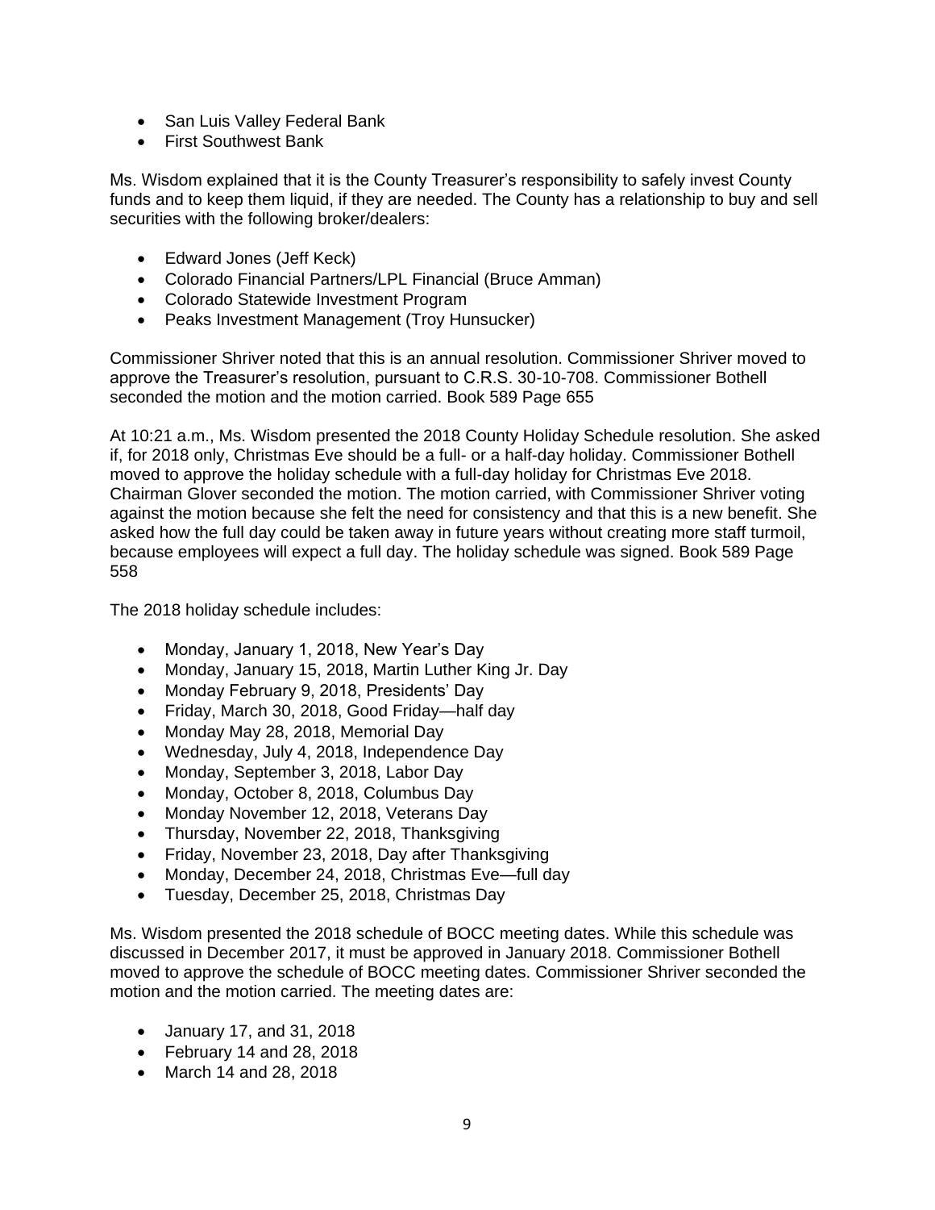- San Luis Valley Federal Bank
- First Southwest Bank

Ms. Wisdom explained that it is the County Treasurer's responsibility to safely invest County funds and to keep them liquid, if they are needed. The County has a relationship to buy and sell securities with the following broker/dealers:

- Edward Jones (Jeff Keck)
- Colorado Financial Partners/LPL Financial (Bruce Amman)
- Colorado Statewide Investment Program
- Peaks Investment Management (Troy Hunsucker)

Commissioner Shriver noted that this is an annual resolution. Commissioner Shriver moved to approve the Treasurer's resolution, pursuant to C.R.S. 30-10-708. Commissioner Bothell seconded the motion and the motion carried. Book 589 Page 655

At 10:21 a.m., Ms. Wisdom presented the 2018 County Holiday Schedule resolution. She asked if, for 2018 only, Christmas Eve should be a full- or a half-day holiday. Commissioner Bothell moved to approve the holiday schedule with a full-day holiday for Christmas Eve 2018. Chairman Glover seconded the motion. The motion carried, with Commissioner Shriver voting against the motion because she felt the need for consistency and that this is a new benefit. She asked how the full day could be taken away in future years without creating more staff turmoil, because employees will expect a full day. The holiday schedule was signed. Book 589 Page 558

The 2018 holiday schedule includes:

- Monday, January 1, 2018, New Year's Day
- Monday, January 15, 2018, Martin Luther King Jr. Day
- Monday February 9, 2018, Presidents' Day
- Friday, March 30, 2018, Good Friday—half day
- Monday May 28, 2018, Memorial Day
- Wednesday, July 4, 2018, Independence Day
- Monday, September 3, 2018, Labor Day
- Monday, October 8, 2018, Columbus Day
- Monday November 12, 2018, Veterans Day
- Thursday, November 22, 2018, Thanksgiving
- Friday, November 23, 2018, Day after Thanksgiving
- Monday, December 24, 2018, Christmas Eve—full day
- Tuesday, December 25, 2018, Christmas Day

Ms. Wisdom presented the 2018 schedule of BOCC meeting dates. While this schedule was discussed in December 2017, it must be approved in January 2018. Commissioner Bothell moved to approve the schedule of BOCC meeting dates. Commissioner Shriver seconded the motion and the motion carried. The meeting dates are:

- January 17, and 31, 2018
- February 14 and 28, 2018
- March 14 and 28, 2018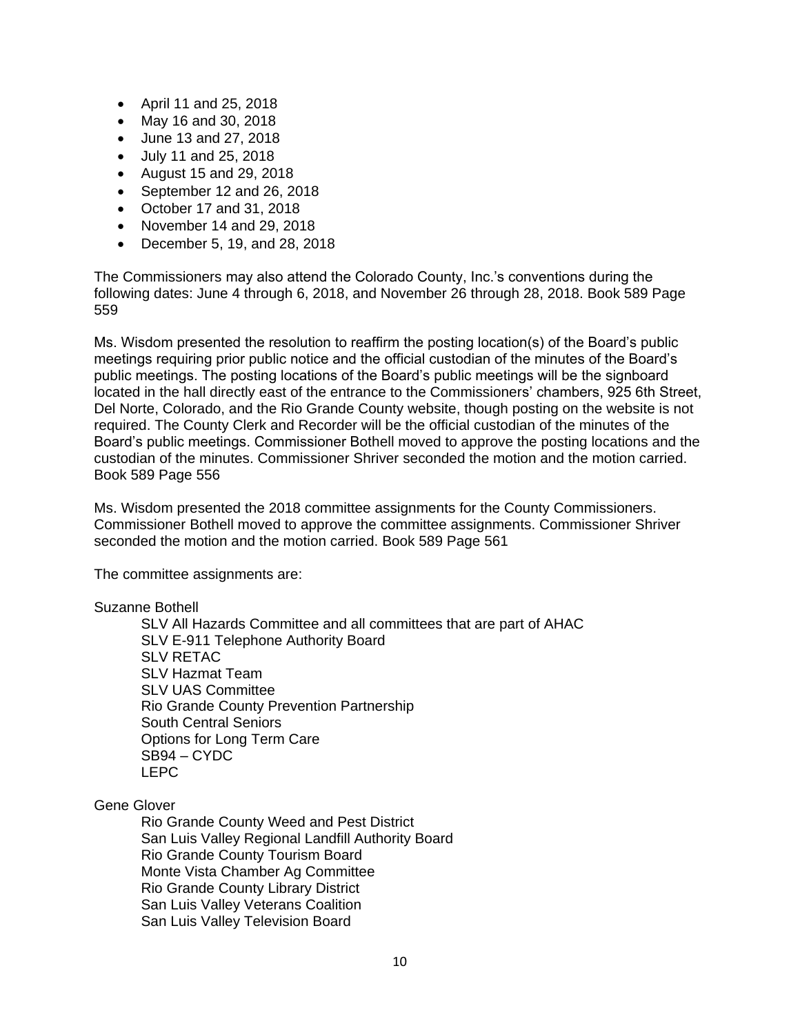- April 11 and 25, 2018
- May 16 and 30, 2018
- June 13 and 27, 2018
- July 11 and 25, 2018
- August 15 and 29, 2018
- September 12 and 26, 2018
- October 17 and 31, 2018
- November 14 and 29, 2018
- December 5, 19, and 28, 2018

The Commissioners may also attend the Colorado County, Inc.'s conventions during the following dates: June 4 through 6, 2018, and November 26 through 28, 2018. Book 589 Page 559

Ms. Wisdom presented the resolution to reaffirm the posting location(s) of the Board's public meetings requiring prior public notice and the official custodian of the minutes of the Board's public meetings. The posting locations of the Board's public meetings will be the signboard located in the hall directly east of the entrance to the Commissioners' chambers, 925 6th Street, Del Norte, Colorado, and the Rio Grande County website, though posting on the website is not required. The County Clerk and Recorder will be the official custodian of the minutes of the Board's public meetings. Commissioner Bothell moved to approve the posting locations and the custodian of the minutes. Commissioner Shriver seconded the motion and the motion carried. Book 589 Page 556

Ms. Wisdom presented the 2018 committee assignments for the County Commissioners. Commissioner Bothell moved to approve the committee assignments. Commissioner Shriver seconded the motion and the motion carried. Book 589 Page 561

The committee assignments are:

Suzanne Bothell

- SLV All Hazards Committee and all committees that are part of AHAC
- SLV E-911 Telephone Authority Board
- SLV RETAC
- SLV Hazmat Team
- SLV UAS Committee
- Rio Grande County Prevention Partnership
- South Central Seniors
- Options for Long Term Care
- SB94 – CYDC
- LEPC

Gene Glover

- Rio Grande County Weed and Pest District
- San Luis Valley Regional Landfill Authority Board
- Rio Grande County Tourism Board
- Monte Vista Chamber Ag Committee
- Rio Grande County Library District
- San Luis Valley Veterans Coalition
- San Luis Valley Television Board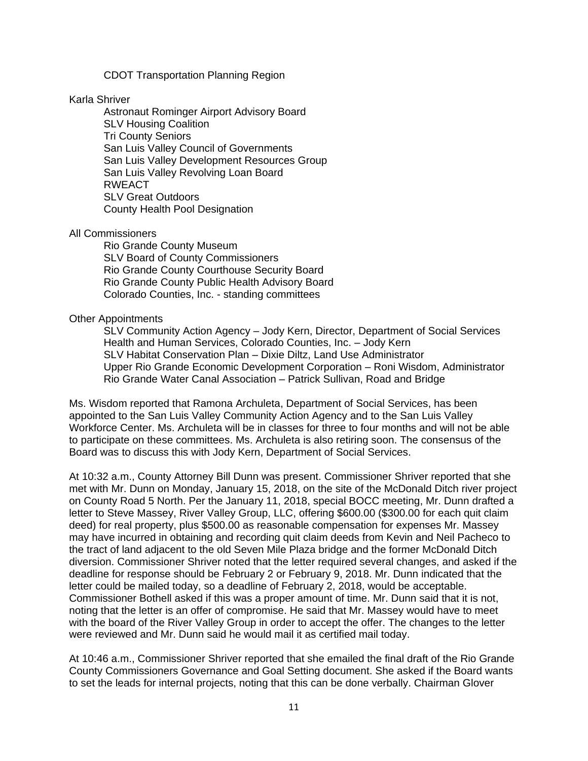CDOT Transportation Planning Region

Karla Shriver

Astronaut Rominger Airport Advisory Board
SLV Housing Coalition
Tri County Seniors
San Luis Valley Council of Governments
San Luis Valley Development Resources Group
San Luis Valley Revolving Loan Board
RWEACT
SLV Great Outdoors
County Health Pool Designation

All Commissioners

Rio Grande County Museum
SLV Board of County Commissioners
Rio Grande County Courthouse Security Board
Rio Grande County Public Health Advisory Board
Colorado Counties, Inc. - standing committees

Other Appointments

SLV Community Action Agency – Jody Kern, Director, Department of Social Services
Health and Human Services, Colorado Counties, Inc. – Jody Kern
SLV Habitat Conservation Plan – Dixie Diltz, Land Use Administrator
Upper Rio Grande Economic Development Corporation – Roni Wisdom, Administrator
Rio Grande Water Canal Association – Patrick Sullivan, Road and Bridge

Ms. Wisdom reported that Ramona Archuleta, Department of Social Services, has been appointed to the San Luis Valley Community Action Agency and to the San Luis Valley Workforce Center. Ms. Archuleta will be in classes for three to four months and will not be able to participate on these committees. Ms. Archuleta is also retiring soon. The consensus of the Board was to discuss this with Jody Kern, Department of Social Services.

At 10:32 a.m., County Attorney Bill Dunn was present. Commissioner Shriver reported that she met with Mr. Dunn on Monday, January 15, 2018, on the site of the McDonald Ditch river project on County Road 5 North. Per the January 11, 2018, special BOCC meeting, Mr. Dunn drafted a letter to Steve Massey, River Valley Group, LLC, offering $600.00 ($300.00 for each quit claim deed) for real property, plus $500.00 as reasonable compensation for expenses Mr. Massey may have incurred in obtaining and recording quit claim deeds from Kevin and Neil Pacheco to the tract of land adjacent to the old Seven Mile Plaza bridge and the former McDonald Ditch diversion. Commissioner Shriver noted that the letter required several changes, and asked if the deadline for response should be February 2 or February 9, 2018. Mr. Dunn indicated that the letter could be mailed today, so a deadline of February 2, 2018, would be acceptable. Commissioner Bothell asked if this was a proper amount of time. Mr. Dunn said that it is not, noting that the letter is an offer of compromise. He said that Mr. Massey would have to meet with the board of the River Valley Group in order to accept the offer. The changes to the letter were reviewed and Mr. Dunn said he would mail it as certified mail today.

At 10:46 a.m., Commissioner Shriver reported that she emailed the final draft of the Rio Grande County Commissioners Governance and Goal Setting document. She asked if the Board wants to set the leads for internal projects, noting that this can be done verbally. Chairman Glover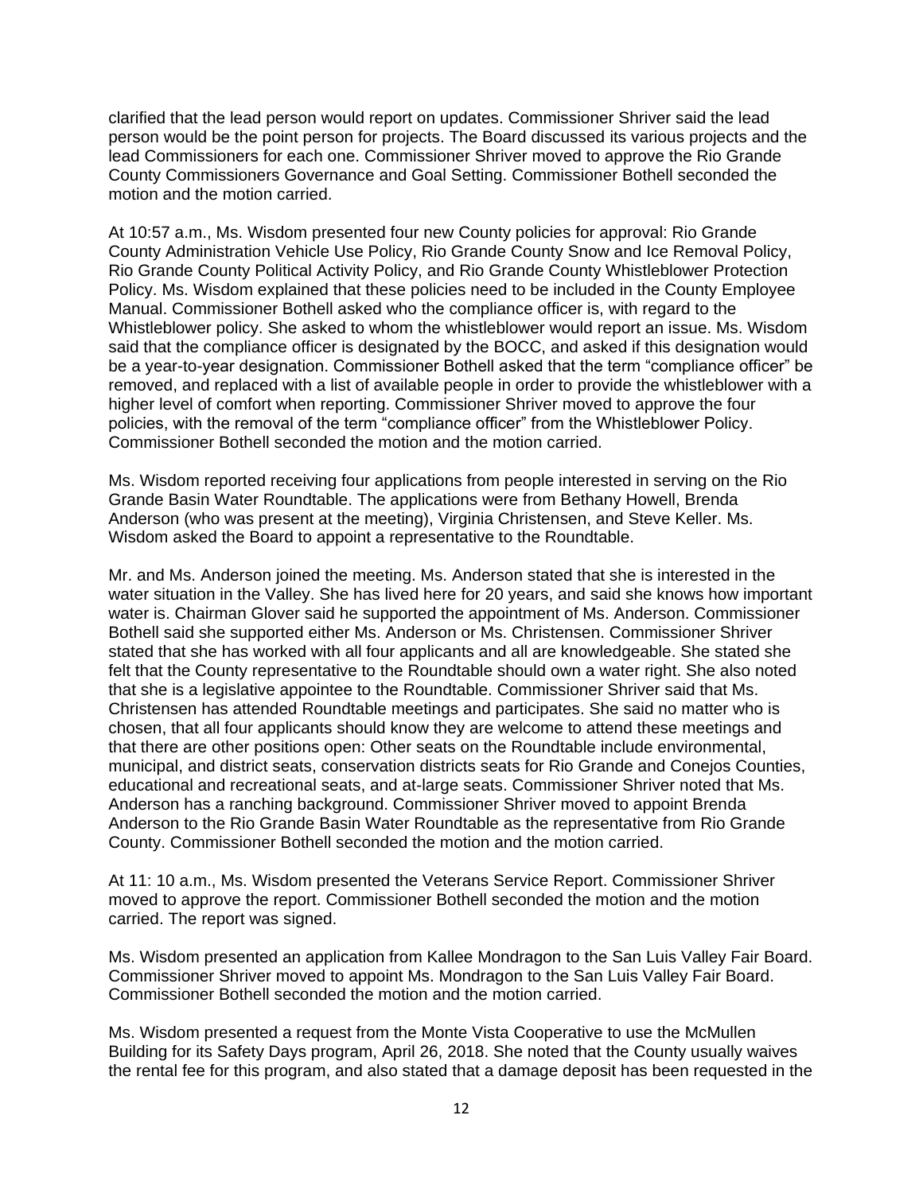clarified that the lead person would report on updates. Commissioner Shriver said the lead person would be the point person for projects. The Board discussed its various projects and the lead Commissioners for each one. Commissioner Shriver moved to approve the Rio Grande County Commissioners Governance and Goal Setting. Commissioner Bothell seconded the motion and the motion carried.

At 10:57 a.m., Ms. Wisdom presented four new County policies for approval: Rio Grande County Administration Vehicle Use Policy, Rio Grande County Snow and Ice Removal Policy, Rio Grande County Political Activity Policy, and Rio Grande County Whistleblower Protection Policy. Ms. Wisdom explained that these policies need to be included in the County Employee Manual. Commissioner Bothell asked who the compliance officer is, with regard to the Whistleblower policy. She asked to whom the whistleblower would report an issue. Ms. Wisdom said that the compliance officer is designated by the BOCC, and asked if this designation would be a year-to-year designation. Commissioner Bothell asked that the term "compliance officer" be removed, and replaced with a list of available people in order to provide the whistleblower with a higher level of comfort when reporting. Commissioner Shriver moved to approve the four policies, with the removal of the term "compliance officer" from the Whistleblower Policy. Commissioner Bothell seconded the motion and the motion carried.

Ms. Wisdom reported receiving four applications from people interested in serving on the Rio Grande Basin Water Roundtable. The applications were from Bethany Howell, Brenda Anderson (who was present at the meeting), Virginia Christensen, and Steve Keller. Ms. Wisdom asked the Board to appoint a representative to the Roundtable.

Mr. and Ms. Anderson joined the meeting. Ms. Anderson stated that she is interested in the water situation in the Valley. She has lived here for 20 years, and said she knows how important water is. Chairman Glover said he supported the appointment of Ms. Anderson. Commissioner Bothell said she supported either Ms. Anderson or Ms. Christensen. Commissioner Shriver stated that she has worked with all four applicants and all are knowledgeable. She stated she felt that the County representative to the Roundtable should own a water right. She also noted that she is a legislative appointee to the Roundtable. Commissioner Shriver said that Ms. Christensen has attended Roundtable meetings and participates. She said no matter who is chosen, that all four applicants should know they are welcome to attend these meetings and that there are other positions open: Other seats on the Roundtable include environmental, municipal, and district seats, conservation districts seats for Rio Grande and Conejos Counties, educational and recreational seats, and at-large seats. Commissioner Shriver noted that Ms. Anderson has a ranching background. Commissioner Shriver moved to appoint Brenda Anderson to the Rio Grande Basin Water Roundtable as the representative from Rio Grande County. Commissioner Bothell seconded the motion and the motion carried.

At 11: 10 a.m., Ms. Wisdom presented the Veterans Service Report. Commissioner Shriver moved to approve the report. Commissioner Bothell seconded the motion and the motion carried. The report was signed.

Ms. Wisdom presented an application from Kallee Mondragon to the San Luis Valley Fair Board. Commissioner Shriver moved to appoint Ms. Mondragon to the San Luis Valley Fair Board. Commissioner Bothell seconded the motion and the motion carried.

Ms. Wisdom presented a request from the Monte Vista Cooperative to use the McMullen Building for its Safety Days program, April 26, 2018. She noted that the County usually waives the rental fee for this program, and also stated that a damage deposit has been requested in the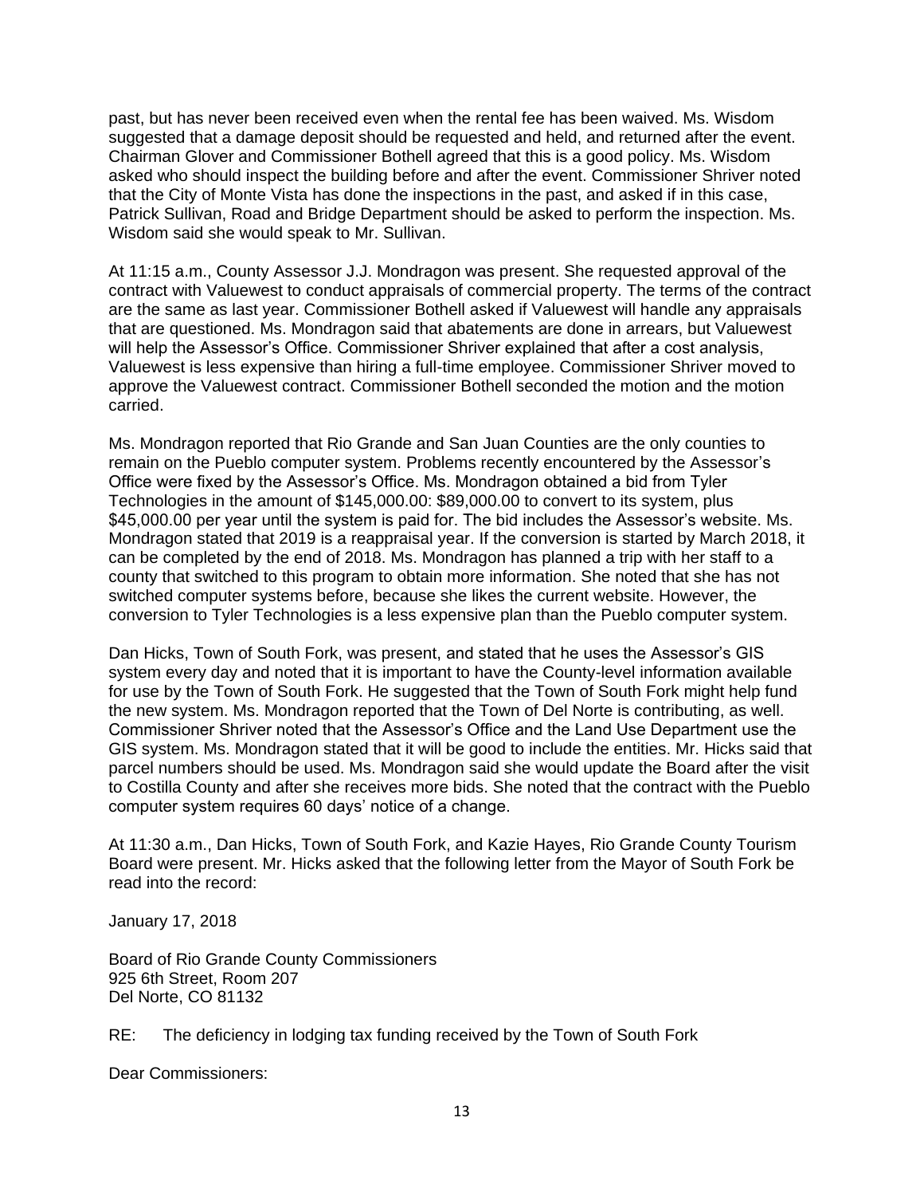past, but has never been received even when the rental fee has been waived. Ms. Wisdom suggested that a damage deposit should be requested and held, and returned after the event. Chairman Glover and Commissioner Bothell agreed that this is a good policy. Ms. Wisdom asked who should inspect the building before and after the event. Commissioner Shriver noted that the City of Monte Vista has done the inspections in the past, and asked if in this case, Patrick Sullivan, Road and Bridge Department should be asked to perform the inspection. Ms. Wisdom said she would speak to Mr. Sullivan.

At 11:15 a.m., County Assessor J.J. Mondragon was present. She requested approval of the contract with Valuewest to conduct appraisals of commercial property. The terms of the contract are the same as last year. Commissioner Bothell asked if Valuewest will handle any appraisals that are questioned. Ms. Mondragon said that abatements are done in arrears, but Valuewest will help the Assessor's Office. Commissioner Shriver explained that after a cost analysis, Valuewest is less expensive than hiring a full-time employee. Commissioner Shriver moved to approve the Valuewest contract. Commissioner Bothell seconded the motion and the motion carried.

Ms. Mondragon reported that Rio Grande and San Juan Counties are the only counties to remain on the Pueblo computer system. Problems recently encountered by the Assessor's Office were fixed by the Assessor's Office. Ms. Mondragon obtained a bid from Tyler Technologies in the amount of $145,000.00: $89,000.00 to convert to its system, plus $45,000.00 per year until the system is paid for. The bid includes the Assessor's website. Ms. Mondragon stated that 2019 is a reappraisal year. If the conversion is started by March 2018, it can be completed by the end of 2018. Ms. Mondragon has planned a trip with her staff to a county that switched to this program to obtain more information. She noted that she has not switched computer systems before, because she likes the current website. However, the conversion to Tyler Technologies is a less expensive plan than the Pueblo computer system.

Dan Hicks, Town of South Fork, was present, and stated that he uses the Assessor's GIS system every day and noted that it is important to have the County-level information available for use by the Town of South Fork. He suggested that the Town of South Fork might help fund the new system. Ms. Mondragon reported that the Town of Del Norte is contributing, as well. Commissioner Shriver noted that the Assessor's Office and the Land Use Department use the GIS system. Ms. Mondragon stated that it will be good to include the entities. Mr. Hicks said that parcel numbers should be used. Ms. Mondragon said she would update the Board after the visit to Costilla County and after she receives more bids. She noted that the contract with the Pueblo computer system requires 60 days' notice of a change.

At 11:30 a.m., Dan Hicks, Town of South Fork, and Kazie Hayes, Rio Grande County Tourism Board were present. Mr. Hicks asked that the following letter from the Mayor of South Fork be read into the record:

January 17, 2018

Board of Rio Grande County Commissioners
925 6th Street, Room 207
Del Norte, CO 81132

RE: The deficiency in lodging tax funding received by the Town of South Fork

Dear Commissioners: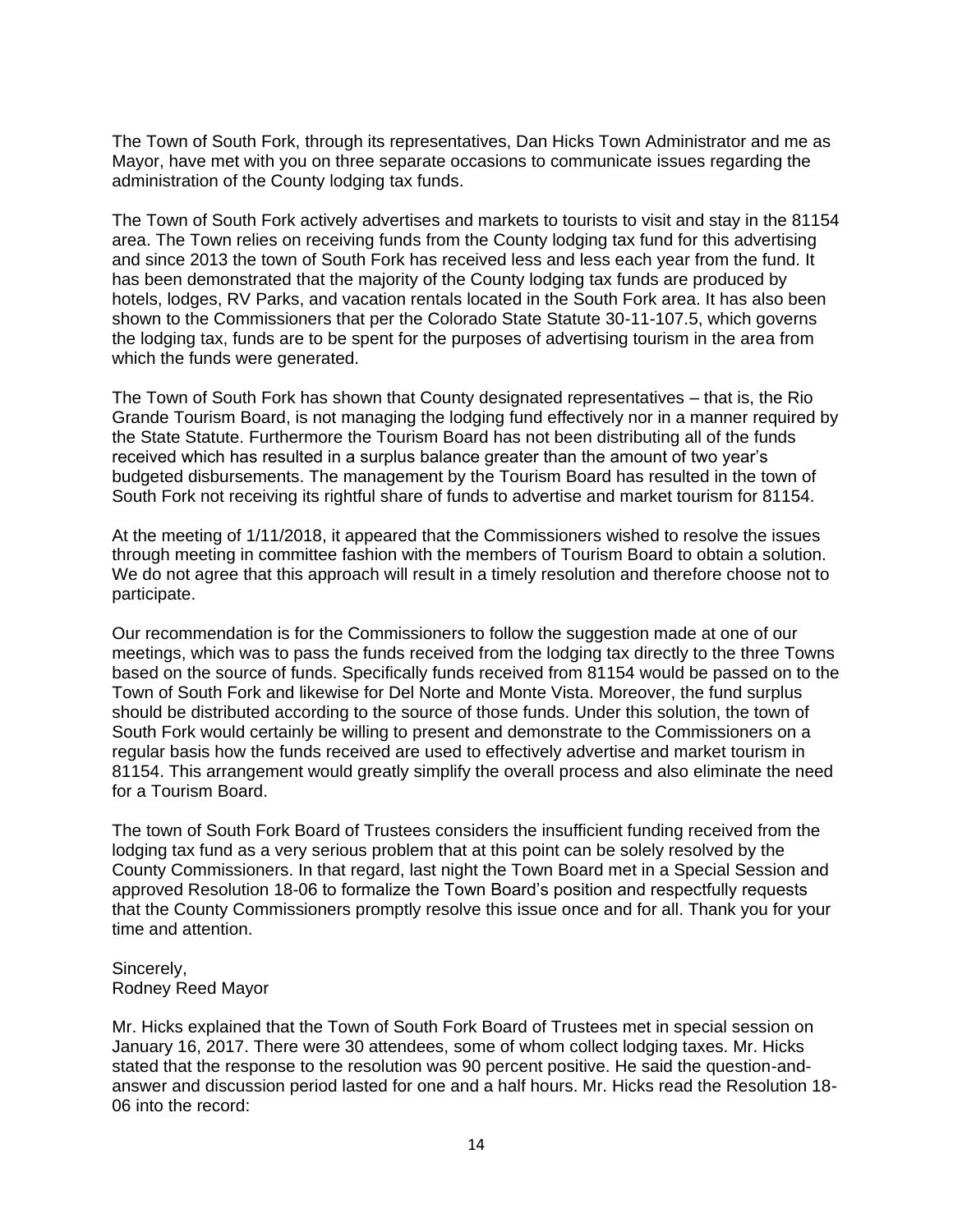The Town of South Fork, through its representatives, Dan Hicks Town Administrator and me as Mayor, have met with you on three separate occasions to communicate issues regarding the administration of the County lodging tax funds.

The Town of South Fork actively advertises and markets to tourists to visit and stay in the 81154 area. The Town relies on receiving funds from the County lodging tax fund for this advertising and since 2013 the town of South Fork has received less and less each year from the fund. It has been demonstrated that the majority of the County lodging tax funds are produced by hotels, lodges, RV Parks, and vacation rentals located in the South Fork area. It has also been shown to the Commissioners that per the Colorado State Statute 30-11-107.5, which governs the lodging tax, funds are to be spent for the purposes of advertising tourism in the area from which the funds were generated.

The Town of South Fork has shown that County designated representatives – that is, the Rio Grande Tourism Board, is not managing the lodging fund effectively nor in a manner required by the State Statute. Furthermore the Tourism Board has not been distributing all of the funds received which has resulted in a surplus balance greater than the amount of two year's budgeted disbursements. The management by the Tourism Board has resulted in the town of South Fork not receiving its rightful share of funds to advertise and market tourism for 81154.

At the meeting of 1/11/2018, it appeared that the Commissioners wished to resolve the issues through meeting in committee fashion with the members of Tourism Board to obtain a solution. We do not agree that this approach will result in a timely resolution and therefore choose not to participate.

Our recommendation is for the Commissioners to follow the suggestion made at one of our meetings, which was to pass the funds received from the lodging tax directly to the three Towns based on the source of funds. Specifically funds received from 81154 would be passed on to the Town of South Fork and likewise for Del Norte and Monte Vista. Moreover, the fund surplus should be distributed according to the source of those funds. Under this solution, the town of South Fork would certainly be willing to present and demonstrate to the Commissioners on a regular basis how the funds received are used to effectively advertise and market tourism in 81154. This arrangement would greatly simplify the overall process and also eliminate the need for a Tourism Board.

The town of South Fork Board of Trustees considers the insufficient funding received from the lodging tax fund as a very serious problem that at this point can be solely resolved by the County Commissioners. In that regard, last night the Town Board met in a Special Session and approved Resolution 18-06 to formalize the Town Board's position and respectfully requests that the County Commissioners promptly resolve this issue once and for all. Thank you for your time and attention.

Sincerely,
Rodney Reed Mayor

Mr. Hicks explained that the Town of South Fork Board of Trustees met in special session on January 16, 2017. There were 30 attendees, some of whom collect lodging taxes. Mr. Hicks stated that the response to the resolution was 90 percent positive. He said the question-and-answer and discussion period lasted for one and a half hours. Mr. Hicks read the Resolution 18-06 into the record: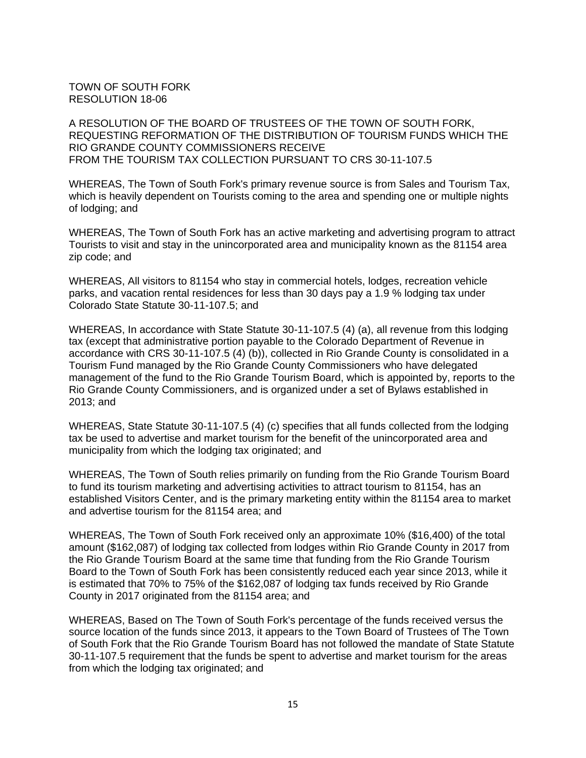TOWN OF SOUTH FORK
RESOLUTION 18-06

A RESOLUTION OF THE BOARD OF TRUSTEES OF THE TOWN OF SOUTH FORK, REQUESTING REFORMATION OF THE DISTRIBUTION OF TOURISM FUNDS WHICH THE RIO GRANDE COUNTY COMMISSIONERS RECEIVE FROM THE TOURISM TAX COLLECTION PURSUANT TO CRS 30-11-107.5

WHEREAS, The Town of South Fork's primary revenue source is from Sales and Tourism Tax, which is heavily dependent on Tourists coming to the area and spending one or multiple nights of lodging; and

WHEREAS, The Town of South Fork has an active marketing and advertising program to attract Tourists to visit and stay in the unincorporated area and municipality known as the 81154 area zip code; and

WHEREAS, All visitors to 81154 who stay in commercial hotels, lodges, recreation vehicle parks, and vacation rental residences for less than 30 days pay a 1.9 % lodging tax under Colorado State Statute 30-11-107.5; and

WHEREAS, In accordance with State Statute 30-11-107.5 (4) (a), all revenue from this lodging tax (except that administrative portion payable to the Colorado Department of Revenue in accordance with CRS 30-11-107.5 (4) (b)), collected in Rio Grande County is consolidated in a Tourism Fund managed by the Rio Grande County Commissioners who have delegated management of the fund to the Rio Grande Tourism Board, which is appointed by, reports to the Rio Grande County Commissioners, and is organized under a set of Bylaws established in 2013; and

WHEREAS, State Statute 30-11-107.5 (4) (c) specifies that all funds collected from the lodging tax be used to advertise and market tourism for the benefit of the unincorporated area and municipality from which the lodging tax originated; and

WHEREAS, The Town of South relies primarily on funding from the Rio Grande Tourism Board to fund its tourism marketing and advertising activities to attract tourism to 81154, has an established Visitors Center, and is the primary marketing entity within the 81154 area to market and advertise tourism for the 81154 area; and

WHEREAS, The Town of South Fork received only an approximate 10% ($16,400) of the total amount ($162,087) of lodging tax collected from lodges within Rio Grande County in 2017 from the Rio Grande Tourism Board at the same time that funding from the Rio Grande Tourism Board to the Town of South Fork has been consistently reduced each year since 2013, while it is estimated that 70% to 75% of the $162,087 of lodging tax funds received by Rio Grande County in 2017 originated from the 81154 area; and

WHEREAS, Based on The Town of South Fork's percentage of the funds received versus the source location of the funds since 2013, it appears to the Town Board of Trustees of The Town of South Fork that the Rio Grande Tourism Board has not followed the mandate of State Statute 30-11-107.5 requirement that the funds be spent to advertise and market tourism for the areas from which the lodging tax originated; and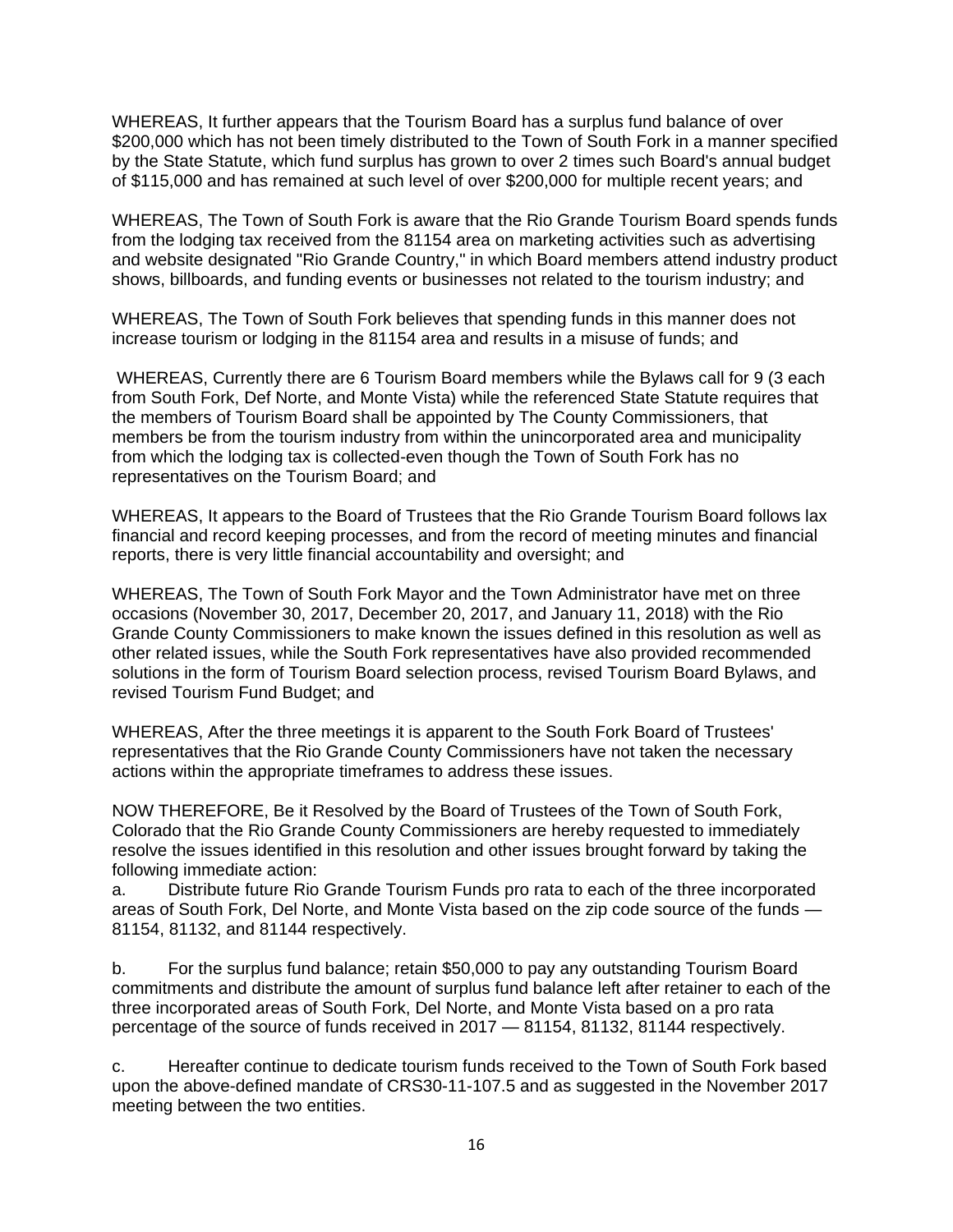WHEREAS, It further appears that the Tourism Board has a surplus fund balance of over $200,000 which has not been timely distributed to the Town of South Fork in a manner specified by the State Statute, which fund surplus has grown to over 2 times such Board's annual budget of $115,000 and has remained at such level of over $200,000 for multiple recent years; and

WHEREAS, The Town of South Fork is aware that the Rio Grande Tourism Board spends funds from the lodging tax received from the 81154 area on marketing activities such as advertising and website designated "Rio Grande Country," in which Board members attend industry product shows, billboards, and funding events or businesses not related to the tourism industry; and

WHEREAS, The Town of South Fork believes that spending funds in this manner does not increase tourism or lodging in the 81154 area and results in a misuse of funds; and

WHEREAS, Currently there are 6 Tourism Board members while the Bylaws call for 9 (3 each from South Fork, Def Norte, and Monte Vista) while the referenced State Statute requires that the members of Tourism Board shall be appointed by The County Commissioners, that members be from the tourism industry from within the unincorporated area and municipality from which the lodging tax is collected-even though the Town of South Fork has no representatives on the Tourism Board; and

WHEREAS, It appears to the Board of Trustees that the Rio Grande Tourism Board follows lax financial and record keeping processes, and from the record of meeting minutes and financial reports, there is very little financial accountability and oversight; and

WHEREAS, The Town of South Fork Mayor and the Town Administrator have met on three occasions (November 30, 2017, December 20, 2017, and January 11, 2018) with the Rio Grande County Commissioners to make known the issues defined in this resolution as well as other related issues, while the South Fork representatives have also provided recommended solutions in the form of Tourism Board selection process, revised Tourism Board Bylaws, and revised Tourism Fund Budget; and

WHEREAS, After the three meetings it is apparent to the South Fork Board of Trustees' representatives that the Rio Grande County Commissioners have not taken the necessary actions within the appropriate timeframes to address these issues.

NOW THEREFORE, Be it Resolved by the Board of Trustees of the Town of South Fork, Colorado that the Rio Grande County Commissioners are hereby requested to immediately resolve the issues identified in this resolution and other issues brought forward by taking the following immediate action:

a. Distribute future Rio Grande Tourism Funds pro rata to each of the three incorporated areas of South Fork, Del Norte, and Monte Vista based on the zip code source of the funds — 81154, 81132, and 81144 respectively.

b. For the surplus fund balance; retain $50,000 to pay any outstanding Tourism Board commitments and distribute the amount of surplus fund balance left after retainer to each of the three incorporated areas of South Fork, Del Norte, and Monte Vista based on a pro rata percentage of the source of funds received in 2017 — 81154, 81132, 81144 respectively.

c. Hereafter continue to dedicate tourism funds received to the Town of South Fork based upon the above-defined mandate of CRS30-11-107.5 and as suggested in the November 2017 meeting between the two entities.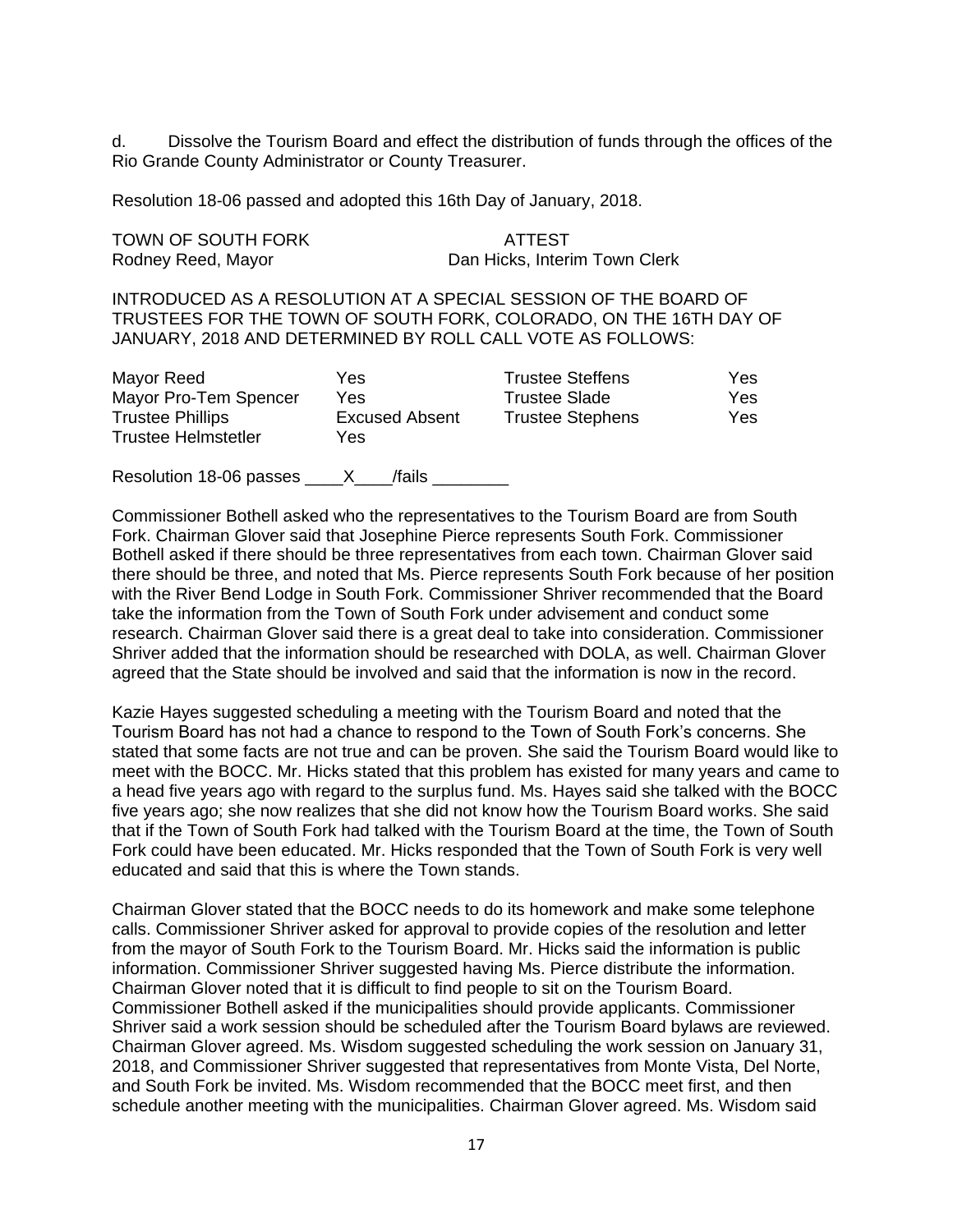d. Dissolve the Tourism Board and effect the distribution of funds through the offices of the Rio Grande County Administrator or County Treasurer.

Resolution 18-06 passed and adopted this 16th Day of January, 2018.

TOWN OF SOUTH FORK
Rodney Reed, Mayor

ATTEST
Dan Hicks, Interim Town Clerk

INTRODUCED AS A RESOLUTION AT A SPECIAL SESSION OF THE BOARD OF TRUSTEES FOR THE TOWN OF SOUTH FORK, COLORADO, ON THE 16TH DAY OF JANUARY, 2018 AND DETERMINED BY ROLL CALL VOTE AS FOLLOWS:

| | | | |
|---|---|---|---|
| Mayor Reed | Yes | Trustee Steffens | Yes |
| Mayor Pro-Tem Spencer | Yes | Trustee Slade | Yes |
| Trustee Phillips | Excused Absent | Trustee Stephens | Yes |
| Trustee Helmstetler | Yes | | |

Resolution 18-06 passes \_\_\_\_X\_\_\_\_/fails \_\_\_\_\_\_\_\_

Commissioner Bothell asked who the representatives to the Tourism Board are from South Fork. Chairman Glover said that Josephine Pierce represents South Fork. Commissioner Bothell asked if there should be three representatives from each town. Chairman Glover said there should be three, and noted that Ms. Pierce represents South Fork because of her position with the River Bend Lodge in South Fork. Commissioner Shriver recommended that the Board take the information from the Town of South Fork under advisement and conduct some research. Chairman Glover said there is a great deal to take into consideration. Commissioner Shriver added that the information should be researched with DOLA, as well. Chairman Glover agreed that the State should be involved and said that the information is now in the record.

Kazie Hayes suggested scheduling a meeting with the Tourism Board and noted that the Tourism Board has not had a chance to respond to the Town of South Fork's concerns. She stated that some facts are not true and can be proven. She said the Tourism Board would like to meet with the BOCC. Mr. Hicks stated that this problem has existed for many years and came to a head five years ago with regard to the surplus fund. Ms. Hayes said she talked with the BOCC five years ago; she now realizes that she did not know how the Tourism Board works. She said that if the Town of South Fork had talked with the Tourism Board at the time, the Town of South Fork could have been educated. Mr. Hicks responded that the Town of South Fork is very well educated and said that this is where the Town stands.

Chairman Glover stated that the BOCC needs to do its homework and make some telephone calls. Commissioner Shriver asked for approval to provide copies of the resolution and letter from the mayor of South Fork to the Tourism Board. Mr. Hicks said the information is public information. Commissioner Shriver suggested having Ms. Pierce distribute the information. Chairman Glover noted that it is difficult to find people to sit on the Tourism Board. Commissioner Bothell asked if the municipalities should provide applicants. Commissioner Shriver said a work session should be scheduled after the Tourism Board bylaws are reviewed. Chairman Glover agreed. Ms. Wisdom suggested scheduling the work session on January 31, 2018, and Commissioner Shriver suggested that representatives from Monte Vista, Del Norte, and South Fork be invited. Ms. Wisdom recommended that the BOCC meet first, and then schedule another meeting with the municipalities. Chairman Glover agreed. Ms. Wisdom said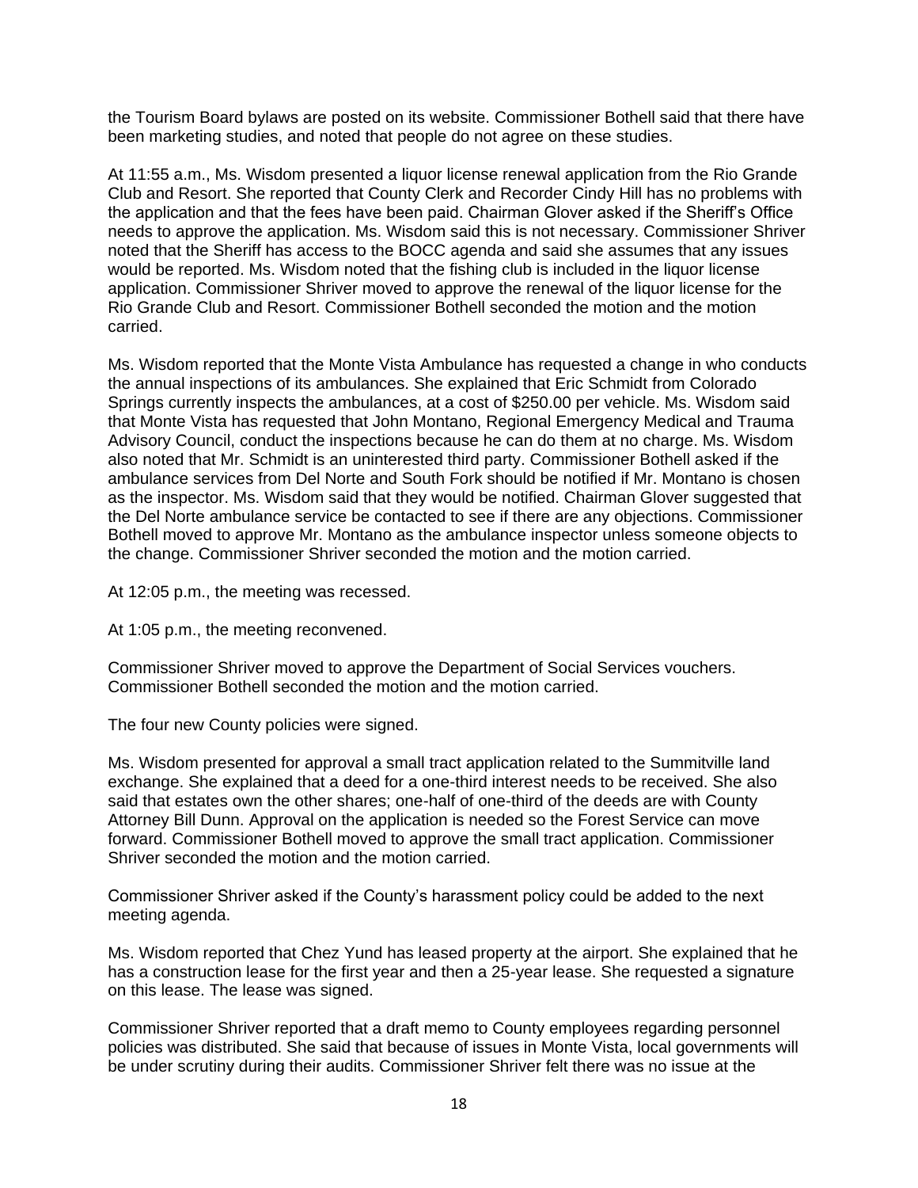the Tourism Board bylaws are posted on its website. Commissioner Bothell said that there have been marketing studies, and noted that people do not agree on these studies.

At 11:55 a.m., Ms. Wisdom presented a liquor license renewal application from the Rio Grande Club and Resort. She reported that County Clerk and Recorder Cindy Hill has no problems with the application and that the fees have been paid. Chairman Glover asked if the Sheriff's Office needs to approve the application. Ms. Wisdom said this is not necessary. Commissioner Shriver noted that the Sheriff has access to the BOCC agenda and said she assumes that any issues would be reported. Ms. Wisdom noted that the fishing club is included in the liquor license application. Commissioner Shriver moved to approve the renewal of the liquor license for the Rio Grande Club and Resort. Commissioner Bothell seconded the motion and the motion carried.

Ms. Wisdom reported that the Monte Vista Ambulance has requested a change in who conducts the annual inspections of its ambulances. She explained that Eric Schmidt from Colorado Springs currently inspects the ambulances, at a cost of $250.00 per vehicle. Ms. Wisdom said that Monte Vista has requested that John Montano, Regional Emergency Medical and Trauma Advisory Council, conduct the inspections because he can do them at no charge. Ms. Wisdom also noted that Mr. Schmidt is an uninterested third party. Commissioner Bothell asked if the ambulance services from Del Norte and South Fork should be notified if Mr. Montano is chosen as the inspector. Ms. Wisdom said that they would be notified. Chairman Glover suggested that the Del Norte ambulance service be contacted to see if there are any objections. Commissioner Bothell moved to approve Mr. Montano as the ambulance inspector unless someone objects to the change. Commissioner Shriver seconded the motion and the motion carried.

At 12:05 p.m., the meeting was recessed.

At 1:05 p.m., the meeting reconvened.

Commissioner Shriver moved to approve the Department of Social Services vouchers. Commissioner Bothell seconded the motion and the motion carried.

The four new County policies were signed.

Ms. Wisdom presented for approval a small tract application related to the Summitville land exchange. She explained that a deed for a one-third interest needs to be received. She also said that estates own the other shares; one-half of one-third of the deeds are with County Attorney Bill Dunn. Approval on the application is needed so the Forest Service can move forward. Commissioner Bothell moved to approve the small tract application. Commissioner Shriver seconded the motion and the motion carried.

Commissioner Shriver asked if the County's harassment policy could be added to the next meeting agenda.

Ms. Wisdom reported that Chez Yund has leased property at the airport. She explained that he has a construction lease for the first year and then a 25-year lease. She requested a signature on this lease. The lease was signed.

Commissioner Shriver reported that a draft memo to County employees regarding personnel policies was distributed. She said that because of issues in Monte Vista, local governments will be under scrutiny during their audits. Commissioner Shriver felt there was no issue at the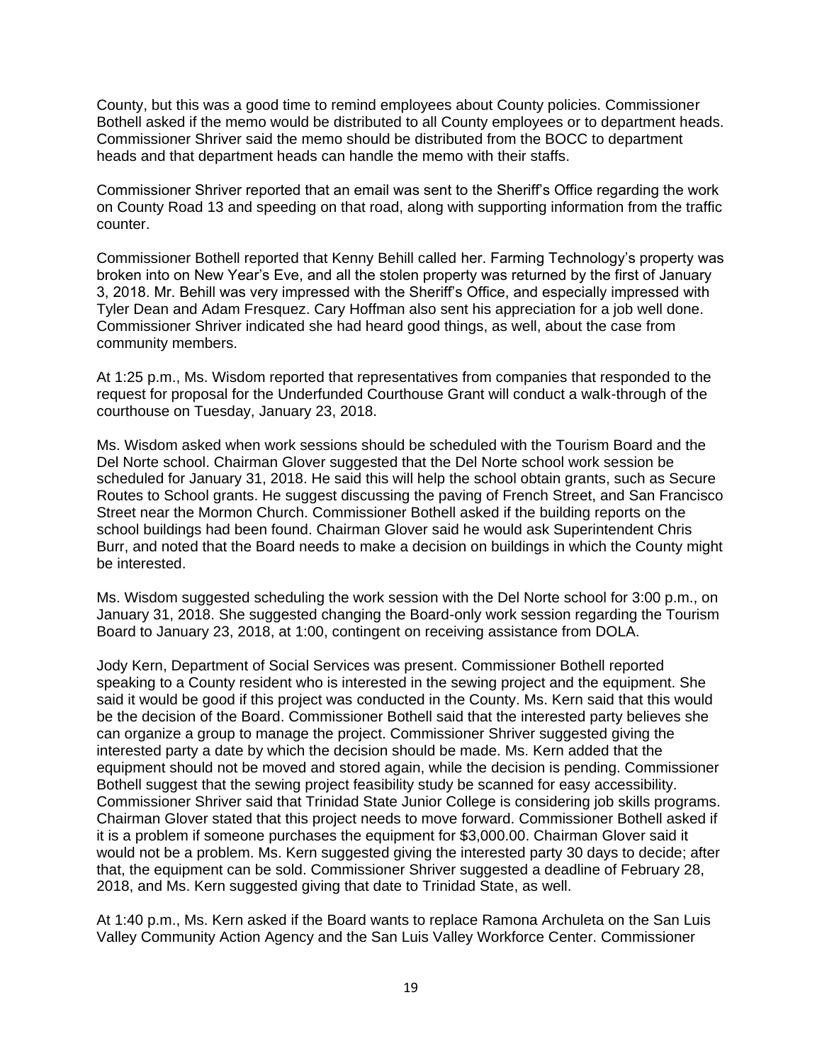County, but this was a good time to remind employees about County policies. Commissioner Bothell asked if the memo would be distributed to all County employees or to department heads. Commissioner Shriver said the memo should be distributed from the BOCC to department heads and that department heads can handle the memo with their staffs.

Commissioner Shriver reported that an email was sent to the Sheriff's Office regarding the work on County Road 13 and speeding on that road, along with supporting information from the traffic counter.

Commissioner Bothell reported that Kenny Behill called her. Farming Technology's property was broken into on New Year's Eve, and all the stolen property was returned by the first of January 3, 2018. Mr. Behill was very impressed with the Sheriff's Office, and especially impressed with Tyler Dean and Adam Fresquez. Cary Hoffman also sent his appreciation for a job well done. Commissioner Shriver indicated she had heard good things, as well, about the case from community members.

At 1:25 p.m., Ms. Wisdom reported that representatives from companies that responded to the request for proposal for the Underfunded Courthouse Grant will conduct a walk-through of the courthouse on Tuesday, January 23, 2018.

Ms. Wisdom asked when work sessions should be scheduled with the Tourism Board and the Del Norte school. Chairman Glover suggested that the Del Norte school work session be scheduled for January 31, 2018. He said this will help the school obtain grants, such as Secure Routes to School grants. He suggest discussing the paving of French Street, and San Francisco Street near the Mormon Church. Commissioner Bothell asked if the building reports on the school buildings had been found. Chairman Glover said he would ask Superintendent Chris Burr, and noted that the Board needs to make a decision on buildings in which the County might be interested.

Ms. Wisdom suggested scheduling the work session with the Del Norte school for 3:00 p.m., on January 31, 2018. She suggested changing the Board-only work session regarding the Tourism Board to January 23, 2018, at 1:00, contingent on receiving assistance from DOLA.

Jody Kern, Department of Social Services was present. Commissioner Bothell reported speaking to a County resident who is interested in the sewing project and the equipment. She said it would be good if this project was conducted in the County. Ms. Kern said that this would be the decision of the Board. Commissioner Bothell said that the interested party believes she can organize a group to manage the project. Commissioner Shriver suggested giving the interested party a date by which the decision should be made. Ms. Kern added that the equipment should not be moved and stored again, while the decision is pending. Commissioner Bothell suggest that the sewing project feasibility study be scanned for easy accessibility. Commissioner Shriver said that Trinidad State Junior College is considering job skills programs. Chairman Glover stated that this project needs to move forward. Commissioner Bothell asked if it is a problem if someone purchases the equipment for $3,000.00. Chairman Glover said it would not be a problem. Ms. Kern suggested giving the interested party 30 days to decide; after that, the equipment can be sold. Commissioner Shriver suggested a deadline of February 28, 2018, and Ms. Kern suggested giving that date to Trinidad State, as well.

At 1:40 p.m., Ms. Kern asked if the Board wants to replace Ramona Archuleta on the San Luis Valley Community Action Agency and the San Luis Valley Workforce Center. Commissioner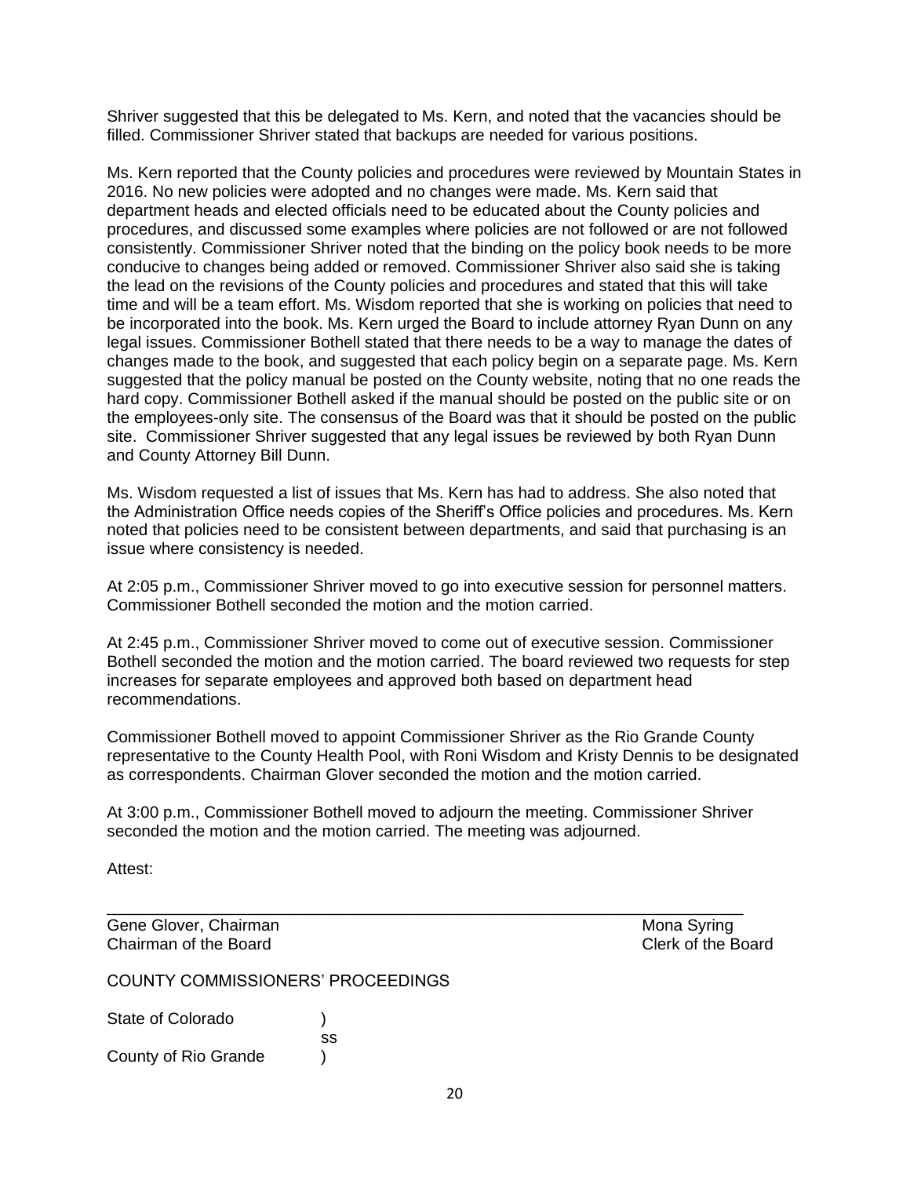Shriver suggested that this be delegated to Ms. Kern, and noted that the vacancies should be filled. Commissioner Shriver stated that backups are needed for various positions.

Ms. Kern reported that the County policies and procedures were reviewed by Mountain States in 2016. No new policies were adopted and no changes were made. Ms. Kern said that department heads and elected officials need to be educated about the County policies and procedures, and discussed some examples where policies are not followed or are not followed consistently. Commissioner Shriver noted that the binding on the policy book needs to be more conducive to changes being added or removed. Commissioner Shriver also said she is taking the lead on the revisions of the County policies and procedures and stated that this will take time and will be a team effort. Ms. Wisdom reported that she is working on policies that need to be incorporated into the book. Ms. Kern urged the Board to include attorney Ryan Dunn on any legal issues. Commissioner Bothell stated that there needs to be a way to manage the dates of changes made to the book, and suggested that each policy begin on a separate page. Ms. Kern suggested that the policy manual be posted on the County website, noting that no one reads the hard copy. Commissioner Bothell asked if the manual should be posted on the public site or on the employees-only site. The consensus of the Board was that it should be posted on the public site. Commissioner Shriver suggested that any legal issues be reviewed by both Ryan Dunn and County Attorney Bill Dunn.

Ms. Wisdom requested a list of issues that Ms. Kern has had to address. She also noted that the Administration Office needs copies of the Sheriff's Office policies and procedures. Ms. Kern noted that policies need to be consistent between departments, and said that purchasing is an issue where consistency is needed.

At 2:05 p.m., Commissioner Shriver moved to go into executive session for personnel matters. Commissioner Bothell seconded the motion and the motion carried.

At 2:45 p.m., Commissioner Shriver moved to come out of executive session. Commissioner Bothell seconded the motion and the motion carried. The board reviewed two requests for step increases for separate employees and approved both based on department head recommendations.

Commissioner Bothell moved to appoint Commissioner Shriver as the Rio Grande County representative to the County Health Pool, with Roni Wisdom and Kristy Dennis to be designated as correspondents. Chairman Glover seconded the motion and the motion carried.

At 3:00 p.m., Commissioner Bothell moved to adjourn the meeting. Commissioner Shriver seconded the motion and the motion carried. The meeting was adjourned.

Attest:

\_\_\_\_\_\_\_\_\_\_\_\_\_\_\_\_\_\_\_\_\_\_\_\_\_\_\_\_\_\_\_\_\_\_\_\_\_\_\_\_\_\_\_\_\_\_\_\_\_\_\_\_\_\_\_\_\_\_\_\_\_\_\_\_\_\_\_\_

Gene Glover, Chairman — Mona Syring
Chairman of the Board — Clerk of the Board

COUNTY COMMISSIONERS' PROCEEDINGS

State of Colorado )
ss
County of Rio Grande )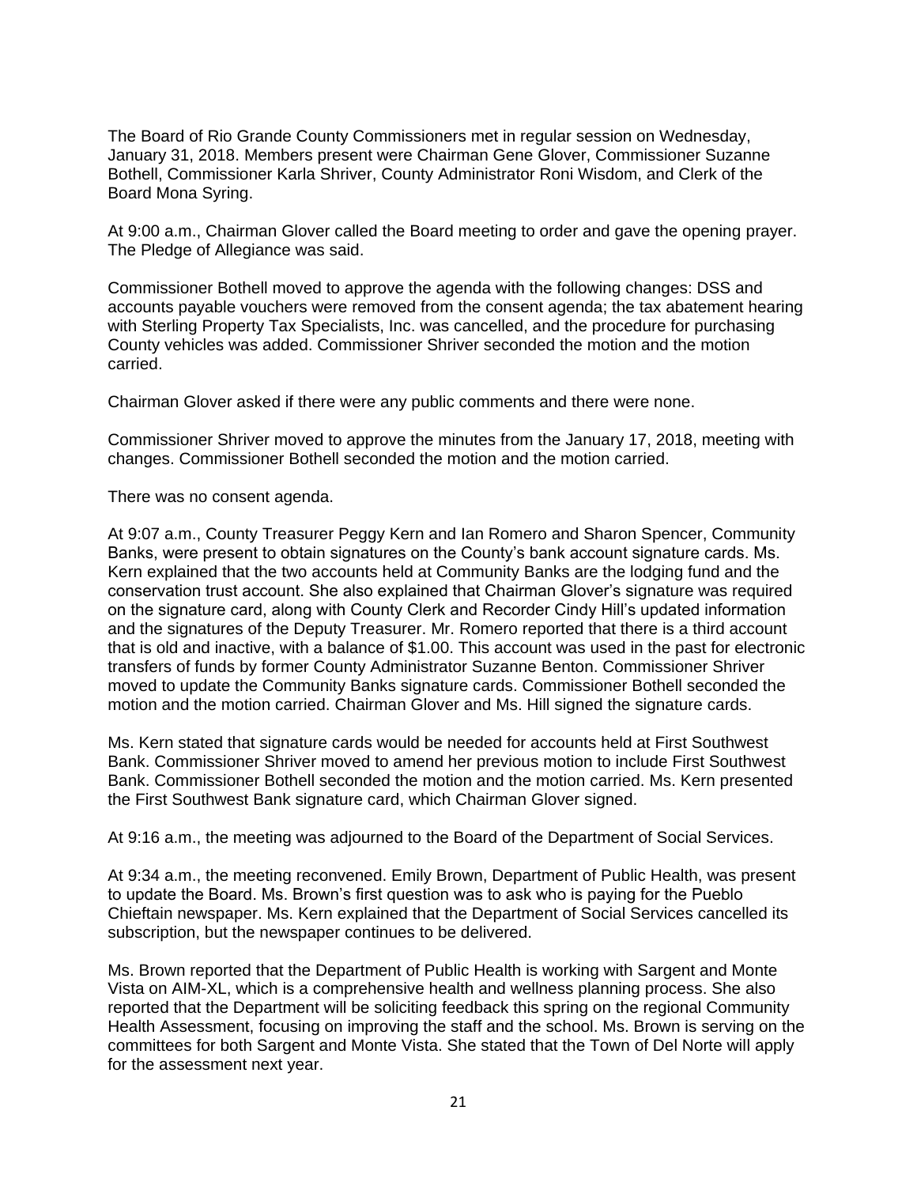The Board of Rio Grande County Commissioners met in regular session on Wednesday, January 31, 2018. Members present were Chairman Gene Glover, Commissioner Suzanne Bothell, Commissioner Karla Shriver, County Administrator Roni Wisdom, and Clerk of the Board Mona Syring.

At 9:00 a.m., Chairman Glover called the Board meeting to order and gave the opening prayer. The Pledge of Allegiance was said.

Commissioner Bothell moved to approve the agenda with the following changes: DSS and accounts payable vouchers were removed from the consent agenda; the tax abatement hearing with Sterling Property Tax Specialists, Inc. was cancelled, and the procedure for purchasing County vehicles was added. Commissioner Shriver seconded the motion and the motion carried.

Chairman Glover asked if there were any public comments and there were none.

Commissioner Shriver moved to approve the minutes from the January 17, 2018, meeting with changes. Commissioner Bothell seconded the motion and the motion carried.

There was no consent agenda.

At 9:07 a.m., County Treasurer Peggy Kern and Ian Romero and Sharon Spencer, Community Banks, were present to obtain signatures on the County's bank account signature cards. Ms. Kern explained that the two accounts held at Community Banks are the lodging fund and the conservation trust account. She also explained that Chairman Glover's signature was required on the signature card, along with County Clerk and Recorder Cindy Hill's updated information and the signatures of the Deputy Treasurer. Mr. Romero reported that there is a third account that is old and inactive, with a balance of $1.00. This account was used in the past for electronic transfers of funds by former County Administrator Suzanne Benton. Commissioner Shriver moved to update the Community Banks signature cards. Commissioner Bothell seconded the motion and the motion carried. Chairman Glover and Ms. Hill signed the signature cards.

Ms. Kern stated that signature cards would be needed for accounts held at First Southwest Bank. Commissioner Shriver moved to amend her previous motion to include First Southwest Bank. Commissioner Bothell seconded the motion and the motion carried. Ms. Kern presented the First Southwest Bank signature card, which Chairman Glover signed.

At 9:16 a.m., the meeting was adjourned to the Board of the Department of Social Services.

At 9:34 a.m., the meeting reconvened. Emily Brown, Department of Public Health, was present to update the Board. Ms. Brown's first question was to ask who is paying for the Pueblo Chieftain newspaper. Ms. Kern explained that the Department of Social Services cancelled its subscription, but the newspaper continues to be delivered.

Ms. Brown reported that the Department of Public Health is working with Sargent and Monte Vista on AIM-XL, which is a comprehensive health and wellness planning process. She also reported that the Department will be soliciting feedback this spring on the regional Community Health Assessment, focusing on improving the staff and the school. Ms. Brown is serving on the committees for both Sargent and Monte Vista. She stated that the Town of Del Norte will apply for the assessment next year.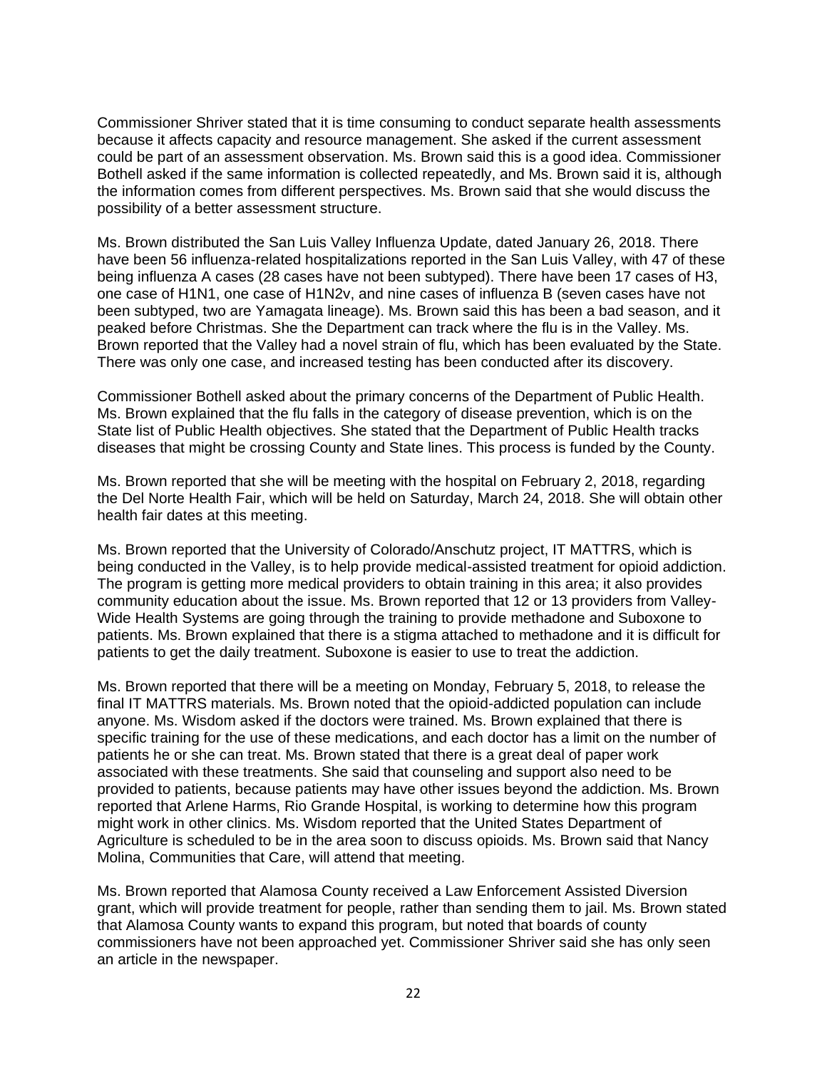Commissioner Shriver stated that it is time consuming to conduct separate health assessments because it affects capacity and resource management. She asked if the current assessment could be part of an assessment observation. Ms. Brown said this is a good idea. Commissioner Bothell asked if the same information is collected repeatedly, and Ms. Brown said it is, although the information comes from different perspectives. Ms. Brown said that she would discuss the possibility of a better assessment structure.

Ms. Brown distributed the San Luis Valley Influenza Update, dated January 26, 2018. There have been 56 influenza-related hospitalizations reported in the San Luis Valley, with 47 of these being influenza A cases (28 cases have not been subtyped). There have been 17 cases of H3, one case of H1N1, one case of H1N2v, and nine cases of influenza B (seven cases have not been subtyped, two are Yamagata lineage). Ms. Brown said this has been a bad season, and it peaked before Christmas. She the Department can track where the flu is in the Valley. Ms. Brown reported that the Valley had a novel strain of flu, which has been evaluated by the State. There was only one case, and increased testing has been conducted after its discovery.

Commissioner Bothell asked about the primary concerns of the Department of Public Health. Ms. Brown explained that the flu falls in the category of disease prevention, which is on the State list of Public Health objectives. She stated that the Department of Public Health tracks diseases that might be crossing County and State lines. This process is funded by the County.

Ms. Brown reported that she will be meeting with the hospital on February 2, 2018, regarding the Del Norte Health Fair, which will be held on Saturday, March 24, 2018. She will obtain other health fair dates at this meeting.

Ms. Brown reported that the University of Colorado/Anschutz project, IT MATTRS, which is being conducted in the Valley, is to help provide medical-assisted treatment for opioid addiction. The program is getting more medical providers to obtain training in this area; it also provides community education about the issue. Ms. Brown reported that 12 or 13 providers from Valley-Wide Health Systems are going through the training to provide methadone and Suboxone to patients. Ms. Brown explained that there is a stigma attached to methadone and it is difficult for patients to get the daily treatment. Suboxone is easier to use to treat the addiction.

Ms. Brown reported that there will be a meeting on Monday, February 5, 2018, to release the final IT MATTRS materials. Ms. Brown noted that the opioid-addicted population can include anyone. Ms. Wisdom asked if the doctors were trained. Ms. Brown explained that there is specific training for the use of these medications, and each doctor has a limit on the number of patients he or she can treat. Ms. Brown stated that there is a great deal of paper work associated with these treatments. She said that counseling and support also need to be provided to patients, because patients may have other issues beyond the addiction. Ms. Brown reported that Arlene Harms, Rio Grande Hospital, is working to determine how this program might work in other clinics. Ms. Wisdom reported that the United States Department of Agriculture is scheduled to be in the area soon to discuss opioids. Ms. Brown said that Nancy Molina, Communities that Care, will attend that meeting.

Ms. Brown reported that Alamosa County received a Law Enforcement Assisted Diversion grant, which will provide treatment for people, rather than sending them to jail. Ms. Brown stated that Alamosa County wants to expand this program, but noted that boards of county commissioners have not been approached yet. Commissioner Shriver said she has only seen an article in the newspaper.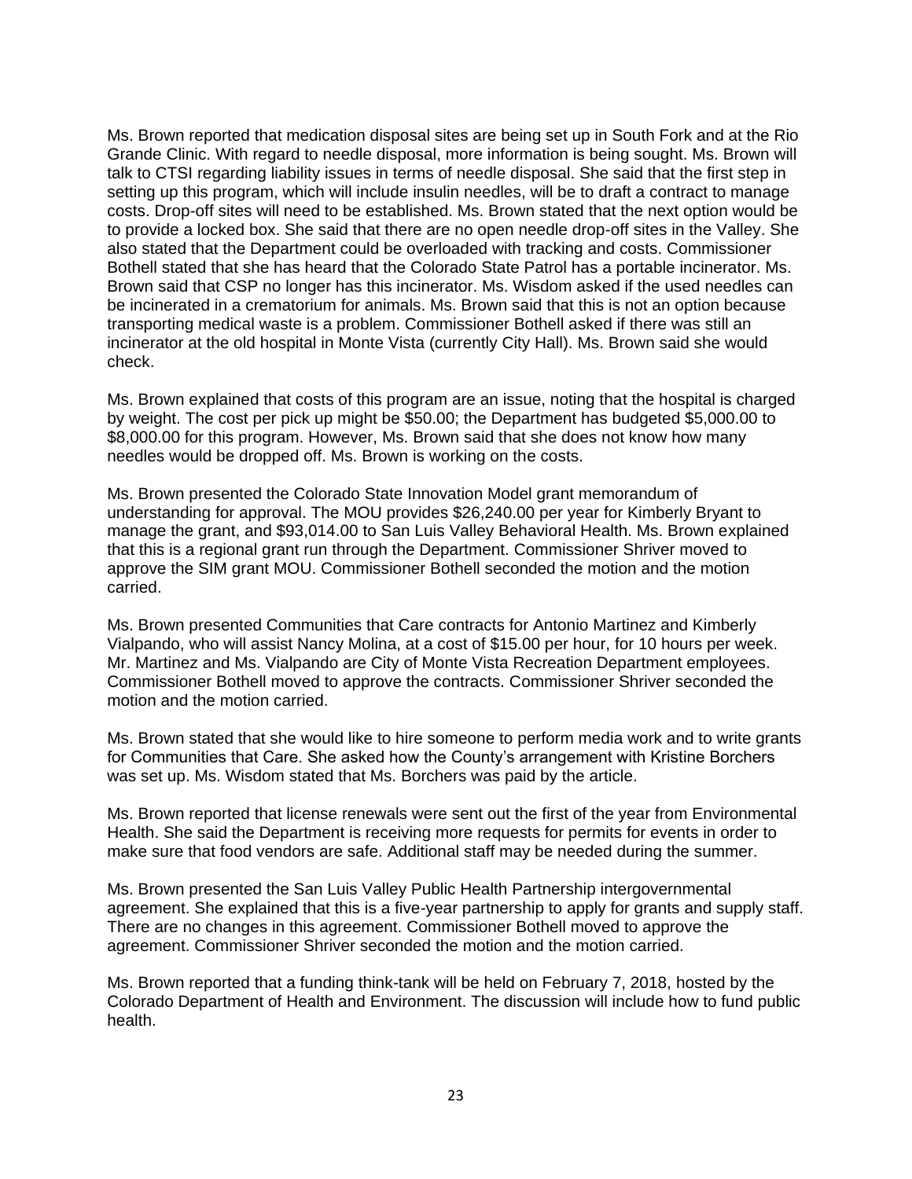Ms. Brown reported that medication disposal sites are being set up in South Fork and at the Rio Grande Clinic. With regard to needle disposal, more information is being sought. Ms. Brown will talk to CTSI regarding liability issues in terms of needle disposal. She said that the first step in setting up this program, which will include insulin needles, will be to draft a contract to manage costs. Drop-off sites will need to be established. Ms. Brown stated that the next option would be to provide a locked box. She said that there are no open needle drop-off sites in the Valley. She also stated that the Department could be overloaded with tracking and costs. Commissioner Bothell stated that she has heard that the Colorado State Patrol has a portable incinerator. Ms. Brown said that CSP no longer has this incinerator. Ms. Wisdom asked if the used needles can be incinerated in a crematorium for animals. Ms. Brown said that this is not an option because transporting medical waste is a problem. Commissioner Bothell asked if there was still an incinerator at the old hospital in Monte Vista (currently City Hall). Ms. Brown said she would check.

Ms. Brown explained that costs of this program are an issue, noting that the hospital is charged by weight. The cost per pick up might be $50.00; the Department has budgeted $5,000.00 to $8,000.00 for this program. However, Ms. Brown said that she does not know how many needles would be dropped off. Ms. Brown is working on the costs.

Ms. Brown presented the Colorado State Innovation Model grant memorandum of understanding for approval. The MOU provides $26,240.00 per year for Kimberly Bryant to manage the grant, and $93,014.00 to San Luis Valley Behavioral Health. Ms. Brown explained that this is a regional grant run through the Department. Commissioner Shriver moved to approve the SIM grant MOU. Commissioner Bothell seconded the motion and the motion carried.

Ms. Brown presented Communities that Care contracts for Antonio Martinez and Kimberly Vialpando, who will assist Nancy Molina, at a cost of $15.00 per hour, for 10 hours per week. Mr. Martinez and Ms. Vialpando are City of Monte Vista Recreation Department employees. Commissioner Bothell moved to approve the contracts. Commissioner Shriver seconded the motion and the motion carried.

Ms. Brown stated that she would like to hire someone to perform media work and to write grants for Communities that Care. She asked how the County's arrangement with Kristine Borchers was set up. Ms. Wisdom stated that Ms. Borchers was paid by the article.

Ms. Brown reported that license renewals were sent out the first of the year from Environmental Health. She said the Department is receiving more requests for permits for events in order to make sure that food vendors are safe. Additional staff may be needed during the summer.

Ms. Brown presented the San Luis Valley Public Health Partnership intergovernmental agreement. She explained that this is a five-year partnership to apply for grants and supply staff. There are no changes in this agreement. Commissioner Bothell moved to approve the agreement. Commissioner Shriver seconded the motion and the motion carried.

Ms. Brown reported that a funding think-tank will be held on February 7, 2018, hosted by the Colorado Department of Health and Environment. The discussion will include how to fund public health.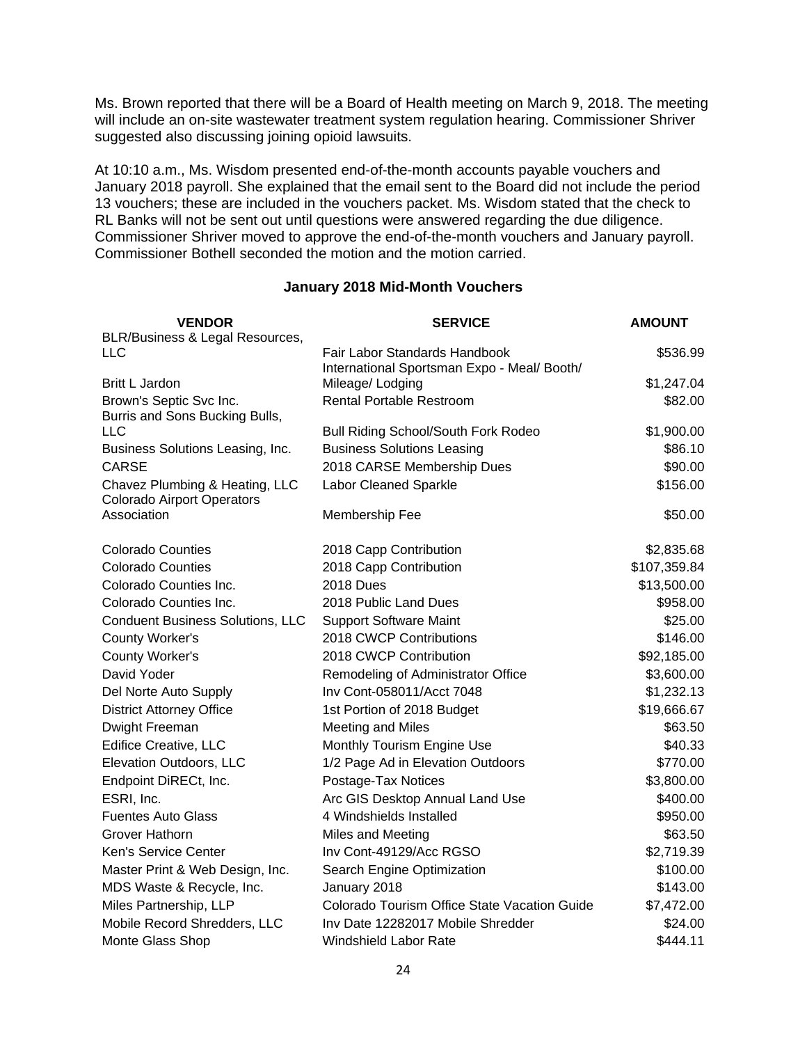Ms. Brown reported that there will be a Board of Health meeting on March 9, 2018. The meeting will include an on-site wastewater treatment system regulation hearing. Commissioner Shriver suggested also discussing joining opioid lawsuits.

At 10:10 a.m., Ms. Wisdom presented end-of-the-month accounts payable vouchers and January 2018 payroll. She explained that the email sent to the Board did not include the period 13 vouchers; these are included in the vouchers packet. Ms. Wisdom stated that the check to RL Banks will not be sent out until questions were answered regarding the due diligence. Commissioner Shriver moved to approve the end-of-the-month vouchers and January payroll. Commissioner Bothell seconded the motion and the motion carried.

**January 2018 Mid-Month Vouchers**

| VENDOR | SERVICE | AMOUNT |
|---|---|---|
| BLR/Business & Legal Resources, LLC | Fair Labor Standards Handbook | $536.99 |
| Britt L Jardon | International Sportsman Expo - Meal/ Booth/ Mileage/ Lodging | $1,247.04 |
| Brown's Septic Svc Inc. | Rental Portable Restroom | $82.00 |
| Burris and Sons Bucking Bulls, LLC | Bull Riding School/South Fork Rodeo | $1,900.00 |
| Business Solutions Leasing, Inc. | Business Solutions Leasing | $86.10 |
| CARSE | 2018 CARSE Membership Dues | $90.00 |
| Chavez Plumbing & Heating, LLC | Labor Cleaned Sparkle | $156.00 |
| Colorado Airport Operators Association | Membership Fee | $50.00 |
| Colorado Counties | 2018 Capp Contribution | $2,835.68 |
| Colorado Counties | 2018 Capp Contribution | $107,359.84 |
| Colorado Counties Inc. | 2018 Dues | $13,500.00 |
| Colorado Counties Inc. | 2018 Public Land Dues | $958.00 |
| Conduent Business Solutions, LLC | Support Software Maint | $25.00 |
| County Worker's | 2018 CWCP Contributions | $146.00 |
| County Worker's | 2018 CWCP Contribution | $92,185.00 |
| David Yoder | Remodeling of Administrator Office | $3,600.00 |
| Del Norte Auto Supply | Inv Cont-058011/Acct 7048 | $1,232.13 |
| District Attorney Office | 1st Portion of 2018 Budget | $19,666.67 |
| Dwight Freeman | Meeting and Miles | $63.50 |
| Edifice Creative, LLC | Monthly Tourism Engine Use | $40.33 |
| Elevation Outdoors, LLC | 1/2 Page Ad in Elevation Outdoors | $770.00 |
| Endpoint DiRECt, Inc. | Postage-Tax Notices | $3,800.00 |
| ESRI, Inc. | Arc GIS Desktop Annual Land Use | $400.00 |
| Fuentes Auto Glass | 4 Windshields Installed | $950.00 |
| Grover Hathorn | Miles and Meeting | $63.50 |
| Ken's Service Center | Inv Cont-49129/Acc RGSO | $2,719.39 |
| Master Print & Web Design, Inc. | Search Engine Optimization | $100.00 |
| MDS Waste & Recycle, Inc. | January 2018 | $143.00 |
| Miles Partnership, LLP | Colorado Tourism Office State Vacation Guide | $7,472.00 |
| Mobile Record Shredders, LLC | Inv Date 12282017 Mobile Shredder | $24.00 |
| Monte Glass Shop | Windshield Labor Rate | $444.11 |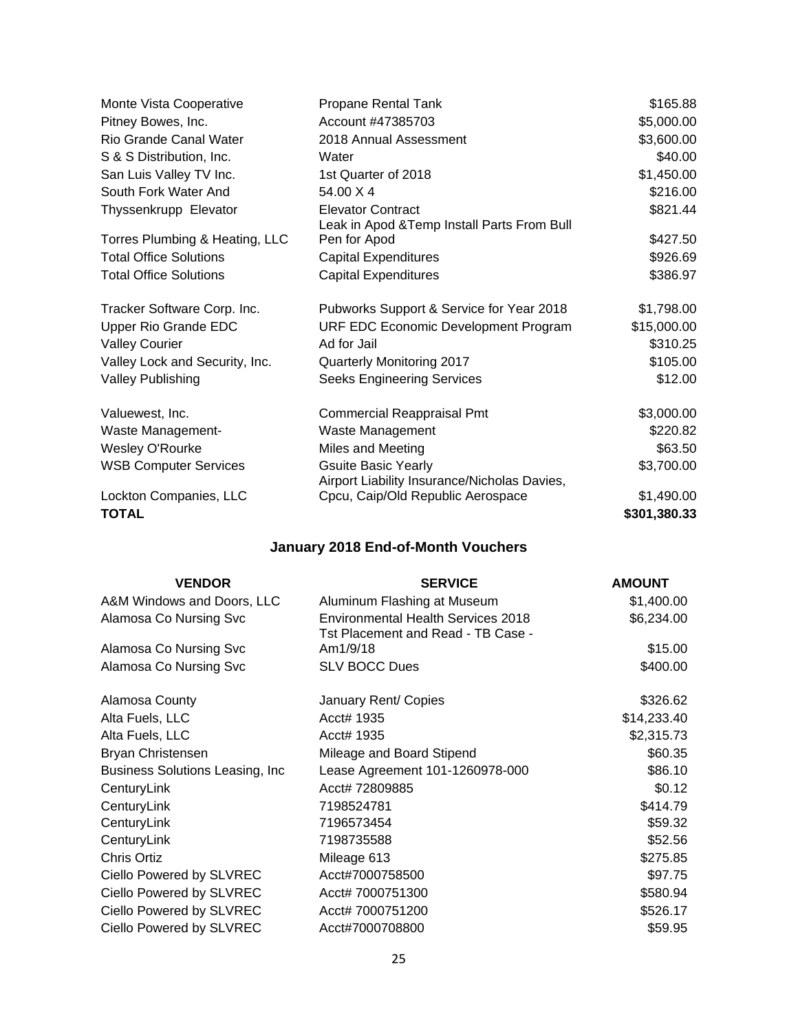| | | |
|---|---|---|
| Monte Vista Cooperative | Propane Rental Tank | $165.88 |
| Pitney Bowes, Inc. | Account #47385703 | $5,000.00 |
| Rio Grande Canal Water | 2018 Annual Assessment | $3,600.00 |
| S & S Distribution, Inc. | Water | $40.00 |
| San Luis Valley TV Inc. | 1st Quarter of 2018 | $1,450.00 |
| South Fork Water And | 54.00 X 4 | $216.00 |
| Thyssenkrupp Elevator | Elevator Contract | $821.44 |
| Torres Plumbing & Heating, LLC | Leak in Apod &Temp Install Parts From Bull Pen for Apod | $427.50 |
| Total Office Solutions | Capital Expenditures | $926.69 |
| Total Office Solutions | Capital Expenditures | $386.97 |
| Tracker Software Corp. Inc. | Pubworks Support & Service for Year 2018 | $1,798.00 |
| Upper Rio Grande EDC | URF EDC Economic Development Program | $15,000.00 |
| Valley Courier | Ad for Jail | $310.25 |
| Valley Lock and Security, Inc. | Quarterly Monitoring 2017 | $105.00 |
| Valley Publishing | Seeks Engineering Services | $12.00 |
| Valuewest, Inc. | Commercial Reappraisal Pmt | $3,000.00 |
| Waste Management- | Waste Management | $220.82 |
| Wesley O'Rourke | Miles and Meeting | $63.50 |
| WSB Computer Services | Gsuite Basic Yearly | $3,700.00 |
| Lockton Companies, LLC | Airport Liability Insurance/Nicholas Davies, Cpcu, Caip/Old Republic Aerospace | $1,490.00 |
| **TOTAL** | | **$301,380.33** |

## January 2018 End-of-Month Vouchers

| VENDOR | SERVICE | AMOUNT |
|---|---|---|
| A&M Windows and Doors, LLC | Aluminum Flashing at Museum | $1,400.00 |
| Alamosa Co Nursing Svc | Environmental Health Services 2018 | $6,234.00 |
| Alamosa Co Nursing Svc | Tst Placement and Read - TB Case - Am1/9/18 | $15.00 |
| Alamosa Co Nursing Svc | SLV BOCC Dues | $400.00 |
| Alamosa County | January Rent/ Copies | $326.62 |
| Alta Fuels, LLC | Acct# 1935 | $14,233.40 |
| Alta Fuels, LLC | Acct# 1935 | $2,315.73 |
| Bryan Christensen | Mileage and Board Stipend | $60.35 |
| Business Solutions Leasing, Inc | Lease Agreement 101-1260978-000 | $86.10 |
| CenturyLink | Acct# 72809885 | $0.12 |
| CenturyLink | 7198524781 | $414.79 |
| CenturyLink | 7196573454 | $59.32 |
| CenturyLink | 7198735588 | $52.56 |
| Chris Ortiz | Mileage 613 | $275.85 |
| Ciello Powered by SLVREC | Acct#7000758500 | $97.75 |
| Ciello Powered by SLVREC | Acct# 7000751300 | $580.94 |
| Ciello Powered by SLVREC | Acct# 7000751200 | $526.17 |
| Ciello Powered by SLVREC | Acct#7000708800 | $59.95 |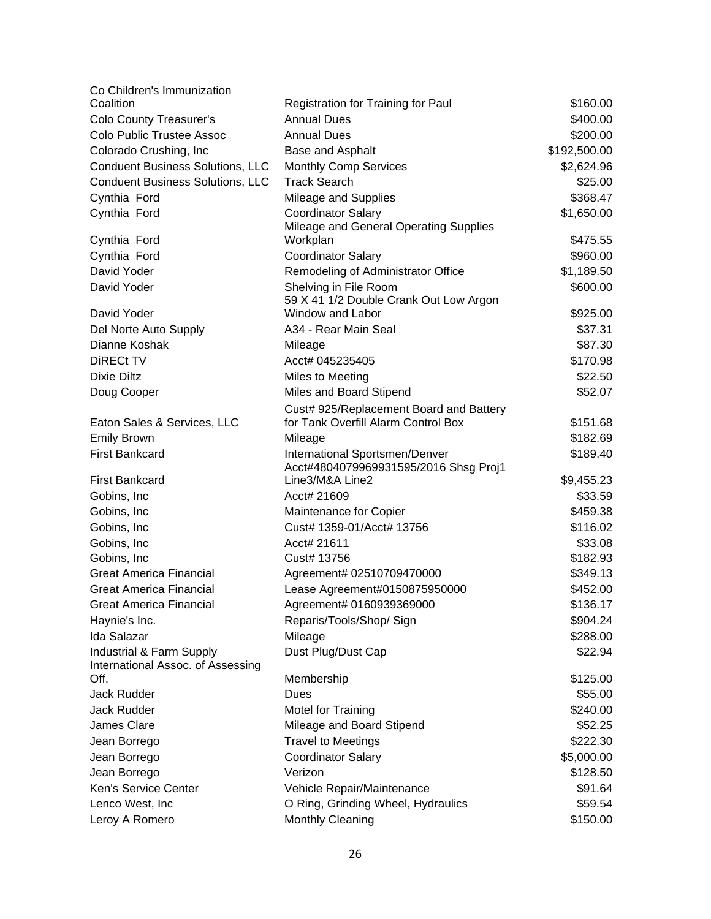| | | |
|---|---|---|
| Co Children's Immunization Coalition | Registration for Training for Paul | $160.00 |
| Colo County Treasurer's | Annual Dues | $400.00 |
| Colo Public Trustee Assoc | Annual Dues | $200.00 |
| Colorado Crushing, Inc | Base and Asphalt | $192,500.00 |
| Conduent Business Solutions, LLC | Monthly Comp Services | $2,624.96 |
| Conduent Business Solutions, LLC | Track Search | $25.00 |
| Cynthia Ford | Mileage and Supplies | $368.47 |
| Cynthia Ford | Coordinator Salary | $1,650.00 |
| Cynthia Ford | Mileage and General Operating Supplies Workplan | $475.55 |
| Cynthia Ford | Coordinator Salary | $960.00 |
| David Yoder | Remodeling of Administrator Office | $1,189.50 |
| David Yoder | Shelving in File Room | $600.00 |
| David Yoder | 59 X 41 1/2 Double Crank Out Low Argon Window and Labor | $925.00 |
| Del Norte Auto Supply | A34 - Rear Main Seal | $37.31 |
| Dianne Koshak | Mileage | $87.30 |
| DiRECt TV | Acct# 045235405 | $170.98 |
| Dixie Diltz | Miles to Meeting | $22.50 |
| Doug Cooper | Miles and Board Stipend | $52.07 |
| Eaton Sales & Services, LLC | Cust# 925/Replacement Board and Battery for Tank Overfill Alarm Control Box | $151.68 |
| Emily Brown | Mileage | $182.69 |
| First Bankcard | International Sportsmen/Denver | $189.40 |
| First Bankcard | Acct#4804079969931595/2016 Shsg Proj1 Line3/M&A Line2 | $9,455.23 |
| Gobins, Inc | Acct# 21609 | $33.59 |
| Gobins, Inc | Maintenance for Copier | $459.38 |
| Gobins, Inc | Cust# 1359-01/Acct# 13756 | $116.02 |
| Gobins, Inc | Acct# 21611 | $33.08 |
| Gobins, Inc | Cust# 13756 | $182.93 |
| Great America Financial | Agreement# 02510709470000 | $349.13 |
| Great America Financial | Lease Agreement#0150875950000 | $452.00 |
| Great America Financial | Agreement# 0160939369000 | $136.17 |
| Haynie's Inc. | Reparis/Tools/Shop/ Sign | $904.24 |
| Ida Salazar | Mileage | $288.00 |
| Industrial & Farm Supply | Dust Plug/Dust Cap | $22.94 |
| International Assoc. of Assessing Off. | Membership | $125.00 |
| Jack Rudder | Dues | $55.00 |
| Jack Rudder | Motel for Training | $240.00 |
| James Clare | Mileage and Board Stipend | $52.25 |
| Jean Borrego | Travel to Meetings | $222.30 |
| Jean Borrego | Coordinator Salary | $5,000.00 |
| Jean Borrego | Verizon | $128.50 |
| Ken's Service Center | Vehicle Repair/Maintenance | $91.64 |
| Lenco West, Inc | O Ring, Grinding Wheel, Hydraulics | $59.54 |
| Leroy A Romero | Monthly Cleaning | $150.00 |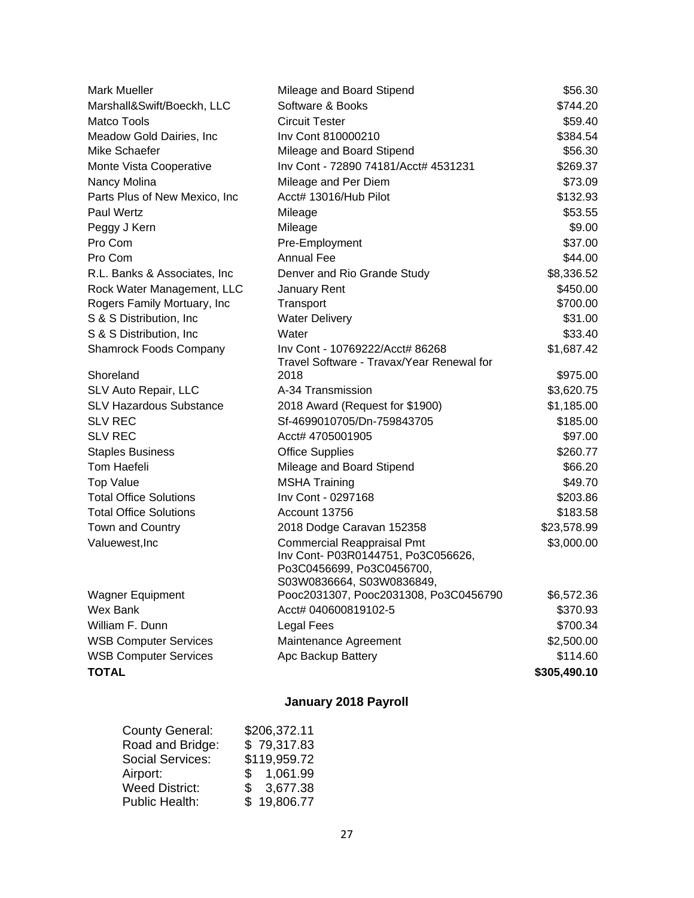| | | |
|---|---|---|
| Mark Mueller | Mileage and Board Stipend | $56.30 |
| Marshall&Swift/Boeckh, LLC | Software & Books | $744.20 |
| Matco Tools | Circuit Tester | $59.40 |
| Meadow Gold Dairies, Inc | Inv Cont 810000210 | $384.54 |
| Mike Schaefer | Mileage and Board Stipend | $56.30 |
| Monte Vista Cooperative | Inv Cont - 72890 74181/Acct# 4531231 | $269.37 |
| Nancy Molina | Mileage and Per Diem | $73.09 |
| Parts Plus of New Mexico, Inc | Acct# 13016/Hub Pilot | $132.93 |
| Paul Wertz | Mileage | $53.55 |
| Peggy J Kern | Mileage | $9.00 |
| Pro Com | Pre-Employment | $37.00 |
| Pro Com | Annual Fee | $44.00 |
| R.L. Banks & Associates, Inc | Denver and Rio Grande Study | $8,336.52 |
| Rock Water Management, LLC | January Rent | $450.00 |
| Rogers Family Mortuary, Inc | Transport | $700.00 |
| S & S Distribution, Inc | Water Delivery | $31.00 |
| S & S Distribution, Inc | Water | $33.40 |
| Shamrock Foods Company | Inv Cont - 10769222/Acct# 86268 | $1,687.42 |
| Shoreland | Travel Software - Travax/Year Renewal for 2018 | $975.00 |
| SLV Auto Repair, LLC | A-34 Transmission | $3,620.75 |
| SLV Hazardous Substance | 2018 Award (Request for $1900) | $1,185.00 |
| SLV REC | Sf-4699010705/Dn-759843705 | $185.00 |
| SLV REC | Acct# 4705001905 | $97.00 |
| Staples Business | Office Supplies | $260.77 |
| Tom Haefeli | Mileage and Board Stipend | $66.20 |
| Top Value | MSHA Training | $49.70 |
| Total Office Solutions | Inv Cont - 0297168 | $203.86 |
| Total Office Solutions | Account 13756 | $183.58 |
| Town and Country | 2018 Dodge Caravan 152358 | $23,578.99 |
| Valuewest,Inc | Commercial Reappraisal Pmt | $3,000.00 |
| Wagner Equipment | Inv Cont- P03R0144751, Po3C056626, Po3C0456699, Po3C0456700, S03W0836664, S03W0836849, Pooc2031307, Pooc2031308, Po3C0456790 | $6,572.36 |
| Wex Bank | Acct# 040600819102-5 | $370.93 |
| William F. Dunn | Legal Fees | $700.34 |
| WSB Computer Services | Maintenance Agreement | $2,500.00 |
| WSB Computer Services | Apc Backup Battery | $114.60 |
| **TOTAL** | | **$305,490.10** |

## January 2018 Payroll

| | |
|---|---|
| County General: | $206,372.11 |
| Road and Bridge: | $ 79,317.83 |
| Social Services: | $119,959.72 |
| Airport: | $ 1,061.99 |
| Weed District: | $ 3,677.38 |
| Public Health: | $ 19,806.77 |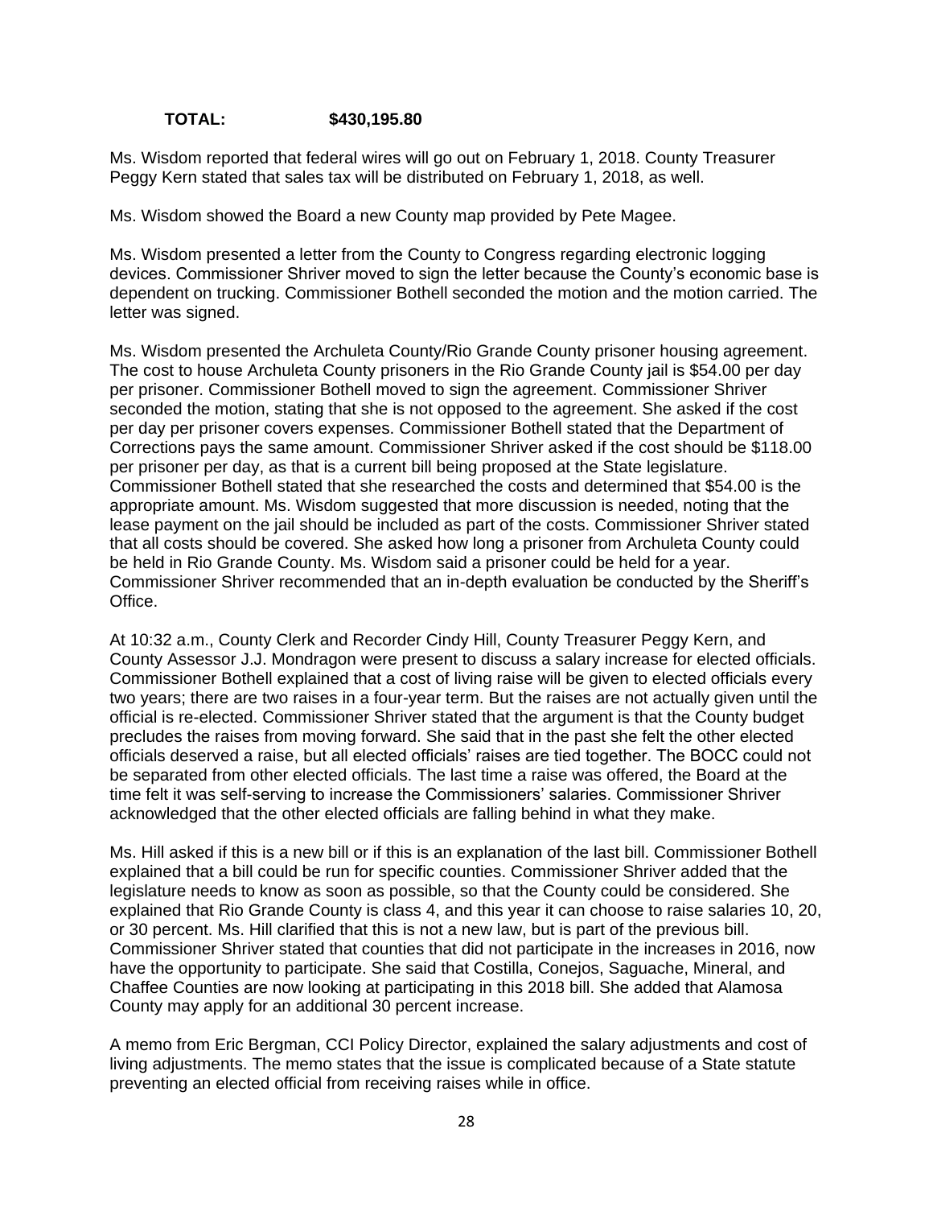**TOTAL: $430,195.80**

Ms. Wisdom reported that federal wires will go out on February 1, 2018. County Treasurer Peggy Kern stated that sales tax will be distributed on February 1, 2018, as well.

Ms. Wisdom showed the Board a new County map provided by Pete Magee.

Ms. Wisdom presented a letter from the County to Congress regarding electronic logging devices. Commissioner Shriver moved to sign the letter because the County's economic base is dependent on trucking. Commissioner Bothell seconded the motion and the motion carried. The letter was signed.

Ms. Wisdom presented the Archuleta County/Rio Grande County prisoner housing agreement. The cost to house Archuleta County prisoners in the Rio Grande County jail is $54.00 per day per prisoner. Commissioner Bothell moved to sign the agreement. Commissioner Shriver seconded the motion, stating that she is not opposed to the agreement. She asked if the cost per day per prisoner covers expenses. Commissioner Bothell stated that the Department of Corrections pays the same amount. Commissioner Shriver asked if the cost should be $118.00 per prisoner per day, as that is a current bill being proposed at the State legislature. Commissioner Bothell stated that she researched the costs and determined that $54.00 is the appropriate amount. Ms. Wisdom suggested that more discussion is needed, noting that the lease payment on the jail should be included as part of the costs. Commissioner Shriver stated that all costs should be covered. She asked how long a prisoner from Archuleta County could be held in Rio Grande County. Ms. Wisdom said a prisoner could be held for a year. Commissioner Shriver recommended that an in-depth evaluation be conducted by the Sheriff's Office.

At 10:32 a.m., County Clerk and Recorder Cindy Hill, County Treasurer Peggy Kern, and County Assessor J.J. Mondragon were present to discuss a salary increase for elected officials. Commissioner Bothell explained that a cost of living raise will be given to elected officials every two years; there are two raises in a four-year term. But the raises are not actually given until the official is re-elected. Commissioner Shriver stated that the argument is that the County budget precludes the raises from moving forward. She said that in the past she felt the other elected officials deserved a raise, but all elected officials' raises are tied together. The BOCC could not be separated from other elected officials. The last time a raise was offered, the Board at the time felt it was self-serving to increase the Commissioners' salaries. Commissioner Shriver acknowledged that the other elected officials are falling behind in what they make.

Ms. Hill asked if this is a new bill or if this is an explanation of the last bill. Commissioner Bothell explained that a bill could be run for specific counties. Commissioner Shriver added that the legislature needs to know as soon as possible, so that the County could be considered. She explained that Rio Grande County is class 4, and this year it can choose to raise salaries 10, 20, or 30 percent. Ms. Hill clarified that this is not a new law, but is part of the previous bill. Commissioner Shriver stated that counties that did not participate in the increases in 2016, now have the opportunity to participate. She said that Costilla, Conejos, Saguache, Mineral, and Chaffee Counties are now looking at participating in this 2018 bill. She added that Alamosa County may apply for an additional 30 percent increase.

A memo from Eric Bergman, CCI Policy Director, explained the salary adjustments and cost of living adjustments. The memo states that the issue is complicated because of a State statute preventing an elected official from receiving raises while in office.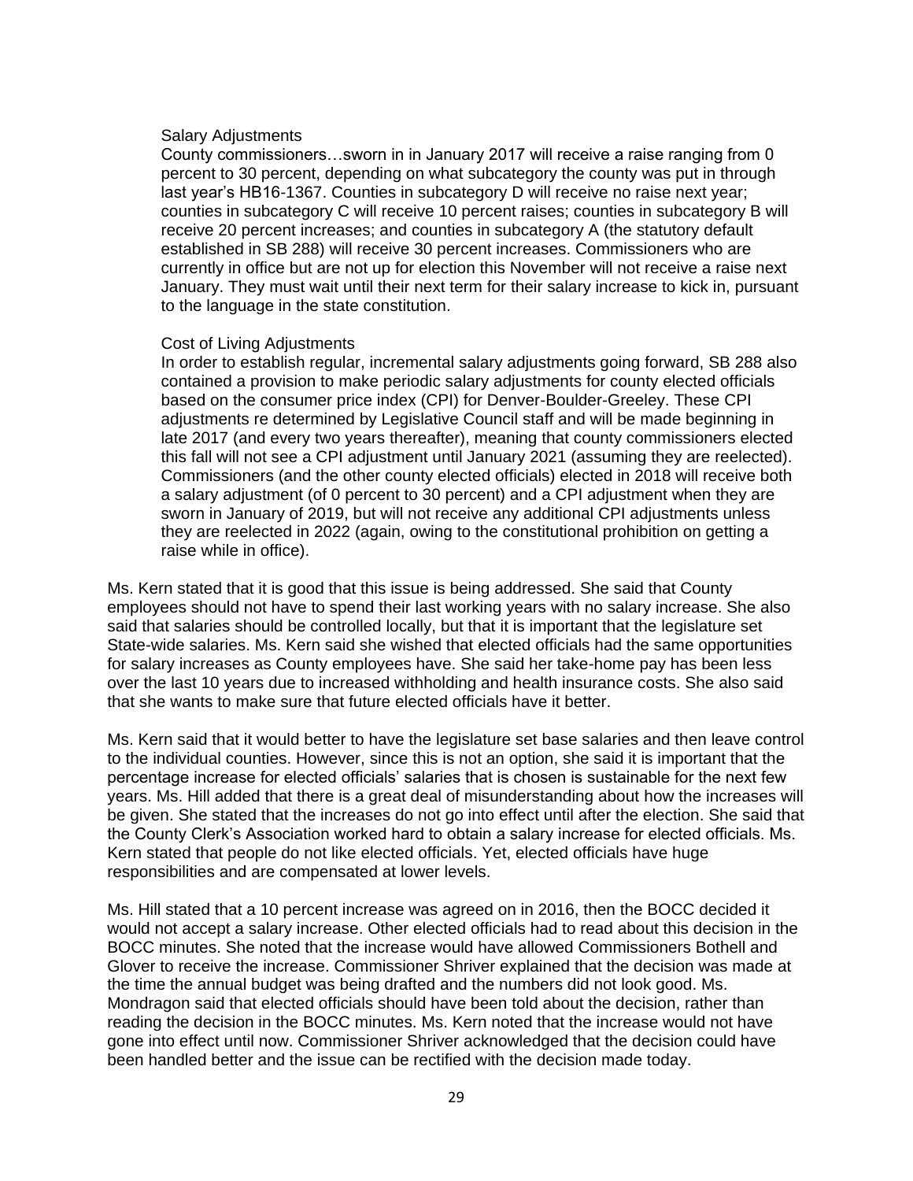Salary Adjustments

County commissioners…sworn in in January 2017 will receive a raise ranging from 0 percent to 30 percent, depending on what subcategory the county was put in through last year's HB16-1367. Counties in subcategory D will receive no raise next year; counties in subcategory C will receive 10 percent raises; counties in subcategory B will receive 20 percent increases; and counties in subcategory A (the statutory default established in SB 288) will receive 30 percent increases. Commissioners who are currently in office but are not up for election this November will not receive a raise next January. They must wait until their next term for their salary increase to kick in, pursuant to the language in the state constitution.

Cost of Living Adjustments

In order to establish regular, incremental salary adjustments going forward, SB 288 also contained a provision to make periodic salary adjustments for county elected officials based on the consumer price index (CPI) for Denver-Boulder-Greeley. These CPI adjustments re determined by Legislative Council staff and will be made beginning in late 2017 (and every two years thereafter), meaning that county commissioners elected this fall will not see a CPI adjustment until January 2021 (assuming they are reelected). Commissioners (and the other county elected officials) elected in 2018 will receive both a salary adjustment (of 0 percent to 30 percent) and a CPI adjustment when they are sworn in January of 2019, but will not receive any additional CPI adjustments unless they are reelected in 2022 (again, owing to the constitutional prohibition on getting a raise while in office).

Ms. Kern stated that it is good that this issue is being addressed. She said that County employees should not have to spend their last working years with no salary increase. She also said that salaries should be controlled locally, but that it is important that the legislature set State-wide salaries. Ms. Kern said she wished that elected officials had the same opportunities for salary increases as County employees have. She said her take-home pay has been less over the last 10 years due to increased withholding and health insurance costs. She also said that she wants to make sure that future elected officials have it better.

Ms. Kern said that it would better to have the legislature set base salaries and then leave control to the individual counties. However, since this is not an option, she said it is important that the percentage increase for elected officials' salaries that is chosen is sustainable for the next few years. Ms. Hill added that there is a great deal of misunderstanding about how the increases will be given. She stated that the increases do not go into effect until after the election. She said that the County Clerk's Association worked hard to obtain a salary increase for elected officials. Ms. Kern stated that people do not like elected officials. Yet, elected officials have huge responsibilities and are compensated at lower levels.

Ms. Hill stated that a 10 percent increase was agreed on in 2016, then the BOCC decided it would not accept a salary increase. Other elected officials had to read about this decision in the BOCC minutes. She noted that the increase would have allowed Commissioners Bothell and Glover to receive the increase. Commissioner Shriver explained that the decision was made at the time the annual budget was being drafted and the numbers did not look good. Ms. Mondragon said that elected officials should have been told about the decision, rather than reading the decision in the BOCC minutes. Ms. Kern noted that the increase would not have gone into effect until now. Commissioner Shriver acknowledged that the decision could have been handled better and the issue can be rectified with the decision made today.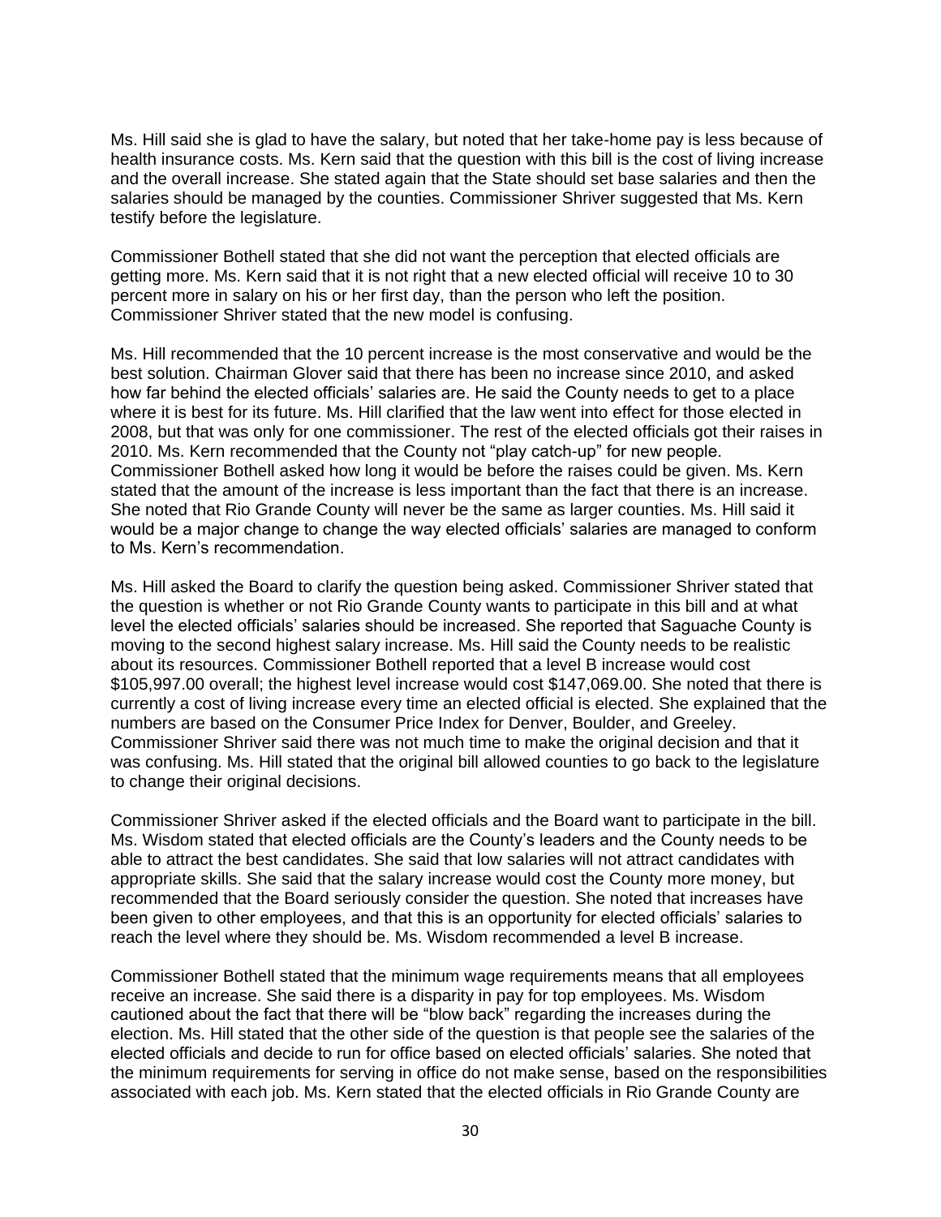Ms. Hill said she is glad to have the salary, but noted that her take-home pay is less because of health insurance costs. Ms. Kern said that the question with this bill is the cost of living increase and the overall increase. She stated again that the State should set base salaries and then the salaries should be managed by the counties. Commissioner Shriver suggested that Ms. Kern testify before the legislature.

Commissioner Bothell stated that she did not want the perception that elected officials are getting more. Ms. Kern said that it is not right that a new elected official will receive 10 to 30 percent more in salary on his or her first day, than the person who left the position. Commissioner Shriver stated that the new model is confusing.

Ms. Hill recommended that the 10 percent increase is the most conservative and would be the best solution. Chairman Glover said that there has been no increase since 2010, and asked how far behind the elected officials' salaries are. He said the County needs to get to a place where it is best for its future. Ms. Hill clarified that the law went into effect for those elected in 2008, but that was only for one commissioner. The rest of the elected officials got their raises in 2010. Ms. Kern recommended that the County not "play catch-up" for new people. Commissioner Bothell asked how long it would be before the raises could be given. Ms. Kern stated that the amount of the increase is less important than the fact that there is an increase. She noted that Rio Grande County will never be the same as larger counties. Ms. Hill said it would be a major change to change the way elected officials' salaries are managed to conform to Ms. Kern's recommendation.

Ms. Hill asked the Board to clarify the question being asked. Commissioner Shriver stated that the question is whether or not Rio Grande County wants to participate in this bill and at what level the elected officials' salaries should be increased. She reported that Saguache County is moving to the second highest salary increase. Ms. Hill said the County needs to be realistic about its resources. Commissioner Bothell reported that a level B increase would cost $105,997.00 overall; the highest level increase would cost $147,069.00. She noted that there is currently a cost of living increase every time an elected official is elected. She explained that the numbers are based on the Consumer Price Index for Denver, Boulder, and Greeley. Commissioner Shriver said there was not much time to make the original decision and that it was confusing. Ms. Hill stated that the original bill allowed counties to go back to the legislature to change their original decisions.

Commissioner Shriver asked if the elected officials and the Board want to participate in the bill. Ms. Wisdom stated that elected officials are the County's leaders and the County needs to be able to attract the best candidates. She said that low salaries will not attract candidates with appropriate skills. She said that the salary increase would cost the County more money, but recommended that the Board seriously consider the question. She noted that increases have been given to other employees, and that this is an opportunity for elected officials' salaries to reach the level where they should be. Ms. Wisdom recommended a level B increase.

Commissioner Bothell stated that the minimum wage requirements means that all employees receive an increase. She said there is a disparity in pay for top employees. Ms. Wisdom cautioned about the fact that there will be "blow back" regarding the increases during the election. Ms. Hill stated that the other side of the question is that people see the salaries of the elected officials and decide to run for office based on elected officials' salaries. She noted that the minimum requirements for serving in office do not make sense, based on the responsibilities associated with each job. Ms. Kern stated that the elected officials in Rio Grande County are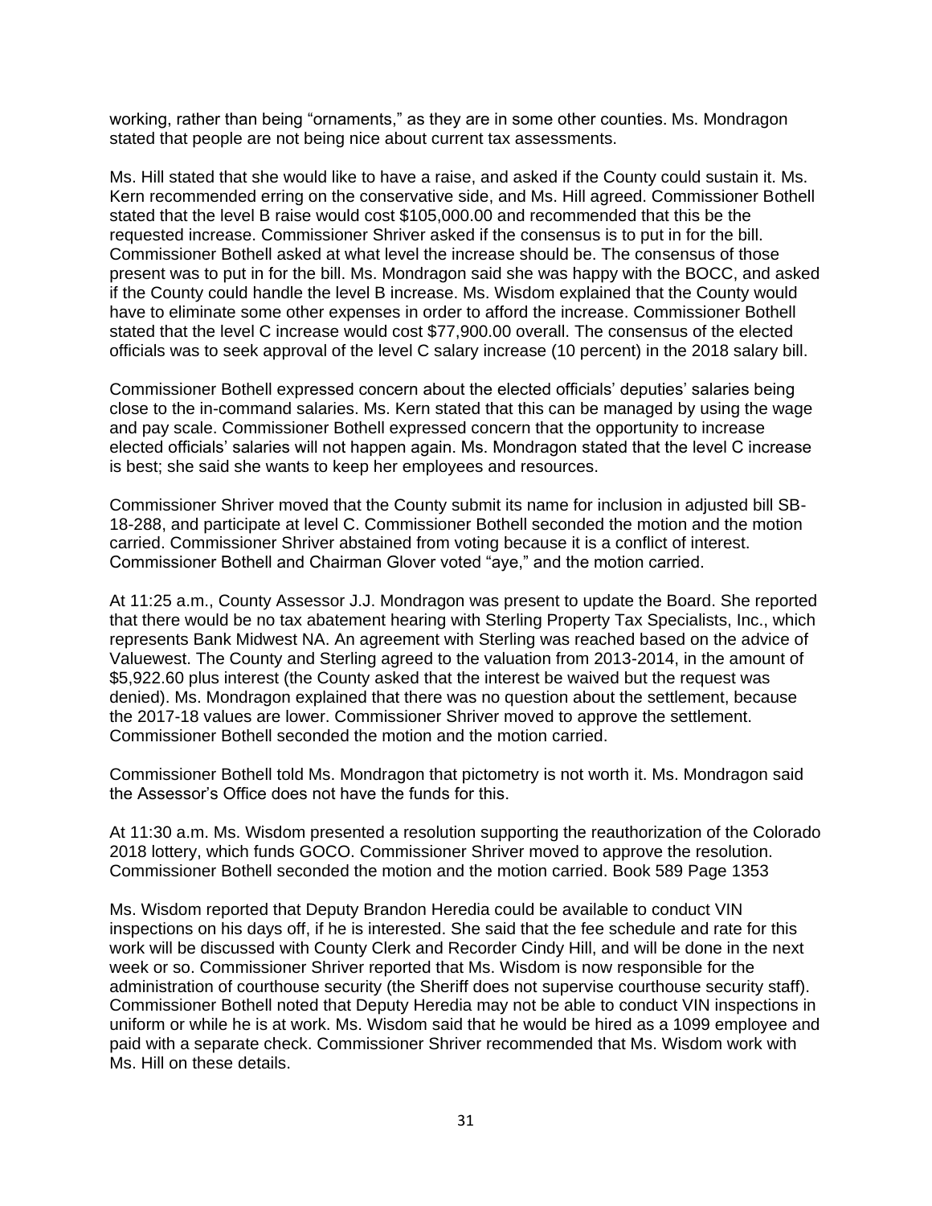working, rather than being "ornaments," as they are in some other counties. Ms. Mondragon stated that people are not being nice about current tax assessments.

Ms. Hill stated that she would like to have a raise, and asked if the County could sustain it. Ms. Kern recommended erring on the conservative side, and Ms. Hill agreed. Commissioner Bothell stated that the level B raise would cost $105,000.00 and recommended that this be the requested increase. Commissioner Shriver asked if the consensus is to put in for the bill. Commissioner Bothell asked at what level the increase should be. The consensus of those present was to put in for the bill. Ms. Mondragon said she was happy with the BOCC, and asked if the County could handle the level B increase. Ms. Wisdom explained that the County would have to eliminate some other expenses in order to afford the increase. Commissioner Bothell stated that the level C increase would cost $77,900.00 overall. The consensus of the elected officials was to seek approval of the level C salary increase (10 percent) in the 2018 salary bill.

Commissioner Bothell expressed concern about the elected officials' deputies' salaries being close to the in-command salaries. Ms. Kern stated that this can be managed by using the wage and pay scale. Commissioner Bothell expressed concern that the opportunity to increase elected officials' salaries will not happen again. Ms. Mondragon stated that the level C increase is best; she said she wants to keep her employees and resources.

Commissioner Shriver moved that the County submit its name for inclusion in adjusted bill SB-18-288, and participate at level C. Commissioner Bothell seconded the motion and the motion carried. Commissioner Shriver abstained from voting because it is a conflict of interest. Commissioner Bothell and Chairman Glover voted "aye," and the motion carried.

At 11:25 a.m., County Assessor J.J. Mondragon was present to update the Board. She reported that there would be no tax abatement hearing with Sterling Property Tax Specialists, Inc., which represents Bank Midwest NA. An agreement with Sterling was reached based on the advice of Valuewest. The County and Sterling agreed to the valuation from 2013-2014, in the amount of $5,922.60 plus interest (the County asked that the interest be waived but the request was denied). Ms. Mondragon explained that there was no question about the settlement, because the 2017-18 values are lower. Commissioner Shriver moved to approve the settlement. Commissioner Bothell seconded the motion and the motion carried.

Commissioner Bothell told Ms. Mondragon that pictometry is not worth it. Ms. Mondragon said the Assessor's Office does not have the funds for this.

At 11:30 a.m. Ms. Wisdom presented a resolution supporting the reauthorization of the Colorado 2018 lottery, which funds GOCO. Commissioner Shriver moved to approve the resolution. Commissioner Bothell seconded the motion and the motion carried. Book 589 Page 1353

Ms. Wisdom reported that Deputy Brandon Heredia could be available to conduct VIN inspections on his days off, if he is interested. She said that the fee schedule and rate for this work will be discussed with County Clerk and Recorder Cindy Hill, and will be done in the next week or so. Commissioner Shriver reported that Ms. Wisdom is now responsible for the administration of courthouse security (the Sheriff does not supervise courthouse security staff). Commissioner Bothell noted that Deputy Heredia may not be able to conduct VIN inspections in uniform or while he is at work. Ms. Wisdom said that he would be hired as a 1099 employee and paid with a separate check. Commissioner Shriver recommended that Ms. Wisdom work with Ms. Hill on these details.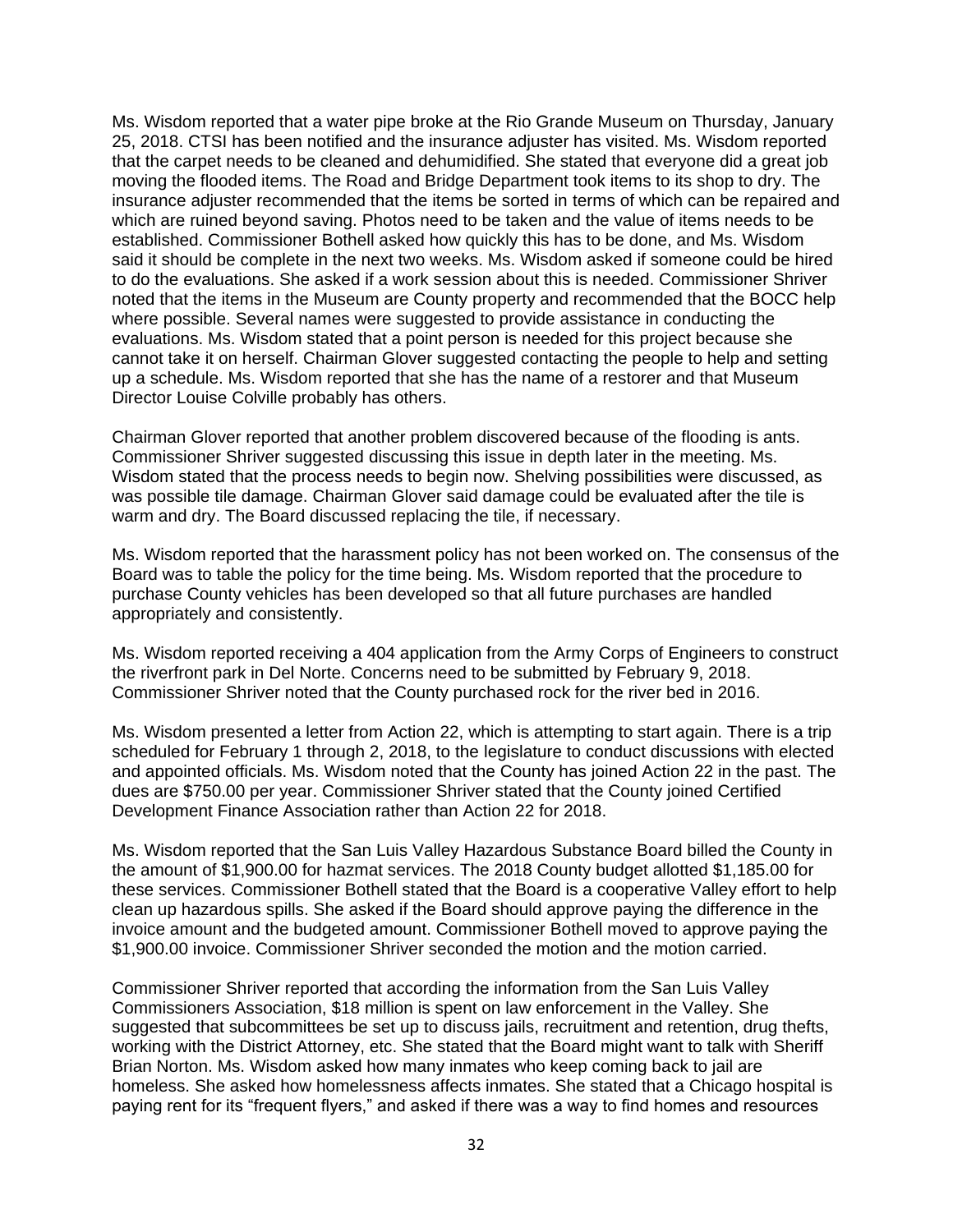Ms. Wisdom reported that a water pipe broke at the Rio Grande Museum on Thursday, January 25, 2018. CTSI has been notified and the insurance adjuster has visited. Ms. Wisdom reported that the carpet needs to be cleaned and dehumidified. She stated that everyone did a great job moving the flooded items. The Road and Bridge Department took items to its shop to dry. The insurance adjuster recommended that the items be sorted in terms of which can be repaired and which are ruined beyond saving. Photos need to be taken and the value of items needs to be established. Commissioner Bothell asked how quickly this has to be done, and Ms. Wisdom said it should be complete in the next two weeks. Ms. Wisdom asked if someone could be hired to do the evaluations. She asked if a work session about this is needed. Commissioner Shriver noted that the items in the Museum are County property and recommended that the BOCC help where possible. Several names were suggested to provide assistance in conducting the evaluations. Ms. Wisdom stated that a point person is needed for this project because she cannot take it on herself. Chairman Glover suggested contacting the people to help and setting up a schedule. Ms. Wisdom reported that she has the name of a restorer and that Museum Director Louise Colville probably has others.

Chairman Glover reported that another problem discovered because of the flooding is ants. Commissioner Shriver suggested discussing this issue in depth later in the meeting. Ms. Wisdom stated that the process needs to begin now. Shelving possibilities were discussed, as was possible tile damage. Chairman Glover said damage could be evaluated after the tile is warm and dry. The Board discussed replacing the tile, if necessary.

Ms. Wisdom reported that the harassment policy has not been worked on. The consensus of the Board was to table the policy for the time being. Ms. Wisdom reported that the procedure to purchase County vehicles has been developed so that all future purchases are handled appropriately and consistently.

Ms. Wisdom reported receiving a 404 application from the Army Corps of Engineers to construct the riverfront park in Del Norte. Concerns need to be submitted by February 9, 2018. Commissioner Shriver noted that the County purchased rock for the river bed in 2016.

Ms. Wisdom presented a letter from Action 22, which is attempting to start again. There is a trip scheduled for February 1 through 2, 2018, to the legislature to conduct discussions with elected and appointed officials. Ms. Wisdom noted that the County has joined Action 22 in the past. The dues are $750.00 per year. Commissioner Shriver stated that the County joined Certified Development Finance Association rather than Action 22 for 2018.

Ms. Wisdom reported that the San Luis Valley Hazardous Substance Board billed the County in the amount of $1,900.00 for hazmat services. The 2018 County budget allotted $1,185.00 for these services. Commissioner Bothell stated that the Board is a cooperative Valley effort to help clean up hazardous spills. She asked if the Board should approve paying the difference in the invoice amount and the budgeted amount. Commissioner Bothell moved to approve paying the $1,900.00 invoice. Commissioner Shriver seconded the motion and the motion carried.

Commissioner Shriver reported that according the information from the San Luis Valley Commissioners Association, $18 million is spent on law enforcement in the Valley. She suggested that subcommittees be set up to discuss jails, recruitment and retention, drug thefts, working with the District Attorney, etc. She stated that the Board might want to talk with Sheriff Brian Norton. Ms. Wisdom asked how many inmates who keep coming back to jail are homeless. She asked how homelessness affects inmates. She stated that a Chicago hospital is paying rent for its "frequent flyers," and asked if there was a way to find homes and resources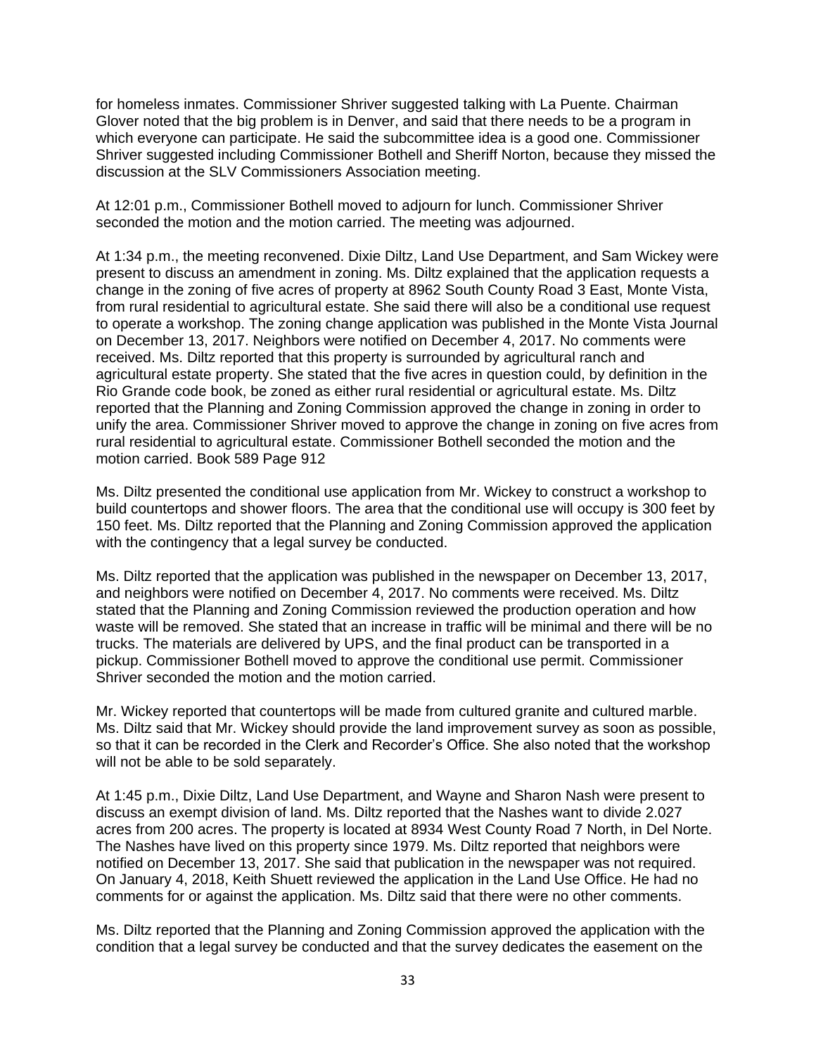for homeless inmates. Commissioner Shriver suggested talking with La Puente. Chairman Glover noted that the big problem is in Denver, and said that there needs to be a program in which everyone can participate. He said the subcommittee idea is a good one. Commissioner Shriver suggested including Commissioner Bothell and Sheriff Norton, because they missed the discussion at the SLV Commissioners Association meeting.

At 12:01 p.m., Commissioner Bothell moved to adjourn for lunch. Commissioner Shriver seconded the motion and the motion carried. The meeting was adjourned.

At 1:34 p.m., the meeting reconvened. Dixie Diltz, Land Use Department, and Sam Wickey were present to discuss an amendment in zoning. Ms. Diltz explained that the application requests a change in the zoning of five acres of property at 8962 South County Road 3 East, Monte Vista, from rural residential to agricultural estate. She said there will also be a conditional use request to operate a workshop. The zoning change application was published in the Monte Vista Journal on December 13, 2017. Neighbors were notified on December 4, 2017. No comments were received. Ms. Diltz reported that this property is surrounded by agricultural ranch and agricultural estate property. She stated that the five acres in question could, by definition in the Rio Grande code book, be zoned as either rural residential or agricultural estate. Ms. Diltz reported that the Planning and Zoning Commission approved the change in zoning in order to unify the area. Commissioner Shriver moved to approve the change in zoning on five acres from rural residential to agricultural estate. Commissioner Bothell seconded the motion and the motion carried. Book 589 Page 912

Ms. Diltz presented the conditional use application from Mr. Wickey to construct a workshop to build countertops and shower floors. The area that the conditional use will occupy is 300 feet by 150 feet. Ms. Diltz reported that the Planning and Zoning Commission approved the application with the contingency that a legal survey be conducted.

Ms. Diltz reported that the application was published in the newspaper on December 13, 2017, and neighbors were notified on December 4, 2017. No comments were received. Ms. Diltz stated that the Planning and Zoning Commission reviewed the production operation and how waste will be removed. She stated that an increase in traffic will be minimal and there will be no trucks. The materials are delivered by UPS, and the final product can be transported in a pickup. Commissioner Bothell moved to approve the conditional use permit. Commissioner Shriver seconded the motion and the motion carried.

Mr. Wickey reported that countertops will be made from cultured granite and cultured marble. Ms. Diltz said that Mr. Wickey should provide the land improvement survey as soon as possible, so that it can be recorded in the Clerk and Recorder's Office. She also noted that the workshop will not be able to be sold separately.

At 1:45 p.m., Dixie Diltz, Land Use Department, and Wayne and Sharon Nash were present to discuss an exempt division of land. Ms. Diltz reported that the Nashes want to divide 2.027 acres from 200 acres. The property is located at 8934 West County Road 7 North, in Del Norte. The Nashes have lived on this property since 1979. Ms. Diltz reported that neighbors were notified on December 13, 2017. She said that publication in the newspaper was not required. On January 4, 2018, Keith Shuett reviewed the application in the Land Use Office. He had no comments for or against the application. Ms. Diltz said that there were no other comments.

Ms. Diltz reported that the Planning and Zoning Commission approved the application with the condition that a legal survey be conducted and that the survey dedicates the easement on the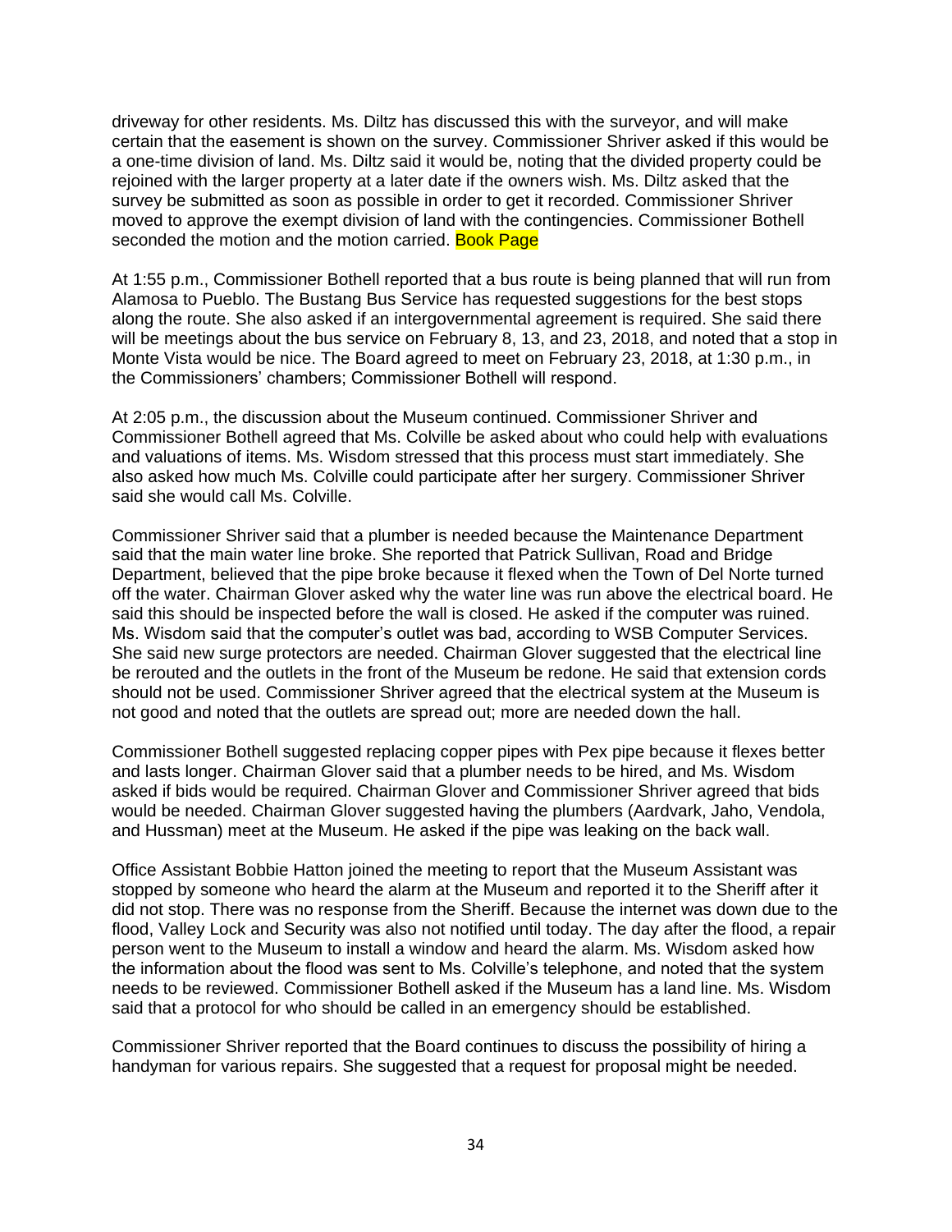driveway for other residents. Ms. Diltz has discussed this with the surveyor, and will make certain that the easement is shown on the survey. Commissioner Shriver asked if this would be a one-time division of land. Ms. Diltz said it would be, noting that the divided property could be rejoined with the larger property at a later date if the owners wish. Ms. Diltz asked that the survey be submitted as soon as possible in order to get it recorded. Commissioner Shriver moved to approve the exempt division of land with the contingencies. Commissioner Bothell seconded the motion and the motion carried. Book Page

At 1:55 p.m., Commissioner Bothell reported that a bus route is being planned that will run from Alamosa to Pueblo. The Bustang Bus Service has requested suggestions for the best stops along the route. She also asked if an intergovernmental agreement is required. She said there will be meetings about the bus service on February 8, 13, and 23, 2018, and noted that a stop in Monte Vista would be nice. The Board agreed to meet on February 23, 2018, at 1:30 p.m., in the Commissioners' chambers; Commissioner Bothell will respond.

At 2:05 p.m., the discussion about the Museum continued. Commissioner Shriver and Commissioner Bothell agreed that Ms. Colville be asked about who could help with evaluations and valuations of items. Ms. Wisdom stressed that this process must start immediately. She also asked how much Ms. Colville could participate after her surgery. Commissioner Shriver said she would call Ms. Colville.

Commissioner Shriver said that a plumber is needed because the Maintenance Department said that the main water line broke. She reported that Patrick Sullivan, Road and Bridge Department, believed that the pipe broke because it flexed when the Town of Del Norte turned off the water. Chairman Glover asked why the water line was run above the electrical board. He said this should be inspected before the wall is closed. He asked if the computer was ruined. Ms. Wisdom said that the computer's outlet was bad, according to WSB Computer Services. She said new surge protectors are needed. Chairman Glover suggested that the electrical line be rerouted and the outlets in the front of the Museum be redone. He said that extension cords should not be used. Commissioner Shriver agreed that the electrical system at the Museum is not good and noted that the outlets are spread out; more are needed down the hall.

Commissioner Bothell suggested replacing copper pipes with Pex pipe because it flexes better and lasts longer. Chairman Glover said that a plumber needs to be hired, and Ms. Wisdom asked if bids would be required. Chairman Glover and Commissioner Shriver agreed that bids would be needed. Chairman Glover suggested having the plumbers (Aardvark, Jaho, Vendola, and Hussman) meet at the Museum. He asked if the pipe was leaking on the back wall.

Office Assistant Bobbie Hatton joined the meeting to report that the Museum Assistant was stopped by someone who heard the alarm at the Museum and reported it to the Sheriff after it did not stop. There was no response from the Sheriff. Because the internet was down due to the flood, Valley Lock and Security was also not notified until today. The day after the flood, a repair person went to the Museum to install a window and heard the alarm. Ms. Wisdom asked how the information about the flood was sent to Ms. Colville's telephone, and noted that the system needs to be reviewed. Commissioner Bothell asked if the Museum has a land line. Ms. Wisdom said that a protocol for who should be called in an emergency should be established.

Commissioner Shriver reported that the Board continues to discuss the possibility of hiring a handyman for various repairs. She suggested that a request for proposal might be needed.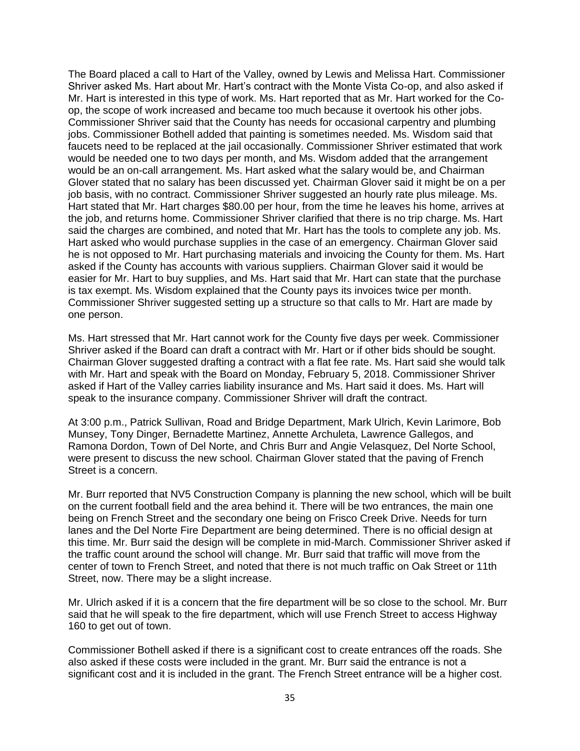The Board placed a call to Hart of the Valley, owned by Lewis and Melissa Hart. Commissioner Shriver asked Ms. Hart about Mr. Hart's contract with the Monte Vista Co-op, and also asked if Mr. Hart is interested in this type of work. Ms. Hart reported that as Mr. Hart worked for the Co-op, the scope of work increased and became too much because it overtook his other jobs. Commissioner Shriver said that the County has needs for occasional carpentry and plumbing jobs. Commissioner Bothell added that painting is sometimes needed. Ms. Wisdom said that faucets need to be replaced at the jail occasionally. Commissioner Shriver estimated that work would be needed one to two days per month, and Ms. Wisdom added that the arrangement would be an on-call arrangement. Ms. Hart asked what the salary would be, and Chairman Glover stated that no salary has been discussed yet. Chairman Glover said it might be on a per job basis, with no contract. Commissioner Shriver suggested an hourly rate plus mileage. Ms. Hart stated that Mr. Hart charges $80.00 per hour, from the time he leaves his home, arrives at the job, and returns home. Commissioner Shriver clarified that there is no trip charge. Ms. Hart said the charges are combined, and noted that Mr. Hart has the tools to complete any job. Ms. Hart asked who would purchase supplies in the case of an emergency. Chairman Glover said he is not opposed to Mr. Hart purchasing materials and invoicing the County for them. Ms. Hart asked if the County has accounts with various suppliers. Chairman Glover said it would be easier for Mr. Hart to buy supplies, and Ms. Hart said that Mr. Hart can state that the purchase is tax exempt. Ms. Wisdom explained that the County pays its invoices twice per month. Commissioner Shriver suggested setting up a structure so that calls to Mr. Hart are made by one person.

Ms. Hart stressed that Mr. Hart cannot work for the County five days per week. Commissioner Shriver asked if the Board can draft a contract with Mr. Hart or if other bids should be sought. Chairman Glover suggested drafting a contract with a flat fee rate. Ms. Hart said she would talk with Mr. Hart and speak with the Board on Monday, February 5, 2018. Commissioner Shriver asked if Hart of the Valley carries liability insurance and Ms. Hart said it does. Ms. Hart will speak to the insurance company. Commissioner Shriver will draft the contract.

At 3:00 p.m., Patrick Sullivan, Road and Bridge Department, Mark Ulrich, Kevin Larimore, Bob Munsey, Tony Dinger, Bernadette Martinez, Annette Archuleta, Lawrence Gallegos, and Ramona Dordon, Town of Del Norte, and Chris Burr and Angie Velasquez, Del Norte School, were present to discuss the new school. Chairman Glover stated that the paving of French Street is a concern.

Mr. Burr reported that NV5 Construction Company is planning the new school, which will be built on the current football field and the area behind it. There will be two entrances, the main one being on French Street and the secondary one being on Frisco Creek Drive. Needs for turn lanes and the Del Norte Fire Department are being determined. There is no official design at this time. Mr. Burr said the design will be complete in mid-March. Commissioner Shriver asked if the traffic count around the school will change. Mr. Burr said that traffic will move from the center of town to French Street, and noted that there is not much traffic on Oak Street or 11th Street, now. There may be a slight increase.

Mr. Ulrich asked if it is a concern that the fire department will be so close to the school. Mr. Burr said that he will speak to the fire department, which will use French Street to access Highway 160 to get out of town.

Commissioner Bothell asked if there is a significant cost to create entrances off the roads. She also asked if these costs were included in the grant. Mr. Burr said the entrance is not a significant cost and it is included in the grant. The French Street entrance will be a higher cost.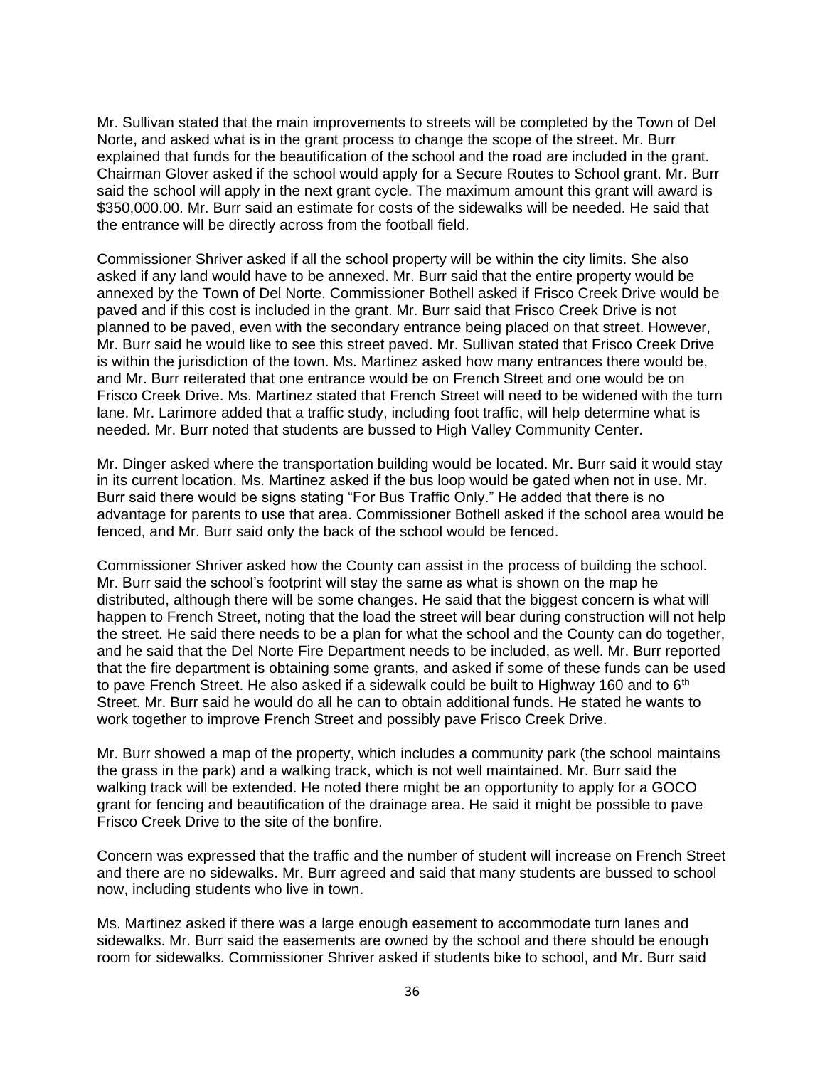Mr. Sullivan stated that the main improvements to streets will be completed by the Town of Del Norte, and asked what is in the grant process to change the scope of the street. Mr. Burr explained that funds for the beautification of the school and the road are included in the grant. Chairman Glover asked if the school would apply for a Secure Routes to School grant. Mr. Burr said the school will apply in the next grant cycle. The maximum amount this grant will award is $350,000.00. Mr. Burr said an estimate for costs of the sidewalks will be needed. He said that the entrance will be directly across from the football field.

Commissioner Shriver asked if all the school property will be within the city limits. She also asked if any land would have to be annexed. Mr. Burr said that the entire property would be annexed by the Town of Del Norte. Commissioner Bothell asked if Frisco Creek Drive would be paved and if this cost is included in the grant. Mr. Burr said that Frisco Creek Drive is not planned to be paved, even with the secondary entrance being placed on that street. However, Mr. Burr said he would like to see this street paved. Mr. Sullivan stated that Frisco Creek Drive is within the jurisdiction of the town. Ms. Martinez asked how many entrances there would be, and Mr. Burr reiterated that one entrance would be on French Street and one would be on Frisco Creek Drive. Ms. Martinez stated that French Street will need to be widened with the turn lane. Mr. Larimore added that a traffic study, including foot traffic, will help determine what is needed. Mr. Burr noted that students are bussed to High Valley Community Center.

Mr. Dinger asked where the transportation building would be located. Mr. Burr said it would stay in its current location. Ms. Martinez asked if the bus loop would be gated when not in use. Mr. Burr said there would be signs stating "For Bus Traffic Only." He added that there is no advantage for parents to use that area. Commissioner Bothell asked if the school area would be fenced, and Mr. Burr said only the back of the school would be fenced.

Commissioner Shriver asked how the County can assist in the process of building the school. Mr. Burr said the school's footprint will stay the same as what is shown on the map he distributed, although there will be some changes. He said that the biggest concern is what will happen to French Street, noting that the load the street will bear during construction will not help the street. He said there needs to be a plan for what the school and the County can do together, and he said that the Del Norte Fire Department needs to be included, as well. Mr. Burr reported that the fire department is obtaining some grants, and asked if some of these funds can be used to pave French Street. He also asked if a sidewalk could be built to Highway 160 and to 6th Street. Mr. Burr said he would do all he can to obtain additional funds. He stated he wants to work together to improve French Street and possibly pave Frisco Creek Drive.

Mr. Burr showed a map of the property, which includes a community park (the school maintains the grass in the park) and a walking track, which is not well maintained. Mr. Burr said the walking track will be extended. He noted there might be an opportunity to apply for a GOCO grant for fencing and beautification of the drainage area. He said it might be possible to pave Frisco Creek Drive to the site of the bonfire.

Concern was expressed that the traffic and the number of student will increase on French Street and there are no sidewalks. Mr. Burr agreed and said that many students are bussed to school now, including students who live in town.

Ms. Martinez asked if there was a large enough easement to accommodate turn lanes and sidewalks. Mr. Burr said the easements are owned by the school and there should be enough room for sidewalks. Commissioner Shriver asked if students bike to school, and Mr. Burr said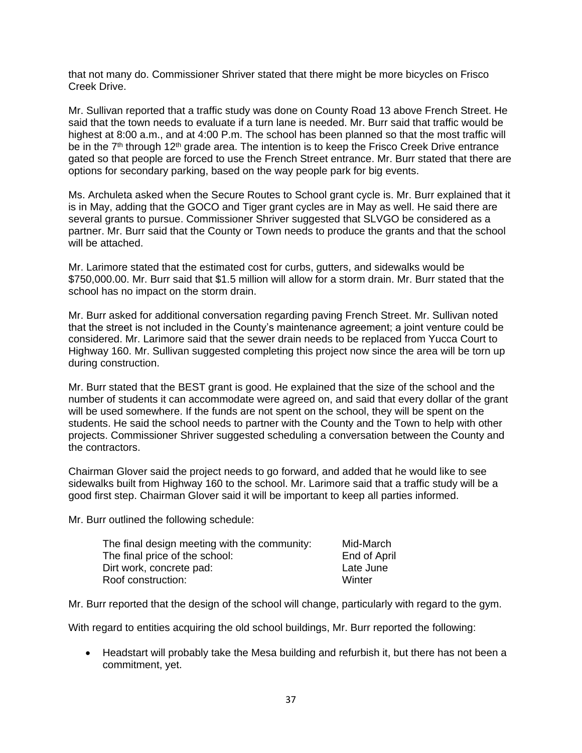that not many do. Commissioner Shriver stated that there might be more bicycles on Frisco Creek Drive.

Mr. Sullivan reported that a traffic study was done on County Road 13 above French Street. He said that the town needs to evaluate if a turn lane is needed. Mr. Burr said that traffic would be highest at 8:00 a.m., and at 4:00 P.m. The school has been planned so that the most traffic will be in the 7th through 12th grade area. The intention is to keep the Frisco Creek Drive entrance gated so that people are forced to use the French Street entrance. Mr. Burr stated that there are options for secondary parking, based on the way people park for big events.

Ms. Archuleta asked when the Secure Routes to School grant cycle is. Mr. Burr explained that it is in May, adding that the GOCO and Tiger grant cycles are in May as well. He said there are several grants to pursue. Commissioner Shriver suggested that SLVGO be considered as a partner. Mr. Burr said that the County or Town needs to produce the grants and that the school will be attached.

Mr. Larimore stated that the estimated cost for curbs, gutters, and sidewalks would be $750,000.00. Mr. Burr said that $1.5 million will allow for a storm drain. Mr. Burr stated that the school has no impact on the storm drain.

Mr. Burr asked for additional conversation regarding paving French Street. Mr. Sullivan noted that the street is not included in the County's maintenance agreement; a joint venture could be considered. Mr. Larimore said that the sewer drain needs to be replaced from Yucca Court to Highway 160. Mr. Sullivan suggested completing this project now since the area will be torn up during construction.

Mr. Burr stated that the BEST grant is good. He explained that the size of the school and the number of students it can accommodate were agreed on, and said that every dollar of the grant will be used somewhere. If the funds are not spent on the school, they will be spent on the students. He said the school needs to partner with the County and the Town to help with other projects. Commissioner Shriver suggested scheduling a conversation between the County and the contractors.

Chairman Glover said the project needs to go forward, and added that he would like to see sidewalks built from Highway 160 to the school. Mr. Larimore said that a traffic study will be a good first step. Chairman Glover said it will be important to keep all parties informed.

Mr. Burr outlined the following schedule:

| | |
|---|---|
| The final design meeting with the community: | Mid-March |
| The final price of the school: | End of April |
| Dirt work, concrete pad: | Late June |
| Roof construction: | Winter |

Mr. Burr reported that the design of the school will change, particularly with regard to the gym.

With regard to entities acquiring the old school buildings, Mr. Burr reported the following:

- Headstart will probably take the Mesa building and refurbish it, but there has not been a commitment, yet.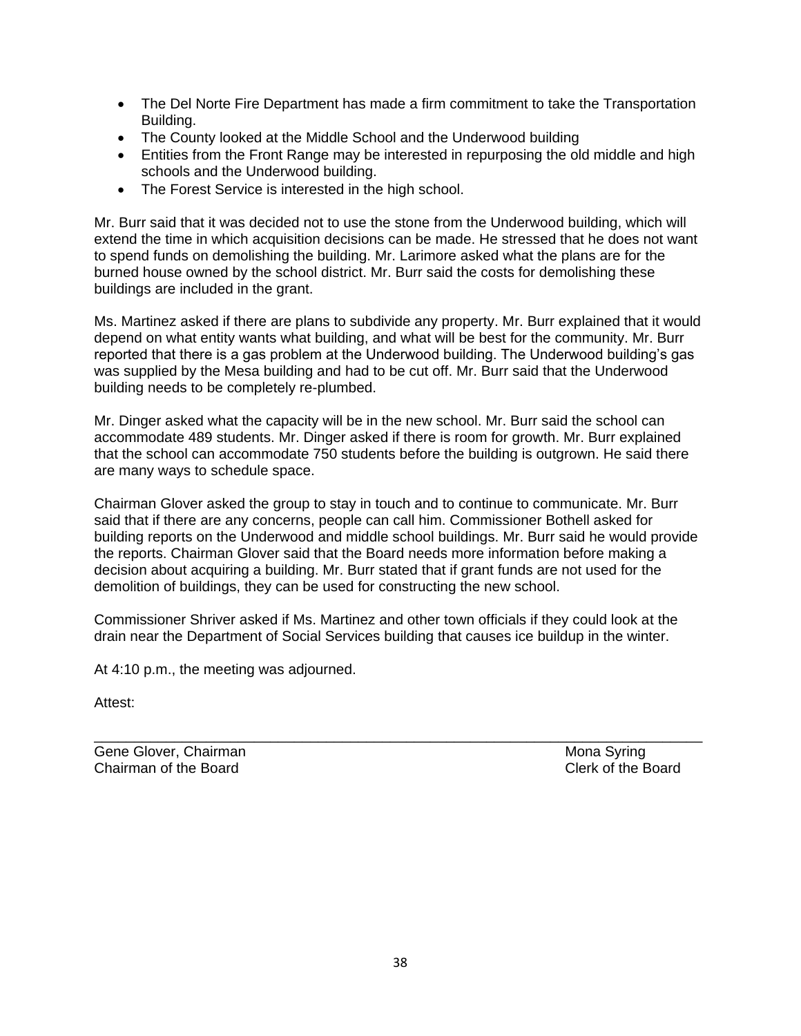- The Del Norte Fire Department has made a firm commitment to take the Transportation Building.
- The County looked at the Middle School and the Underwood building
- Entities from the Front Range may be interested in repurposing the old middle and high schools and the Underwood building.
- The Forest Service is interested in the high school.

Mr. Burr said that it was decided not to use the stone from the Underwood building, which will extend the time in which acquisition decisions can be made. He stressed that he does not want to spend funds on demolishing the building. Mr. Larimore asked what the plans are for the burned house owned by the school district. Mr. Burr said the costs for demolishing these buildings are included in the grant.

Ms. Martinez asked if there are plans to subdivide any property. Mr. Burr explained that it would depend on what entity wants what building, and what will be best for the community. Mr. Burr reported that there is a gas problem at the Underwood building. The Underwood building's gas was supplied by the Mesa building and had to be cut off. Mr. Burr said that the Underwood building needs to be completely re-plumbed.

Mr. Dinger asked what the capacity will be in the new school. Mr. Burr said the school can accommodate 489 students. Mr. Dinger asked if there is room for growth. Mr. Burr explained that the school can accommodate 750 students before the building is outgrown. He said there are many ways to schedule space.

Chairman Glover asked the group to stay in touch and to continue to communicate. Mr. Burr said that if there are any concerns, people can call him. Commissioner Bothell asked for building reports on the Underwood and middle school buildings. Mr. Burr said he would provide the reports. Chairman Glover said that the Board needs more information before making a decision about acquiring a building. Mr. Burr stated that if grant funds are not used for the demolition of buildings, they can be used for constructing the new school.

Commissioner Shriver asked if Ms. Martinez and other town officials if they could look at the drain near the Department of Social Services building that causes ice buildup in the winter.

At 4:10 p.m., the meeting was adjourned.

Attest:

______________________________________________________________________

Gene Glover, Chairman
Chairman of the Board

Mona Syring
Clerk of the Board